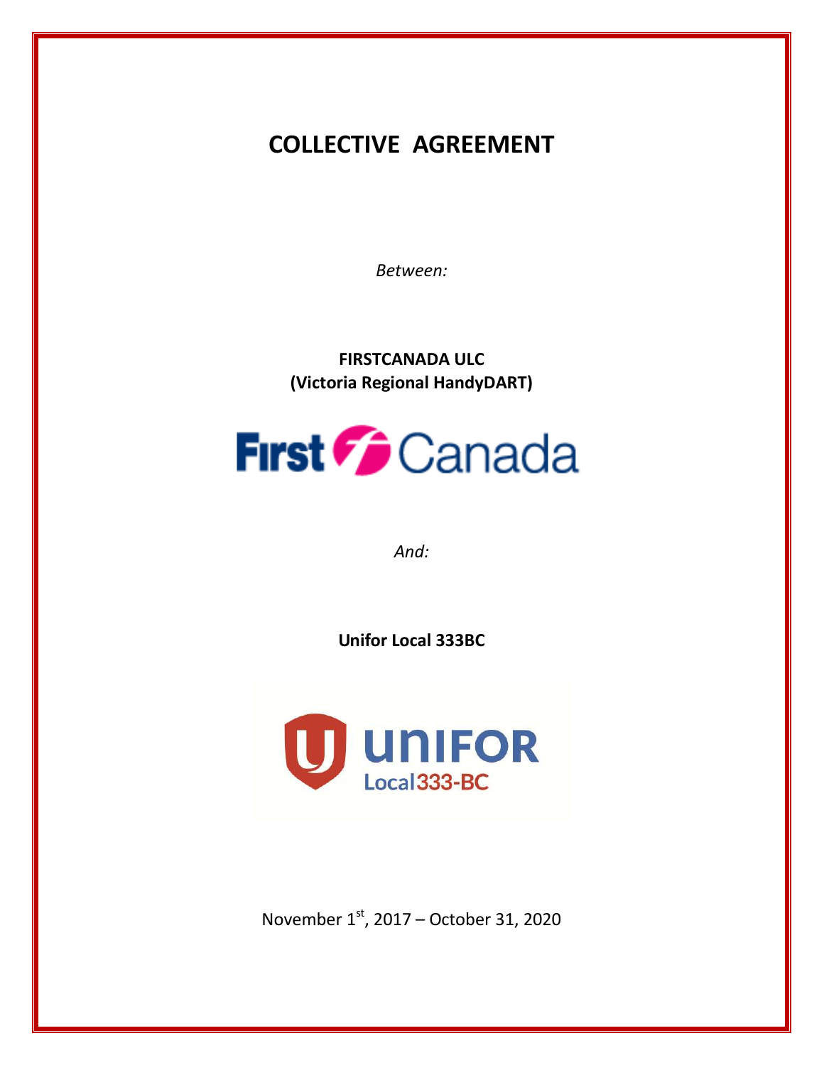# COLLECTIVE AGREEMENT

*Between:*

**FIRSTCANADA ULC**
**(Victoria Regional HandyDART)**

*And:*

**Unifor Local 333BC**

November 1st, 2017 – October 31, 2020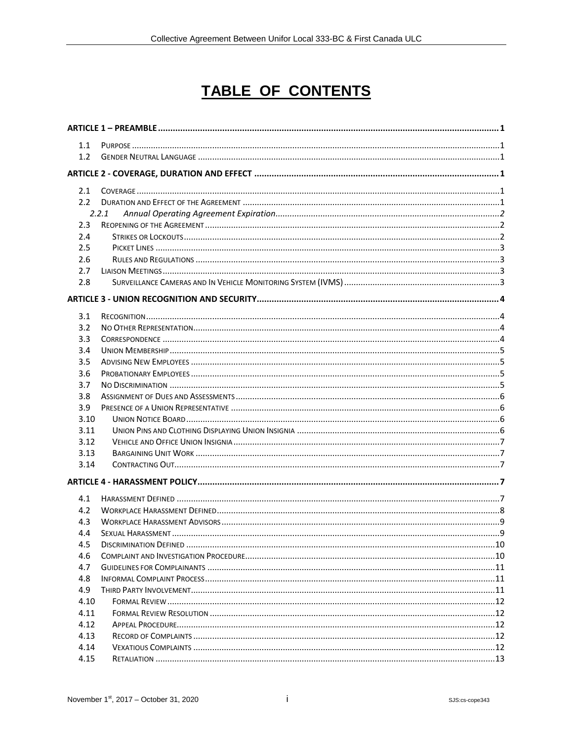# TABLE OF CONTENTS

**ARTICLE 1 – PREAMBLE** ..... 1

- 1.1 Purpose ..... 1
- 1.2 Gender Neutral Language ..... 1

**ARTICLE 2 - COVERAGE, DURATION AND EFFECT** ..... 1

- 2.1 Coverage ..... 1
- 2.2 Duration and Effect of the Agreement ..... 1
  - *2.2.1 Annual Operating Agreement Expiration* ..... 2
- 2.3 Reopening of the Agreement ..... 2
- 2.4 Strikes or Lockouts ..... 2
- 2.5 Picket Lines ..... 3
- 2.6 Rules and Regulations ..... 3
- 2.7 Liaison Meetings ..... 3
- 2.8 Surveillance Cameras and In Vehicle Monitoring System (IVMS) ..... 3

**ARTICLE 3 - UNION RECOGNITION AND SECURITY** ..... 4

- 3.1 Recognition ..... 4
- 3.2 No Other Representation ..... 4
- 3.3 Correspondence ..... 4
- 3.4 Union Membership ..... 5
- 3.5 Advising New Employees ..... 5
- 3.6 Probationary Employees ..... 5
- 3.7 No Discrimination ..... 5
- 3.8 Assignment of Dues and Assessments ..... 6
- 3.9 Presence of a Union Representative ..... 6
- 3.10 Union Notice Board ..... 6
- 3.11 Union Pins and Clothing Displaying Union Insignia ..... 6
- 3.12 Vehicle and Office Union Insignia ..... 7
- 3.13 Bargaining Unit Work ..... 7
- 3.14 Contracting Out ..... 7

**ARTICLE 4 - HARASSMENT POLICY** ..... 7

- 4.1 Harassment Defined ..... 7
- 4.2 Workplace Harassment Defined ..... 8
- 4.3 Workplace Harassment Advisors ..... 9
- 4.4 Sexual Harassment ..... 9
- 4.5 Discrimination Defined ..... 10
- 4.6 Complaint and Investigation Procedure ..... 10
- 4.7 Guidelines for Complainants ..... 11
- 4.8 Informal Complaint Process ..... 11
- 4.9 Third Party Involvement ..... 11
- 4.10 Formal Review ..... 12
- 4.11 Formal Review Resolution ..... 12
- 4.12 Appeal Procedure ..... 12
- 4.13 Record of Complaints ..... 12
- 4.14 Vexatious Complaints ..... 12
- 4.15 Retaliation ..... 13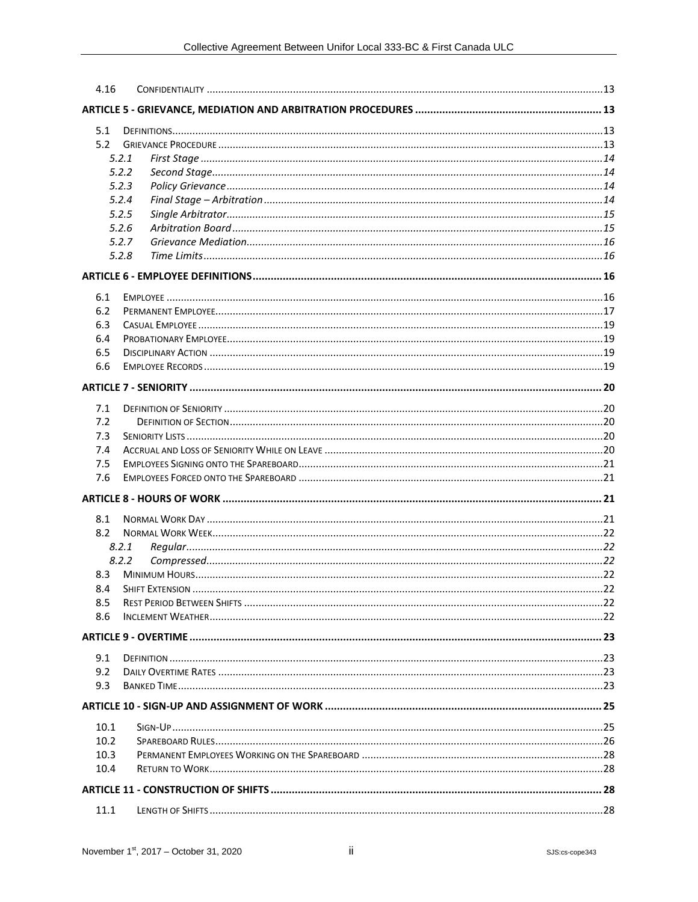| | | |
|---|---|---|
| 4.16 | CONFIDENTIALITY | 13 |
| **ARTICLE 5 - GRIEVANCE, MEDIATION AND ARBITRATION PROCEDURES** | | **13** |
| 5.1 | DEFINITIONS | 13 |
| 5.2 | GRIEVANCE PROCEDURE | 13 |
| *5.2.1* | *First Stage* | *14* |
| *5.2.2* | *Second Stage* | *14* |
| *5.2.3* | *Policy Grievance* | *14* |
| *5.2.4* | *Final Stage – Arbitration* | *14* |
| *5.2.5* | *Single Arbitrator* | *15* |
| *5.2.6* | *Arbitration Board* | *15* |
| *5.2.7* | *Grievance Mediation* | *16* |
| *5.2.8* | *Time Limits* | *16* |
| **ARTICLE 6 - EMPLOYEE DEFINITIONS** | | **16** |
| 6.1 | EMPLOYEE | 16 |
| 6.2 | PERMANENT EMPLOYEE | 17 |
| 6.3 | CASUAL EMPLOYEE | 19 |
| 6.4 | PROBATIONARY EMPLOYEE | 19 |
| 6.5 | DISCIPLINARY ACTION | 19 |
| 6.6 | EMPLOYEE RECORDS | 19 |
| **ARTICLE 7 - SENIORITY** | | **20** |
| 7.1 | DEFINITION OF SENIORITY | 20 |
| 7.2 | DEFINITION OF SECTION | 20 |
| 7.3 | SENIORITY LISTS | 20 |
| 7.4 | ACCRUAL AND LOSS OF SENIORITY WHILE ON LEAVE | 20 |
| 7.5 | EMPLOYEES SIGNING ONTO THE SPAREBOARD | 21 |
| 7.6 | EMPLOYEES FORCED ONTO THE SPAREBOARD | 21 |
| **ARTICLE 8 - HOURS OF WORK** | | **21** |
| 8.1 | NORMAL WORK DAY | 21 |
| 8.2 | NORMAL WORK WEEK | 22 |
| *8.2.1* | *Regular* | *22* |
| *8.2.2* | *Compressed* | *22* |
| 8.3 | MINIMUM HOURS | 22 |
| 8.4 | SHIFT EXTENSION | 22 |
| 8.5 | REST PERIOD BETWEEN SHIFTS | 22 |
| 8.6 | INCLEMENT WEATHER | 22 |
| **ARTICLE 9 - OVERTIME** | | **23** |
| 9.1 | DEFINITION | 23 |
| 9.2 | DAILY OVERTIME RATES | 23 |
| 9.3 | BANKED TIME | 23 |
| **ARTICLE 10 - SIGN-UP AND ASSIGNMENT OF WORK** | | **25** |
| 10.1 | SIGN-UP | 25 |
| 10.2 | SPAREBOARD RULES | 26 |
| 10.3 | PERMANENT EMPLOYEES WORKING ON THE SPAREBOARD | 28 |
| 10.4 | RETURN TO WORK | 28 |
| **ARTICLE 11 - CONSTRUCTION OF SHIFTS** | | **28** |
| 11.1 | LENGTH OF SHIFTS | 28 |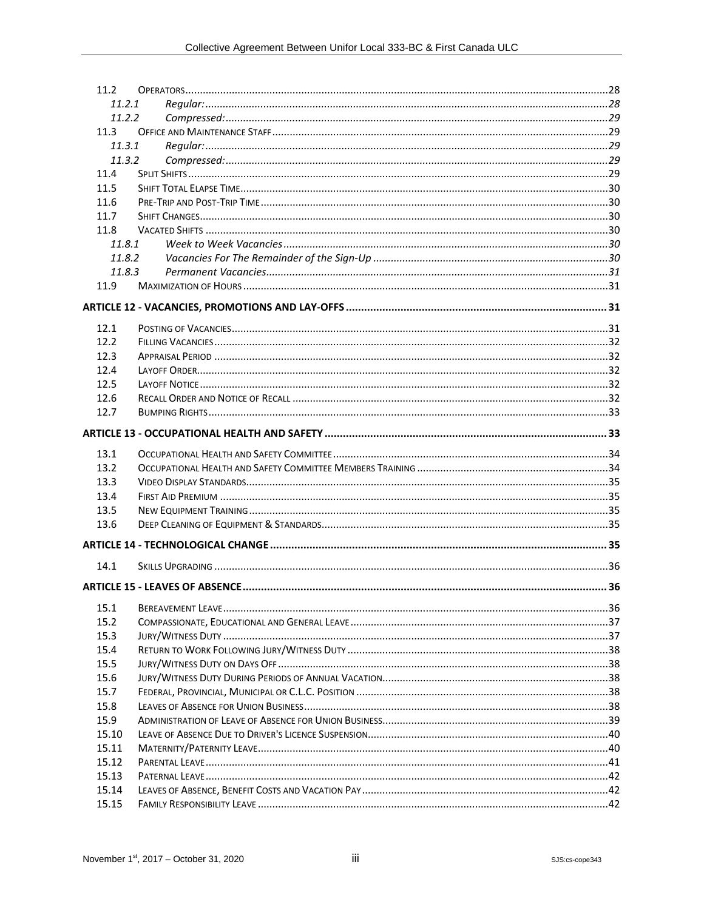| | | |
|---|---|---|
| 11.2 | OPERATORS | 28 |
| 11.2.1 | *Regular:* | 28 |
| 11.2.2 | *Compressed:* | 29 |
| 11.3 | OFFICE AND MAINTENANCE STAFF | 29 |
| 11.3.1 | *Regular:* | 29 |
| 11.3.2 | *Compressed:* | 29 |
| 11.4 | SPLIT SHIFTS | 29 |
| 11.5 | SHIFT TOTAL ELAPSE TIME | 30 |
| 11.6 | PRE-TRIP AND POST-TRIP TIME | 30 |
| 11.7 | SHIFT CHANGES | 30 |
| 11.8 | VACATED SHIFTS | 30 |
| 11.8.1 | *Week to Week Vacancies* | 30 |
| 11.8.2 | *Vacancies For The Remainder of the Sign-Up* | 30 |
| 11.8.3 | *Permanent Vacancies* | 31 |
| 11.9 | MAXIMIZATION OF HOURS | 31 |
| **ARTICLE 12 - VACANCIES, PROMOTIONS AND LAY-OFFS** | | **31** |
| 12.1 | POSTING OF VACANCIES | 31 |
| 12.2 | FILLING VACANCIES | 32 |
| 12.3 | APPRAISAL PERIOD | 32 |
| 12.4 | LAYOFF ORDER | 32 |
| 12.5 | LAYOFF NOTICE | 32 |
| 12.6 | RECALL ORDER AND NOTICE OF RECALL | 32 |
| 12.7 | BUMPING RIGHTS | 33 |
| **ARTICLE 13 - OCCUPATIONAL HEALTH AND SAFETY** | | **33** |
| 13.1 | OCCUPATIONAL HEALTH AND SAFETY COMMITTEE | 34 |
| 13.2 | OCCUPATIONAL HEALTH AND SAFETY COMMITTEE MEMBERS TRAINING | 34 |
| 13.3 | VIDEO DISPLAY STANDARDS | 35 |
| 13.4 | FIRST AID PREMIUM | 35 |
| 13.5 | NEW EQUIPMENT TRAINING | 35 |
| 13.6 | DEEP CLEANING OF EQUIPMENT & STANDARDS | 35 |
| **ARTICLE 14 - TECHNOLOGICAL CHANGE** | | **35** |
| 14.1 | SKILLS UPGRADING | 36 |
| **ARTICLE 15 - LEAVES OF ABSENCE** | | **36** |
| 15.1 | BEREAVEMENT LEAVE | 36 |
| 15.2 | COMPASSIONATE, EDUCATIONAL AND GENERAL LEAVE | 37 |
| 15.3 | JURY/WITNESS DUTY | 37 |
| 15.4 | RETURN TO WORK FOLLOWING JURY/WITNESS DUTY | 38 |
| 15.5 | JURY/WITNESS DUTY ON DAYS OFF | 38 |
| 15.6 | JURY/WITNESS DUTY DURING PERIODS OF ANNUAL VACATION | 38 |
| 15.7 | FEDERAL, PROVINCIAL, MUNICIPAL OR C.L.C. POSITION | 38 |
| 15.8 | LEAVES OF ABSENCE FOR UNION BUSINESS | 38 |
| 15.9 | ADMINISTRATION OF LEAVE OF ABSENCE FOR UNION BUSINESS | 39 |
| 15.10 | LEAVE OF ABSENCE DUE TO DRIVER'S LICENCE SUSPENSION | 40 |
| 15.11 | MATERNITY/PATERNITY LEAVE | 40 |
| 15.12 | PARENTAL LEAVE | 41 |
| 15.13 | PATERNAL LEAVE | 42 |
| 15.14 | LEAVES OF ABSENCE, BENEFIT COSTS AND VACATION PAY | 42 |
| 15.15 | FAMILY RESPONSIBILITY LEAVE | 42 |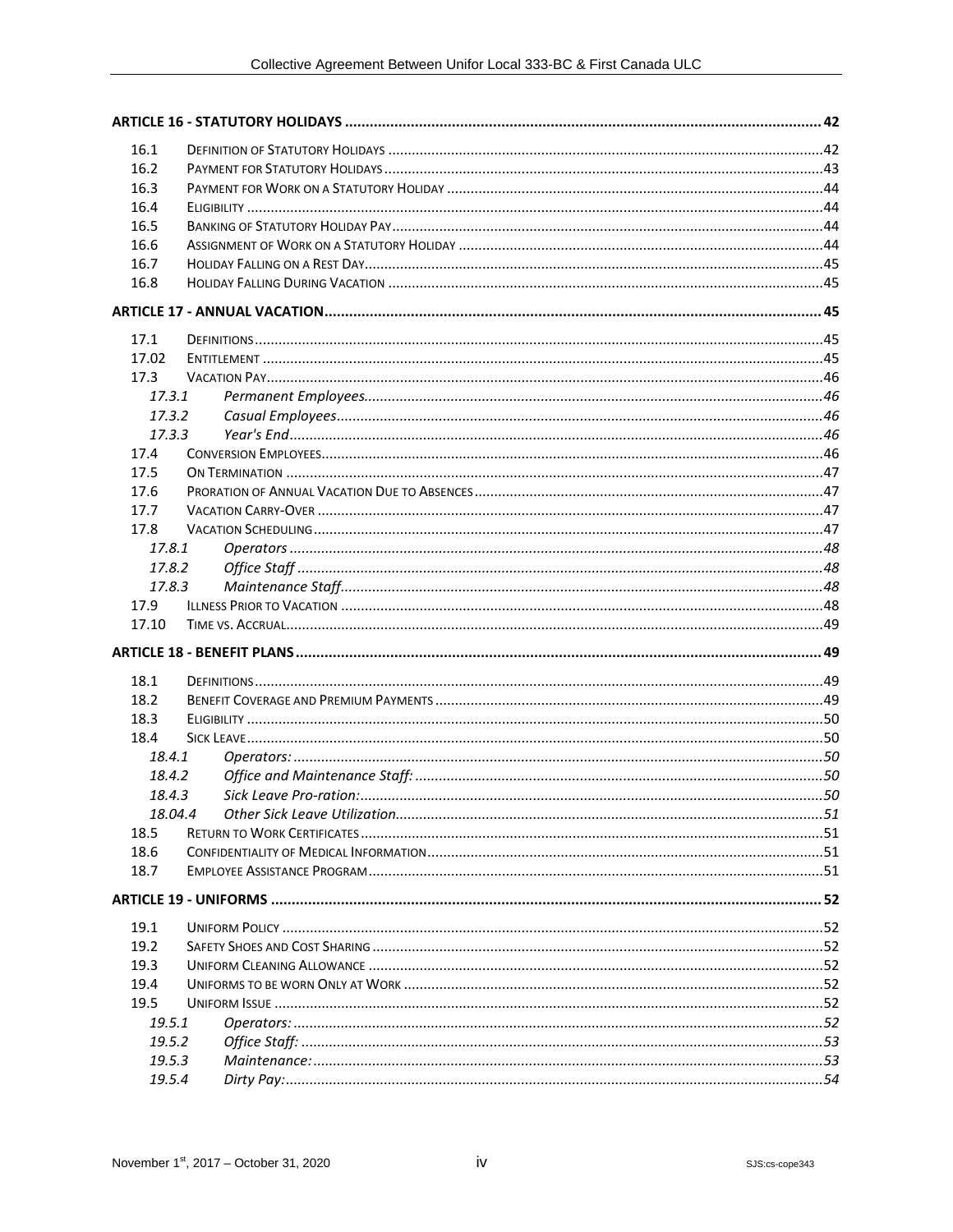| | | |
|---|---|---|
| **ARTICLE 16 - STATUTORY HOLIDAYS** | | **42** |
| 16.1 | Definition of Statutory Holidays | 42 |
| 16.2 | Payment for Statutory Holidays | 43 |
| 16.3 | Payment for Work on a Statutory Holiday | 44 |
| 16.4 | Eligibility | 44 |
| 16.5 | Banking of Statutory Holiday Pay | 44 |
| 16.6 | Assignment of Work on a Statutory Holiday | 44 |
| 16.7 | Holiday Falling on a Rest Day | 45 |
| 16.8 | Holiday Falling During Vacation | 45 |
| **ARTICLE 17 - ANNUAL VACATION** | | **45** |
| 17.1 | Definitions | 45 |
| 17.02 | Entitlement | 45 |
| 17.3 | Vacation Pay | 46 |
| *17.3.1* | *Permanent Employees* | *46* |
| *17.3.2* | *Casual Employees* | *46* |
| *17.3.3* | *Year's End* | *46* |
| 17.4 | Conversion Employees | 46 |
| 17.5 | On Termination | 47 |
| 17.6 | Proration of Annual Vacation Due to Absences | 47 |
| 17.7 | Vacation Carry-Over | 47 |
| 17.8 | Vacation Scheduling | 47 |
| *17.8.1* | *Operators* | *48* |
| *17.8.2* | *Office Staff* | *48* |
| *17.8.3* | *Maintenance Staff* | *48* |
| 17.9 | Illness Prior to Vacation | 48 |
| 17.10 | Time vs. Accrual | 49 |
| **ARTICLE 18 - BENEFIT PLANS** | | **49** |
| 18.1 | Definitions | 49 |
| 18.2 | Benefit Coverage and Premium Payments | 49 |
| 18.3 | Eligibility | 50 |
| 18.4 | Sick Leave | 50 |
| *18.4.1* | *Operators:* | *50* |
| *18.4.2* | *Office and Maintenance Staff:* | *50* |
| *18.4.3* | *Sick Leave Pro-ration:* | *50* |
| *18.04.4* | *Other Sick Leave Utilization* | *51* |
| 18.5 | Return to Work Certificates | 51 |
| 18.6 | Confidentiality of Medical Information | 51 |
| 18.7 | Employee Assistance Program | 51 |
| **ARTICLE 19 - UNIFORMS** | | **52** |
| 19.1 | Uniform Policy | 52 |
| 19.2 | Safety Shoes and Cost Sharing | 52 |
| 19.3 | Uniform Cleaning Allowance | 52 |
| 19.4 | Uniforms to be worn Only at Work | 52 |
| 19.5 | Uniform Issue | 52 |
| *19.5.1* | *Operators:* | *52* |
| *19.5.2* | *Office Staff:* | *53* |
| *19.5.3* | *Maintenance:* | *53* |
| *19.5.4* | *Dirty Pay:* | *54* |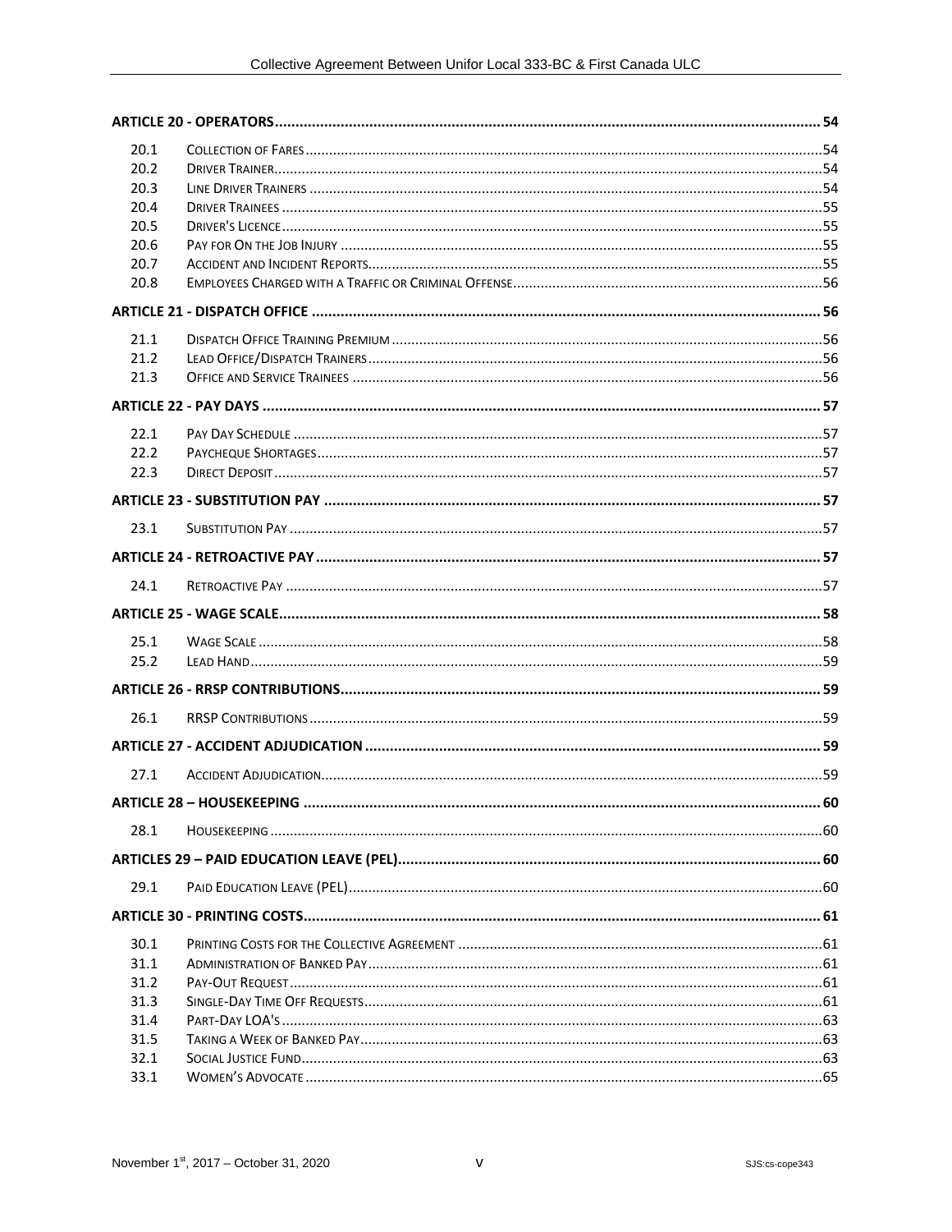| | | |
|---|---|---|
| **ARTICLE 20 - OPERATORS** | | **54** |
| 20.1 | Collection of Fares | 54 |
| 20.2 | Driver Trainer | 54 |
| 20.3 | Line Driver Trainers | 54 |
| 20.4 | Driver Trainees | 55 |
| 20.5 | Driver's Licence | 55 |
| 20.6 | Pay for On the Job Injury | 55 |
| 20.7 | Accident and Incident Reports | 55 |
| 20.8 | Employees Charged with a Traffic or Criminal Offense | 56 |
| **ARTICLE 21 - DISPATCH OFFICE** | | **56** |
| 21.1 | Dispatch Office Training Premium | 56 |
| 21.2 | Lead Office/Dispatch Trainers | 56 |
| 21.3 | Office and Service Trainees | 56 |
| **ARTICLE 22 - PAY DAYS** | | **57** |
| 22.1 | Pay Day Schedule | 57 |
| 22.2 | Paycheque Shortages | 57 |
| 22.3 | Direct Deposit | 57 |
| **ARTICLE 23 - SUBSTITUTION PAY** | | **57** |
| 23.1 | Substitution Pay | 57 |
| **ARTICLE 24 - RETROACTIVE PAY** | | **57** |
| 24.1 | Retroactive Pay | 57 |
| **ARTICLE 25 - WAGE SCALE** | | **58** |
| 25.1 | Wage Scale | 58 |
| 25.2 | Lead Hand | 59 |
| **ARTICLE 26 - RRSP CONTRIBUTIONS** | | **59** |
| 26.1 | RRSP Contributions | 59 |
| **ARTICLE 27 - ACCIDENT ADJUDICATION** | | **59** |
| 27.1 | Accident Adjudication | 59 |
| **ARTICLE 28 – HOUSEKEEPING** | | **60** |
| 28.1 | Housekeeping | 60 |
| **ARTICLES 29 – PAID EDUCATION LEAVE (PEL)** | | **60** |
| 29.1 | Paid Education Leave (PEL) | 60 |
| **ARTICLE 30 - PRINTING COSTS** | | **61** |
| 30.1 | Printing Costs for the Collective Agreement | 61 |
| 31.1 | Administration of Banked Pay | 61 |
| 31.2 | Pay-Out Request | 61 |
| 31.3 | Single-Day Time Off Requests | 61 |
| 31.4 | Part-Day LOA's | 63 |
| 31.5 | Taking a Week of Banked Pay | 63 |
| 32.1 | Social Justice Fund | 63 |
| 33.1 | Women's Advocate | 65 |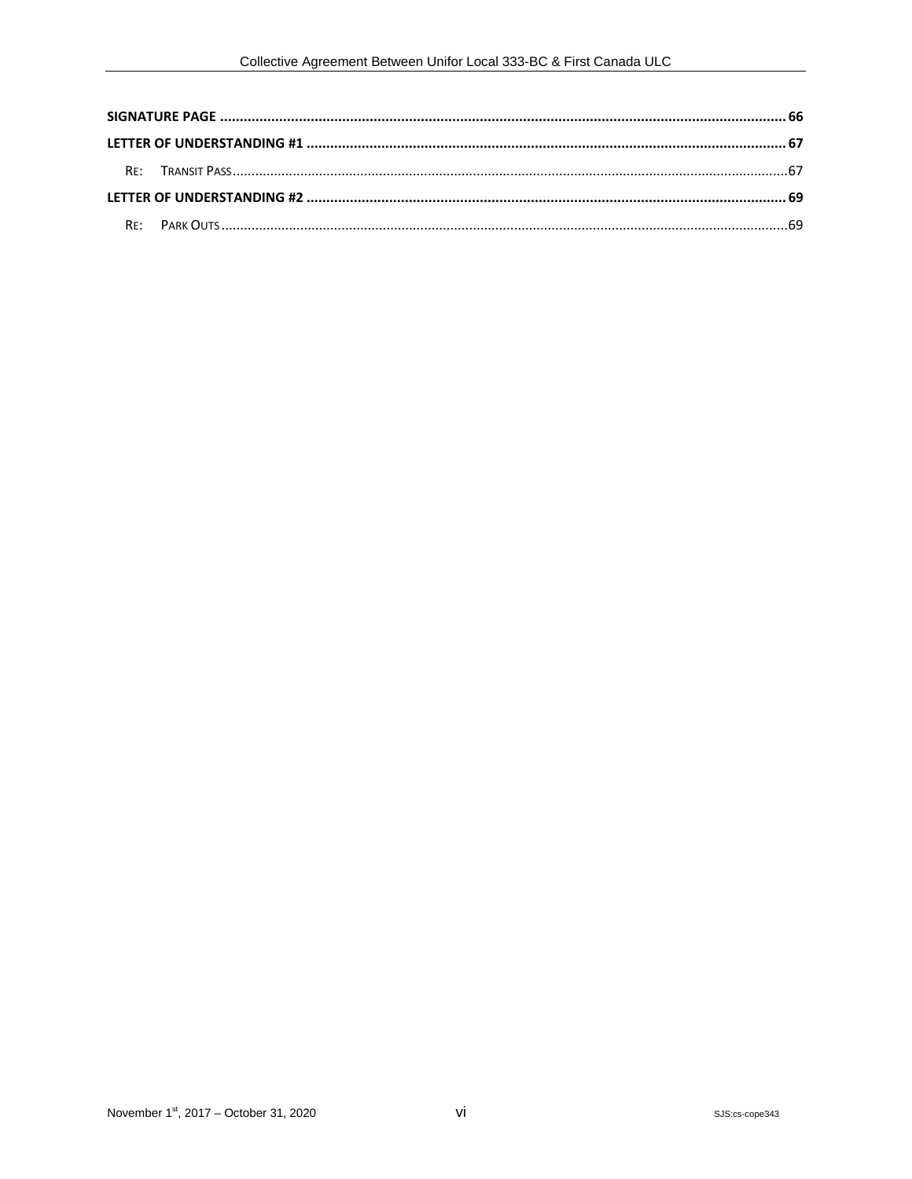**SIGNATURE PAGE** ............................................................................................................................................ 66

**LETTER OF UNDERSTANDING #1** ........................................................................................................................ 67

RE: TRANSIT PASS ................................................................................................................................................. 67

**LETTER OF UNDERSTANDING #2** ........................................................................................................................ 69

RE: PARK OUTS ..................................................................................................................................................... 69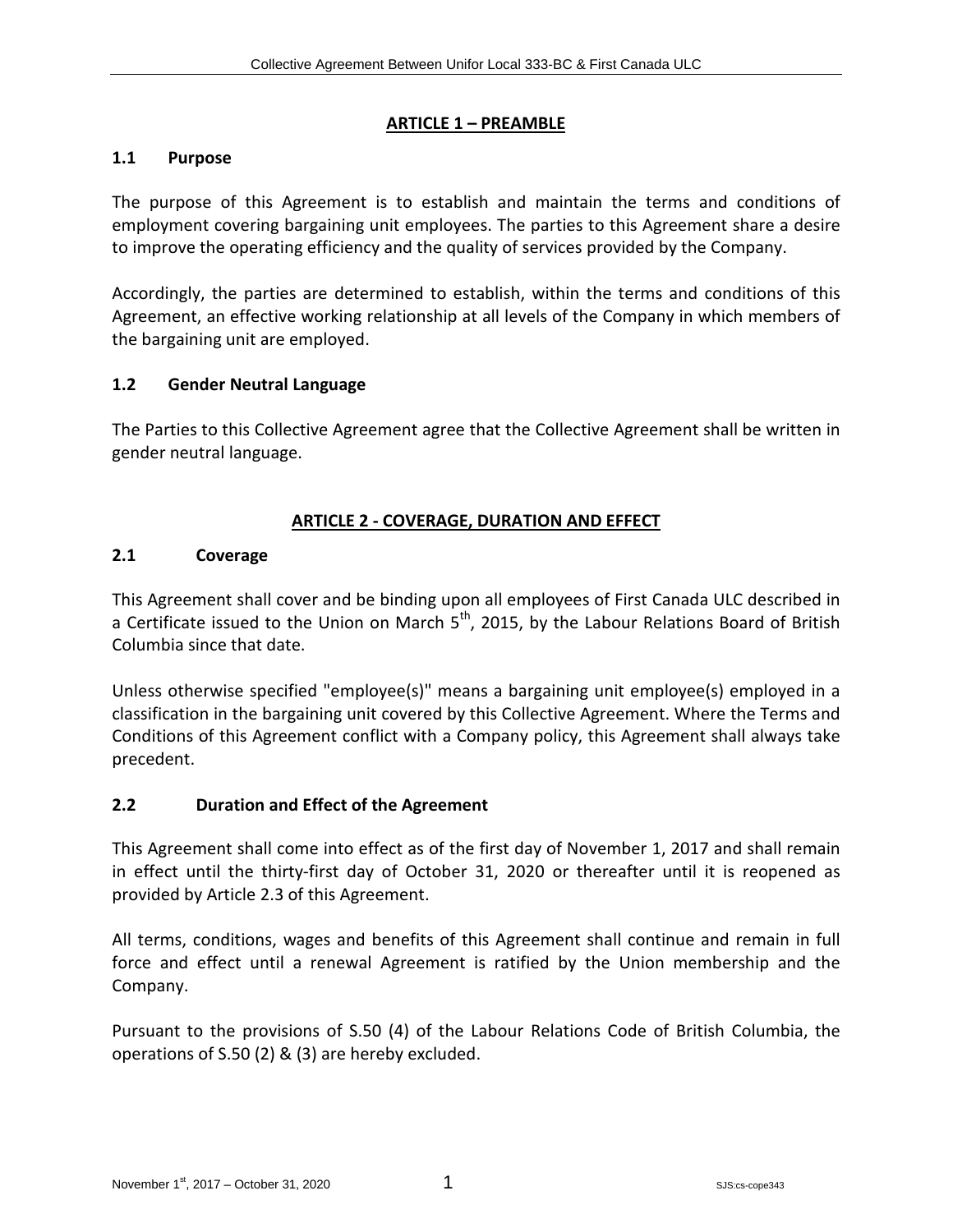## ARTICLE 1 – PREAMBLE

### 1.1 Purpose

The purpose of this Agreement is to establish and maintain the terms and conditions of employment covering bargaining unit employees. The parties to this Agreement share a desire to improve the operating efficiency and the quality of services provided by the Company.

Accordingly, the parties are determined to establish, within the terms and conditions of this Agreement, an effective working relationship at all levels of the Company in which members of the bargaining unit are employed.

### 1.2 Gender Neutral Language

The Parties to this Collective Agreement agree that the Collective Agreement shall be written in gender neutral language.

## ARTICLE 2 - COVERAGE, DURATION AND EFFECT

### 2.1 Coverage

This Agreement shall cover and be binding upon all employees of First Canada ULC described in a Certificate issued to the Union on March 5th, 2015, by the Labour Relations Board of British Columbia since that date.

Unless otherwise specified "employee(s)" means a bargaining unit employee(s) employed in a classification in the bargaining unit covered by this Collective Agreement. Where the Terms and Conditions of this Agreement conflict with a Company policy, this Agreement shall always take precedent.

### 2.2 Duration and Effect of the Agreement

This Agreement shall come into effect as of the first day of November 1, 2017 and shall remain in effect until the thirty-first day of October 31, 2020 or thereafter until it is reopened as provided by Article 2.3 of this Agreement.

All terms, conditions, wages and benefits of this Agreement shall continue and remain in full force and effect until a renewal Agreement is ratified by the Union membership and the Company.

Pursuant to the provisions of S.50 (4) of the Labour Relations Code of British Columbia, the operations of S.50 (2) & (3) are hereby excluded.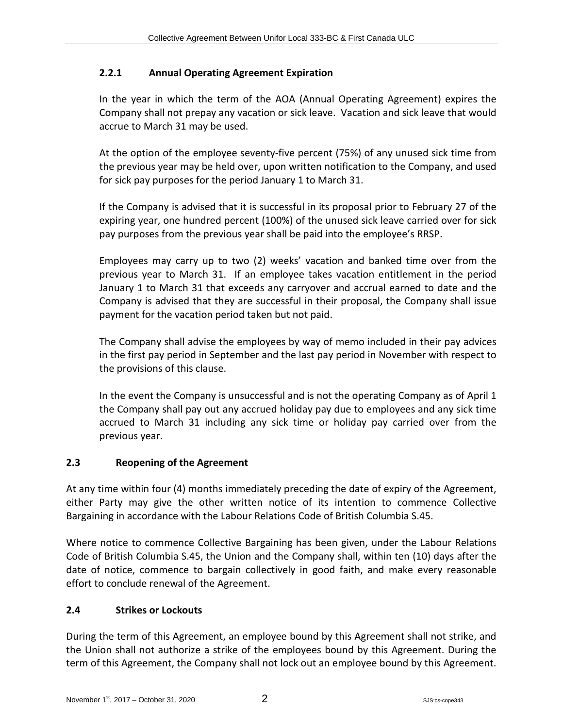### 2.2.1 Annual Operating Agreement Expiration

In the year in which the term of the AOA (Annual Operating Agreement) expires the Company shall not prepay any vacation or sick leave. Vacation and sick leave that would accrue to March 31 may be used.

At the option of the employee seventy-five percent (75%) of any unused sick time from the previous year may be held over, upon written notification to the Company, and used for sick pay purposes for the period January 1 to March 31.

If the Company is advised that it is successful in its proposal prior to February 27 of the expiring year, one hundred percent (100%) of the unused sick leave carried over for sick pay purposes from the previous year shall be paid into the employee's RRSP.

Employees may carry up to two (2) weeks' vacation and banked time over from the previous year to March 31. If an employee takes vacation entitlement in the period January 1 to March 31 that exceeds any carryover and accrual earned to date and the Company is advised that they are successful in their proposal, the Company shall issue payment for the vacation period taken but not paid.

The Company shall advise the employees by way of memo included in their pay advices in the first pay period in September and the last pay period in November with respect to the provisions of this clause.

In the event the Company is unsuccessful and is not the operating Company as of April 1 the Company shall pay out any accrued holiday pay due to employees and any sick time accrued to March 31 including any sick time or holiday pay carried over from the previous year.

## 2.3 Reopening of the Agreement

At any time within four (4) months immediately preceding the date of expiry of the Agreement, either Party may give the other written notice of its intention to commence Collective Bargaining in accordance with the Labour Relations Code of British Columbia S.45.

Where notice to commence Collective Bargaining has been given, under the Labour Relations Code of British Columbia S.45, the Union and the Company shall, within ten (10) days after the date of notice, commence to bargain collectively in good faith, and make every reasonable effort to conclude renewal of the Agreement.

## 2.4 Strikes or Lockouts

During the term of this Agreement, an employee bound by this Agreement shall not strike, and the Union shall not authorize a strike of the employees bound by this Agreement. During the term of this Agreement, the Company shall not lock out an employee bound by this Agreement.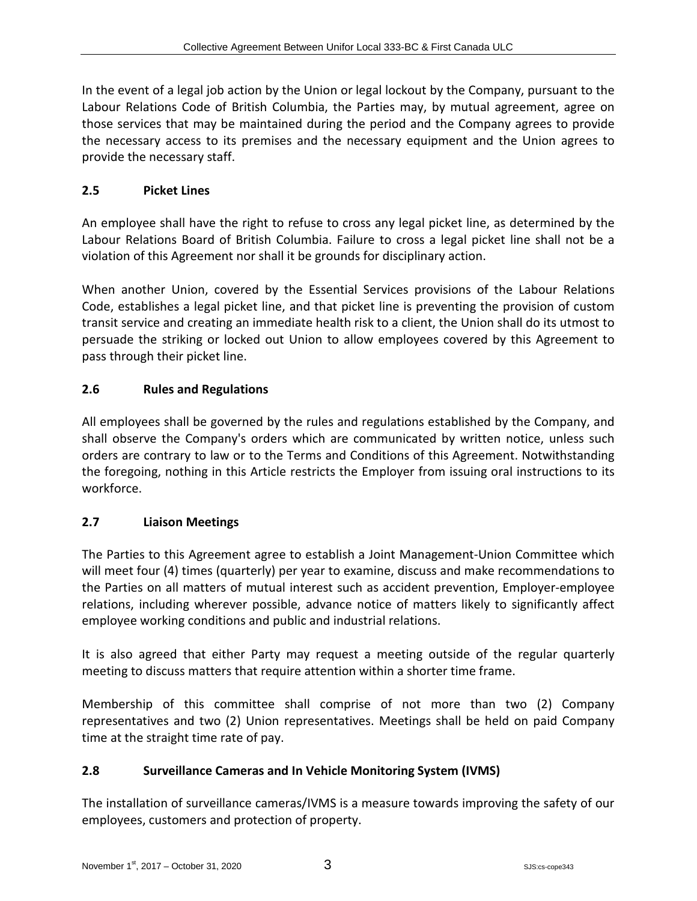In the event of a legal job action by the Union or legal lockout by the Company, pursuant to the Labour Relations Code of British Columbia, the Parties may, by mutual agreement, agree on those services that may be maintained during the period and the Company agrees to provide the necessary access to its premises and the necessary equipment and the Union agrees to provide the necessary staff.

### 2.5 Picket Lines

An employee shall have the right to refuse to cross any legal picket line, as determined by the Labour Relations Board of British Columbia. Failure to cross a legal picket line shall not be a violation of this Agreement nor shall it be grounds for disciplinary action.

When another Union, covered by the Essential Services provisions of the Labour Relations Code, establishes a legal picket line, and that picket line is preventing the provision of custom transit service and creating an immediate health risk to a client, the Union shall do its utmost to persuade the striking or locked out Union to allow employees covered by this Agreement to pass through their picket line.

### 2.6 Rules and Regulations

All employees shall be governed by the rules and regulations established by the Company, and shall observe the Company's orders which are communicated by written notice, unless such orders are contrary to law or to the Terms and Conditions of this Agreement. Notwithstanding the foregoing, nothing in this Article restricts the Employer from issuing oral instructions to its workforce.

### 2.7 Liaison Meetings

The Parties to this Agreement agree to establish a Joint Management-Union Committee which will meet four (4) times (quarterly) per year to examine, discuss and make recommendations to the Parties on all matters of mutual interest such as accident prevention, Employer-employee relations, including wherever possible, advance notice of matters likely to significantly affect employee working conditions and public and industrial relations.

It is also agreed that either Party may request a meeting outside of the regular quarterly meeting to discuss matters that require attention within a shorter time frame.

Membership of this committee shall comprise of not more than two (2) Company representatives and two (2) Union representatives. Meetings shall be held on paid Company time at the straight time rate of pay.

### 2.8 Surveillance Cameras and In Vehicle Monitoring System (IVMS)

The installation of surveillance cameras/IVMS is a measure towards improving the safety of our employees, customers and protection of property.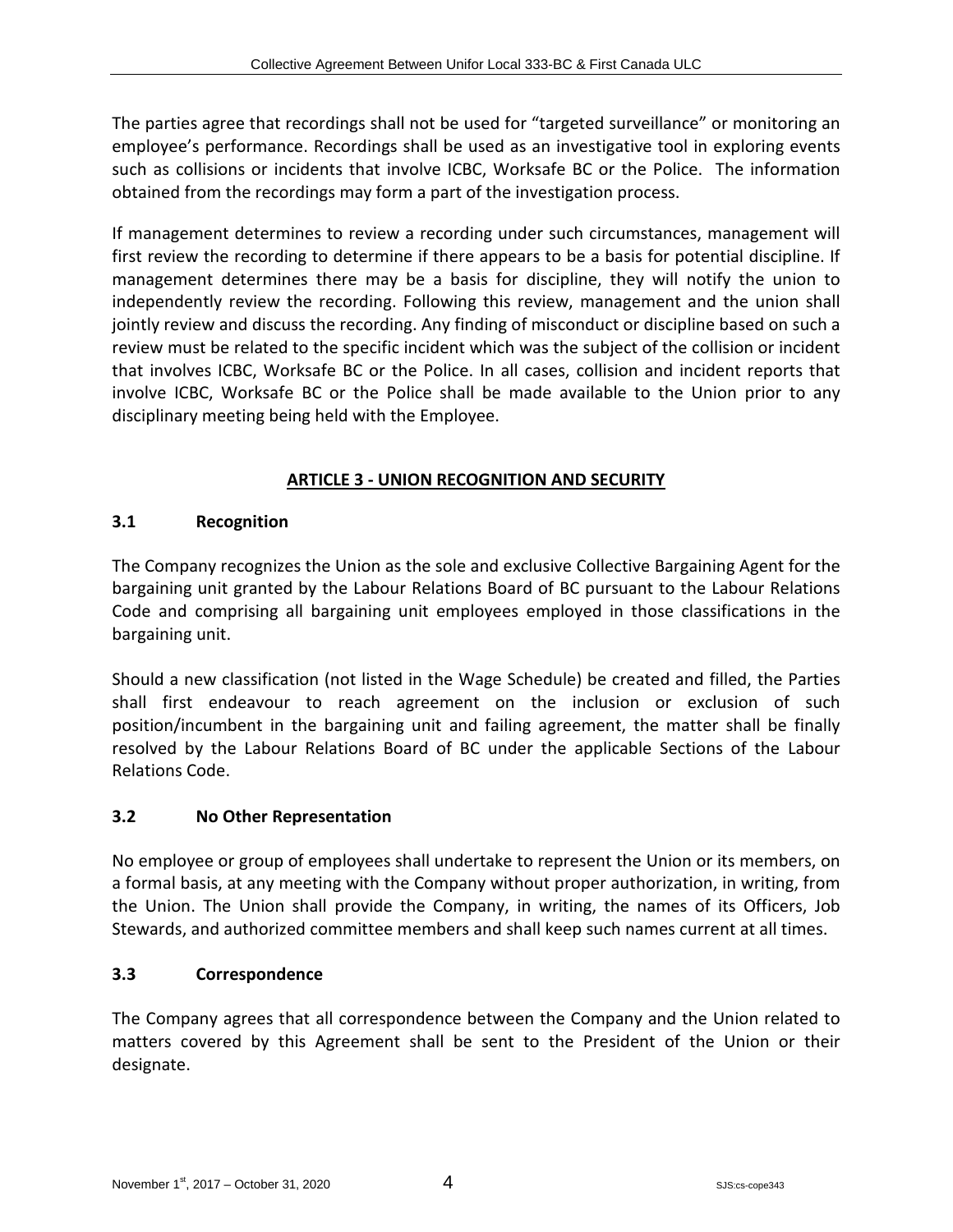The parties agree that recordings shall not be used for "targeted surveillance" or monitoring an employee's performance. Recordings shall be used as an investigative tool in exploring events such as collisions or incidents that involve ICBC, Worksafe BC or the Police. The information obtained from the recordings may form a part of the investigation process.

If management determines to review a recording under such circumstances, management will first review the recording to determine if there appears to be a basis for potential discipline. If management determines there may be a basis for discipline, they will notify the union to independently review the recording. Following this review, management and the union shall jointly review and discuss the recording. Any finding of misconduct or discipline based on such a review must be related to the specific incident which was the subject of the collision or incident that involves ICBC, Worksafe BC or the Police. In all cases, collision and incident reports that involve ICBC, Worksafe BC or the Police shall be made available to the Union prior to any disciplinary meeting being held with the Employee.

## ARTICLE 3 - UNION RECOGNITION AND SECURITY

### 3.1 Recognition

The Company recognizes the Union as the sole and exclusive Collective Bargaining Agent for the bargaining unit granted by the Labour Relations Board of BC pursuant to the Labour Relations Code and comprising all bargaining unit employees employed in those classifications in the bargaining unit.

Should a new classification (not listed in the Wage Schedule) be created and filled, the Parties shall first endeavour to reach agreement on the inclusion or exclusion of such position/incumbent in the bargaining unit and failing agreement, the matter shall be finally resolved by the Labour Relations Board of BC under the applicable Sections of the Labour Relations Code.

### 3.2 No Other Representation

No employee or group of employees shall undertake to represent the Union or its members, on a formal basis, at any meeting with the Company without proper authorization, in writing, from the Union. The Union shall provide the Company, in writing, the names of its Officers, Job Stewards, and authorized committee members and shall keep such names current at all times.

### 3.3 Correspondence

The Company agrees that all correspondence between the Company and the Union related to matters covered by this Agreement shall be sent to the President of the Union or their designate.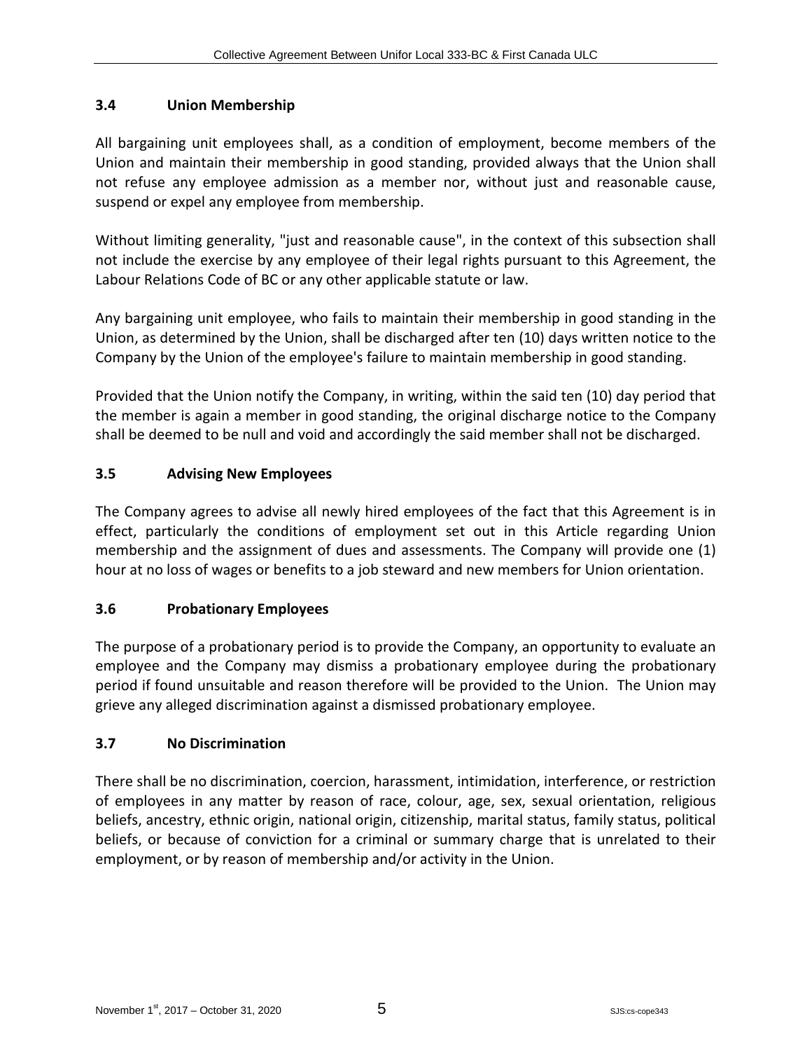### 3.4 Union Membership

All bargaining unit employees shall, as a condition of employment, become members of the Union and maintain their membership in good standing, provided always that the Union shall not refuse any employee admission as a member nor, without just and reasonable cause, suspend or expel any employee from membership.

Without limiting generality, "just and reasonable cause", in the context of this subsection shall not include the exercise by any employee of their legal rights pursuant to this Agreement, the Labour Relations Code of BC or any other applicable statute or law.

Any bargaining unit employee, who fails to maintain their membership in good standing in the Union, as determined by the Union, shall be discharged after ten (10) days written notice to the Company by the Union of the employee's failure to maintain membership in good standing.

Provided that the Union notify the Company, in writing, within the said ten (10) day period that the member is again a member in good standing, the original discharge notice to the Company shall be deemed to be null and void and accordingly the said member shall not be discharged.

### 3.5 Advising New Employees

The Company agrees to advise all newly hired employees of the fact that this Agreement is in effect, particularly the conditions of employment set out in this Article regarding Union membership and the assignment of dues and assessments. The Company will provide one (1) hour at no loss of wages or benefits to a job steward and new members for Union orientation.

### 3.6 Probationary Employees

The purpose of a probationary period is to provide the Company, an opportunity to evaluate an employee and the Company may dismiss a probationary employee during the probationary period if found unsuitable and reason therefore will be provided to the Union. The Union may grieve any alleged discrimination against a dismissed probationary employee.

### 3.7 No Discrimination

There shall be no discrimination, coercion, harassment, intimidation, interference, or restriction of employees in any matter by reason of race, colour, age, sex, sexual orientation, religious beliefs, ancestry, ethnic origin, national origin, citizenship, marital status, family status, political beliefs, or because of conviction for a criminal or summary charge that is unrelated to their employment, or by reason of membership and/or activity in the Union.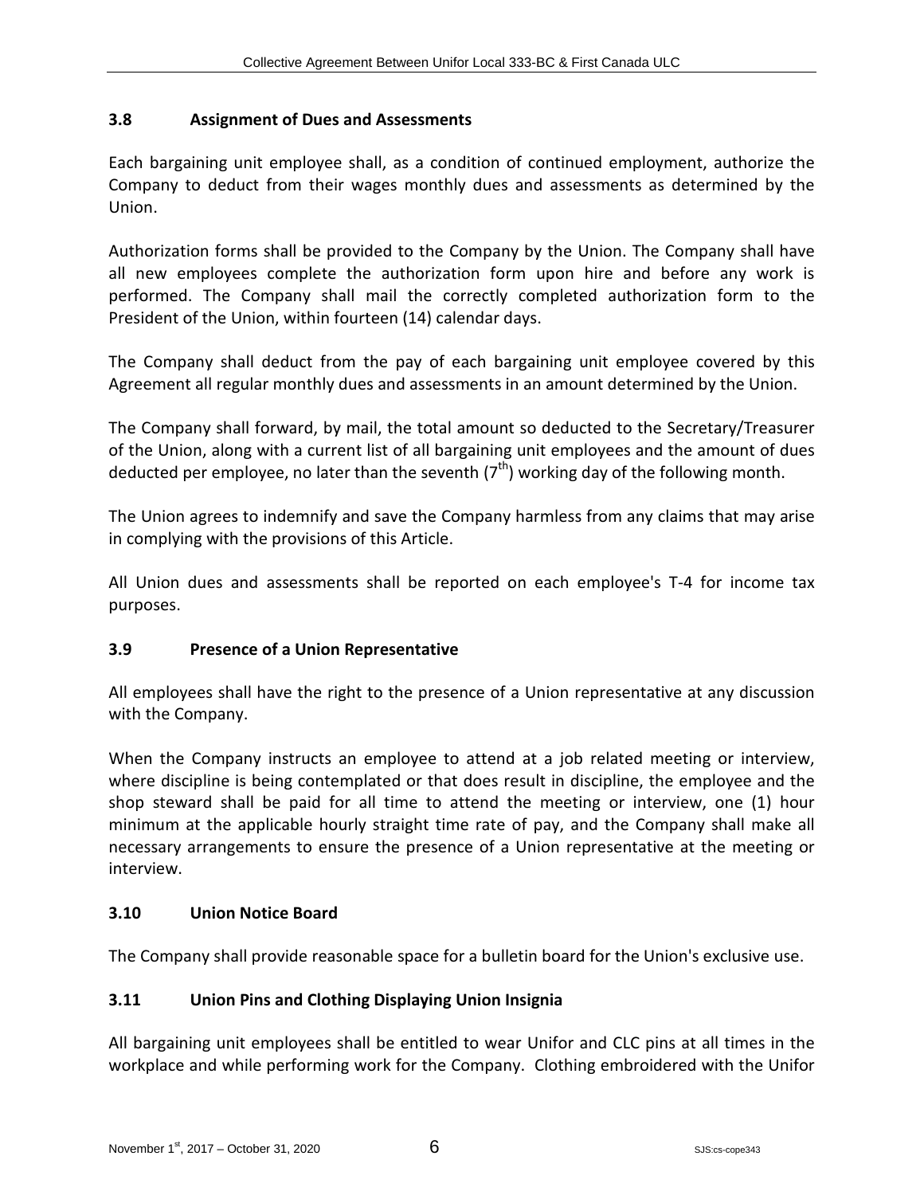### 3.8 Assignment of Dues and Assessments

Each bargaining unit employee shall, as a condition of continued employment, authorize the Company to deduct from their wages monthly dues and assessments as determined by the Union.

Authorization forms shall be provided to the Company by the Union. The Company shall have all new employees complete the authorization form upon hire and before any work is performed. The Company shall mail the correctly completed authorization form to the President of the Union, within fourteen (14) calendar days.

The Company shall deduct from the pay of each bargaining unit employee covered by this Agreement all regular monthly dues and assessments in an amount determined by the Union.

The Company shall forward, by mail, the total amount so deducted to the Secretary/Treasurer of the Union, along with a current list of all bargaining unit employees and the amount of dues deducted per employee, no later than the seventh (7th) working day of the following month.

The Union agrees to indemnify and save the Company harmless from any claims that may arise in complying with the provisions of this Article.

All Union dues and assessments shall be reported on each employee's T-4 for income tax purposes.

### 3.9 Presence of a Union Representative

All employees shall have the right to the presence of a Union representative at any discussion with the Company.

When the Company instructs an employee to attend at a job related meeting or interview, where discipline is being contemplated or that does result in discipline, the employee and the shop steward shall be paid for all time to attend the meeting or interview, one (1) hour minimum at the applicable hourly straight time rate of pay, and the Company shall make all necessary arrangements to ensure the presence of a Union representative at the meeting or interview.

### 3.10 Union Notice Board

The Company shall provide reasonable space for a bulletin board for the Union's exclusive use.

### 3.11 Union Pins and Clothing Displaying Union Insignia

All bargaining unit employees shall be entitled to wear Unifor and CLC pins at all times in the workplace and while performing work for the Company. Clothing embroidered with the Unifor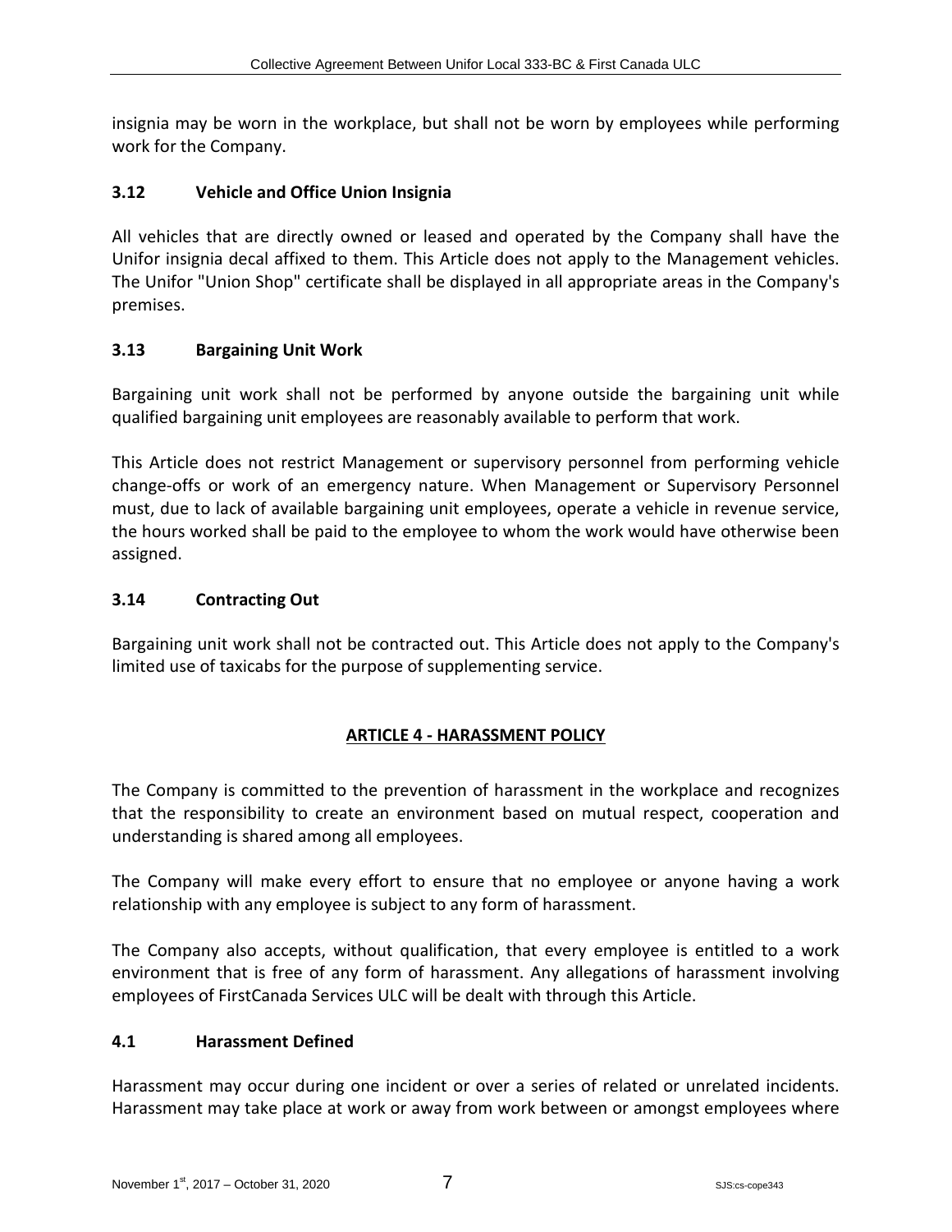insignia may be worn in the workplace, but shall not be worn by employees while performing work for the Company.

### 3.12 Vehicle and Office Union Insignia

All vehicles that are directly owned or leased and operated by the Company shall have the Unifor insignia decal affixed to them. This Article does not apply to the Management vehicles. The Unifor "Union Shop" certificate shall be displayed in all appropriate areas in the Company's premises.

### 3.13 Bargaining Unit Work

Bargaining unit work shall not be performed by anyone outside the bargaining unit while qualified bargaining unit employees are reasonably available to perform that work.

This Article does not restrict Management or supervisory personnel from performing vehicle change-offs or work of an emergency nature. When Management or Supervisory Personnel must, due to lack of available bargaining unit employees, operate a vehicle in revenue service, the hours worked shall be paid to the employee to whom the work would have otherwise been assigned.

### 3.14 Contracting Out

Bargaining unit work shall not be contracted out. This Article does not apply to the Company's limited use of taxicabs for the purpose of supplementing service.

## ARTICLE 4 - HARASSMENT POLICY

The Company is committed to the prevention of harassment in the workplace and recognizes that the responsibility to create an environment based on mutual respect, cooperation and understanding is shared among all employees.

The Company will make every effort to ensure that no employee or anyone having a work relationship with any employee is subject to any form of harassment.

The Company also accepts, without qualification, that every employee is entitled to a work environment that is free of any form of harassment. Any allegations of harassment involving employees of FirstCanada Services ULC will be dealt with through this Article.

### 4.1 Harassment Defined

Harassment may occur during one incident or over a series of related or unrelated incidents. Harassment may take place at work or away from work between or amongst employees where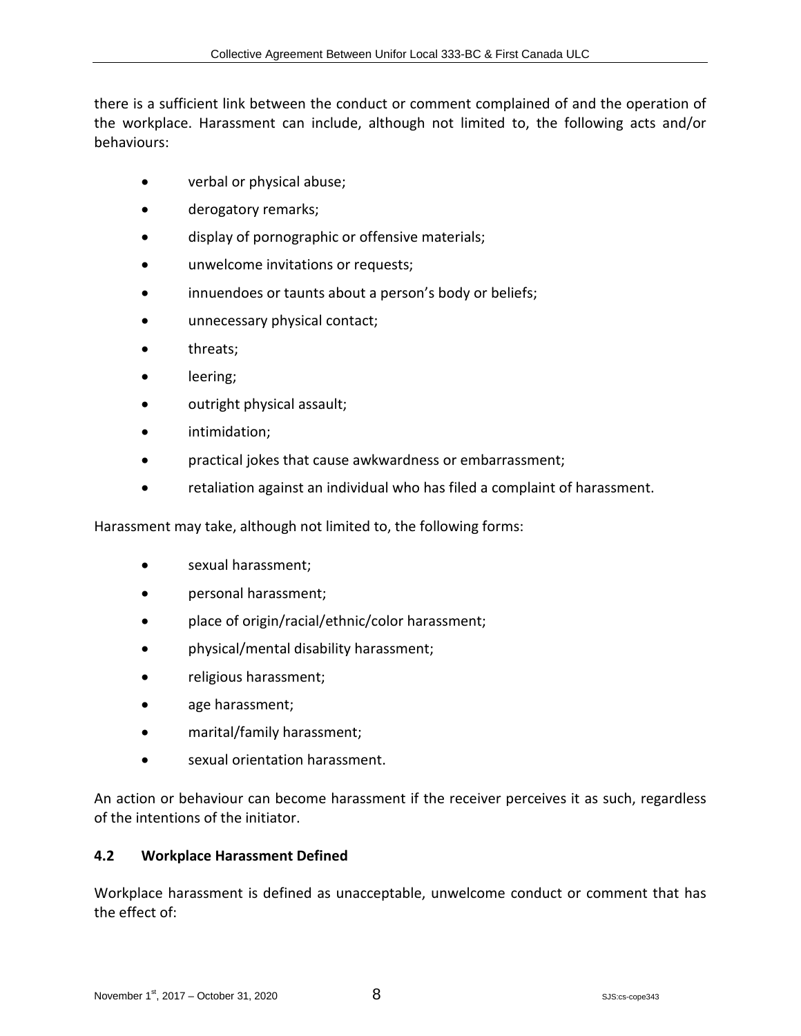there is a sufficient link between the conduct or comment complained of and the operation of the workplace. Harassment can include, although not limited to, the following acts and/or behaviours:

- verbal or physical abuse;
- derogatory remarks;
- display of pornographic or offensive materials;
- unwelcome invitations or requests;
- innuendoes or taunts about a person's body or beliefs;
- unnecessary physical contact;
- threats;
- leering;
- outright physical assault;
- intimidation;
- practical jokes that cause awkwardness or embarrassment;
- retaliation against an individual who has filed a complaint of harassment.

Harassment may take, although not limited to, the following forms:

- sexual harassment;
- personal harassment;
- place of origin/racial/ethnic/color harassment;
- physical/mental disability harassment;
- religious harassment;
- age harassment;
- marital/family harassment;
- sexual orientation harassment.

An action or behaviour can become harassment if the receiver perceives it as such, regardless of the intentions of the initiator.

### 4.2 Workplace Harassment Defined

Workplace harassment is defined as unacceptable, unwelcome conduct or comment that has the effect of: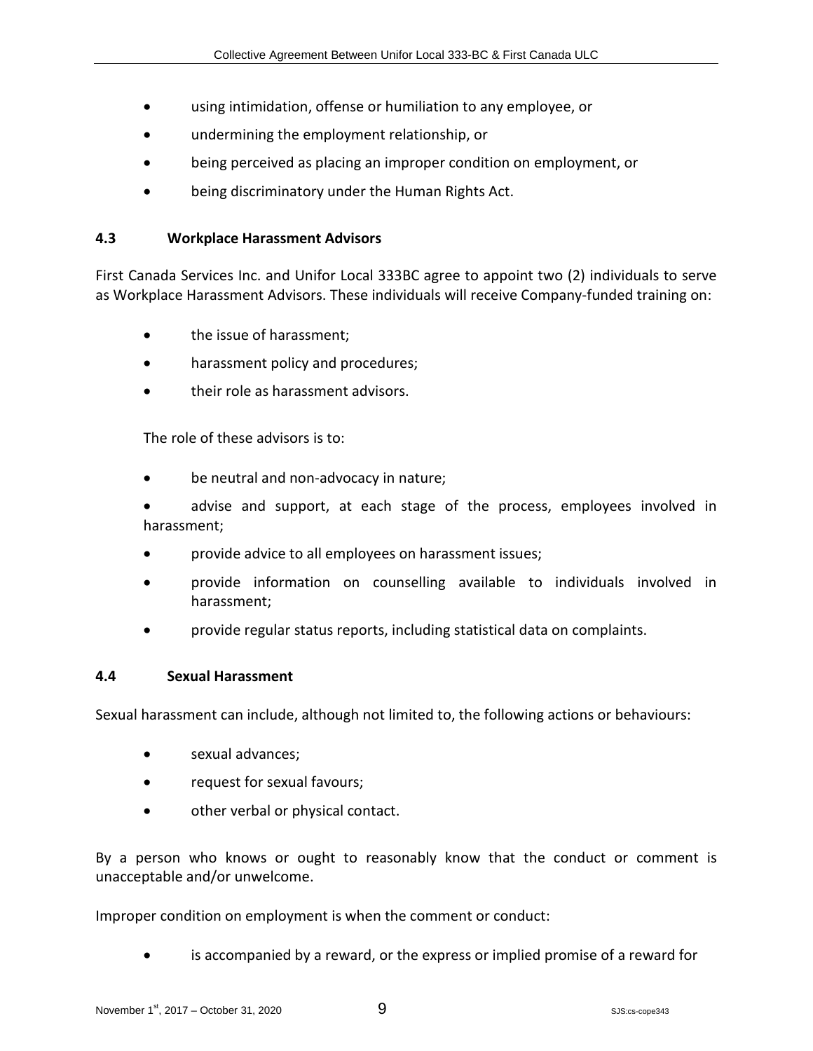- using intimidation, offense or humiliation to any employee, or
- undermining the employment relationship, or
- being perceived as placing an improper condition on employment, or
- being discriminatory under the Human Rights Act.

### 4.3 Workplace Harassment Advisors

First Canada Services Inc. and Unifor Local 333BC agree to appoint two (2) individuals to serve as Workplace Harassment Advisors. These individuals will receive Company-funded training on:

- the issue of harassment;
- harassment policy and procedures;
- their role as harassment advisors.

The role of these advisors is to:

- be neutral and non-advocacy in nature;
- advise and support, at each stage of the process, employees involved in harassment;
- provide advice to all employees on harassment issues;
- provide information on counselling available to individuals involved in harassment;
- provide regular status reports, including statistical data on complaints.

### 4.4 Sexual Harassment

Sexual harassment can include, although not limited to, the following actions or behaviours:

- sexual advances;
- request for sexual favours;
- other verbal or physical contact.

By a person who knows or ought to reasonably know that the conduct or comment is unacceptable and/or unwelcome.

Improper condition on employment is when the comment or conduct:

- is accompanied by a reward, or the express or implied promise of a reward for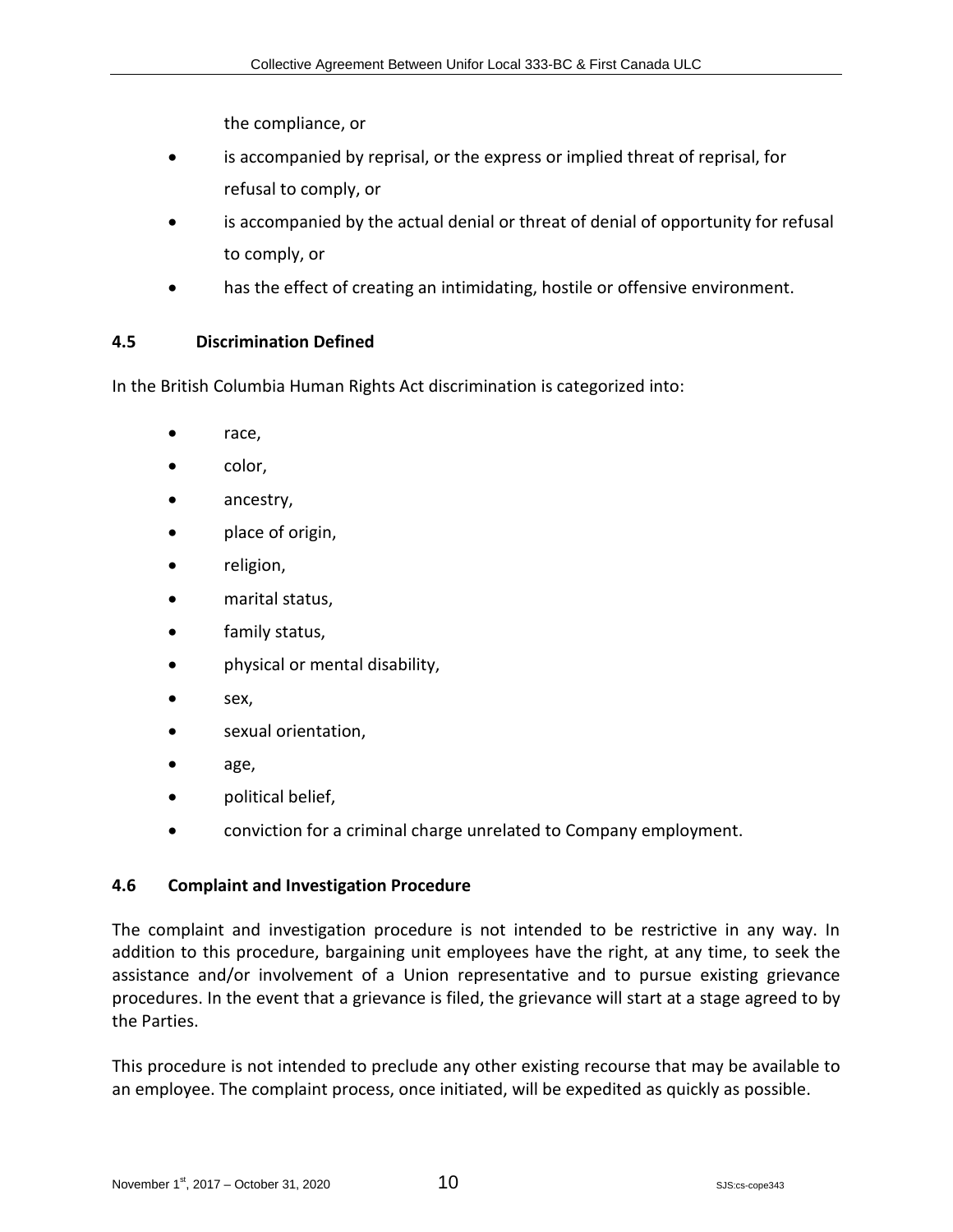the compliance, or

- is accompanied by reprisal, or the express or implied threat of reprisal, for refusal to comply, or
- is accompanied by the actual denial or threat of denial of opportunity for refusal to comply, or
- has the effect of creating an intimidating, hostile or offensive environment.

### 4.5 Discrimination Defined

In the British Columbia Human Rights Act discrimination is categorized into:

- race,
- color,
- ancestry,
- place of origin,
- religion,
- marital status,
- family status,
- physical or mental disability,
- sex,
- sexual orientation,
- age,
- political belief,
- conviction for a criminal charge unrelated to Company employment.

### 4.6 Complaint and Investigation Procedure

The complaint and investigation procedure is not intended to be restrictive in any way. In addition to this procedure, bargaining unit employees have the right, at any time, to seek the assistance and/or involvement of a Union representative and to pursue existing grievance procedures. In the event that a grievance is filed, the grievance will start at a stage agreed to by the Parties.

This procedure is not intended to preclude any other existing recourse that may be available to an employee. The complaint process, once initiated, will be expedited as quickly as possible.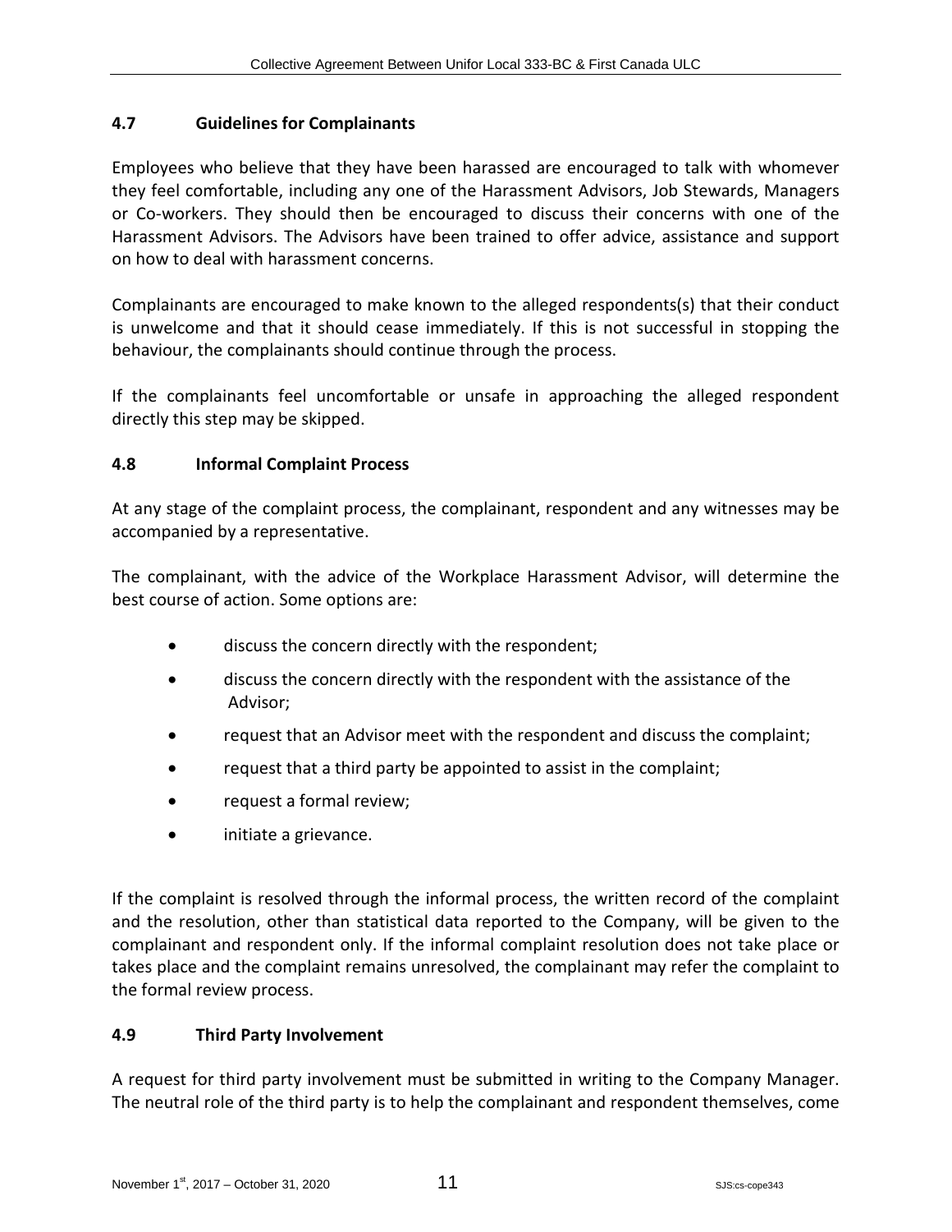### 4.7 Guidelines for Complainants

Employees who believe that they have been harassed are encouraged to talk with whomever they feel comfortable, including any one of the Harassment Advisors, Job Stewards, Managers or Co-workers. They should then be encouraged to discuss their concerns with one of the Harassment Advisors. The Advisors have been trained to offer advice, assistance and support on how to deal with harassment concerns.

Complainants are encouraged to make known to the alleged respondents(s) that their conduct is unwelcome and that it should cease immediately. If this is not successful in stopping the behaviour, the complainants should continue through the process.

If the complainants feel uncomfortable or unsafe in approaching the alleged respondent directly this step may be skipped.

### 4.8 Informal Complaint Process

At any stage of the complaint process, the complainant, respondent and any witnesses may be accompanied by a representative.

The complainant, with the advice of the Workplace Harassment Advisor, will determine the best course of action. Some options are:

- discuss the concern directly with the respondent;
- discuss the concern directly with the respondent with the assistance of the Advisor;
- request that an Advisor meet with the respondent and discuss the complaint;
- request that a third party be appointed to assist in the complaint;
- request a formal review;
- initiate a grievance.

If the complaint is resolved through the informal process, the written record of the complaint and the resolution, other than statistical data reported to the Company, will be given to the complainant and respondent only. If the informal complaint resolution does not take place or takes place and the complaint remains unresolved, the complainant may refer the complaint to the formal review process.

### 4.9 Third Party Involvement

A request for third party involvement must be submitted in writing to the Company Manager. The neutral role of the third party is to help the complainant and respondent themselves, come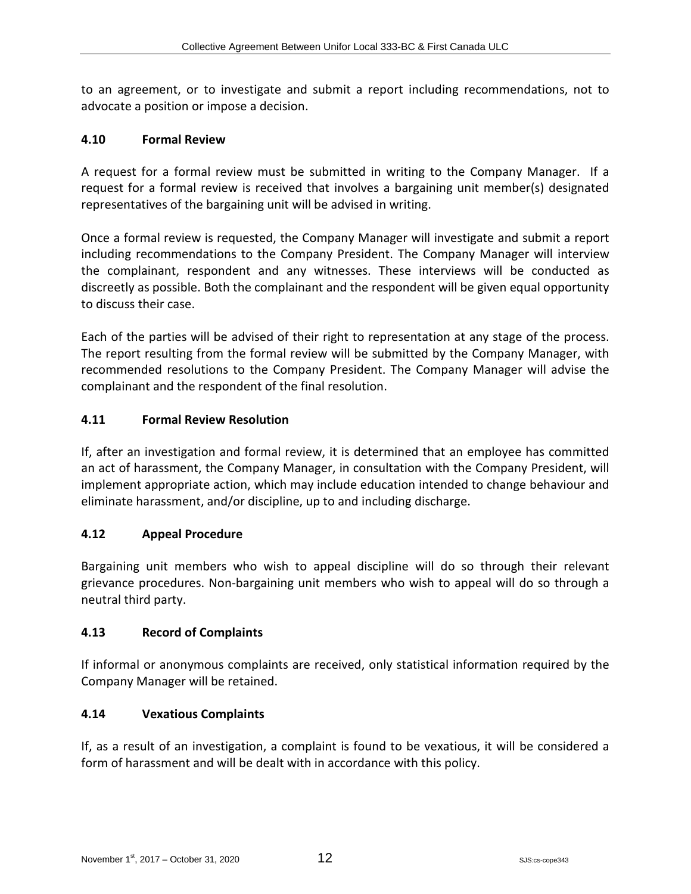to an agreement, or to investigate and submit a report including recommendations, not to advocate a position or impose a decision.

### 4.10 Formal Review

A request for a formal review must be submitted in writing to the Company Manager. If a request for a formal review is received that involves a bargaining unit member(s) designated representatives of the bargaining unit will be advised in writing.

Once a formal review is requested, the Company Manager will investigate and submit a report including recommendations to the Company President. The Company Manager will interview the complainant, respondent and any witnesses. These interviews will be conducted as discreetly as possible. Both the complainant and the respondent will be given equal opportunity to discuss their case.

Each of the parties will be advised of their right to representation at any stage of the process. The report resulting from the formal review will be submitted by the Company Manager, with recommended resolutions to the Company President. The Company Manager will advise the complainant and the respondent of the final resolution.

### 4.11 Formal Review Resolution

If, after an investigation and formal review, it is determined that an employee has committed an act of harassment, the Company Manager, in consultation with the Company President, will implement appropriate action, which may include education intended to change behaviour and eliminate harassment, and/or discipline, up to and including discharge.

### 4.12 Appeal Procedure

Bargaining unit members who wish to appeal discipline will do so through their relevant grievance procedures. Non-bargaining unit members who wish to appeal will do so through a neutral third party.

### 4.13 Record of Complaints

If informal or anonymous complaints are received, only statistical information required by the Company Manager will be retained.

### 4.14 Vexatious Complaints

If, as a result of an investigation, a complaint is found to be vexatious, it will be considered a form of harassment and will be dealt with in accordance with this policy.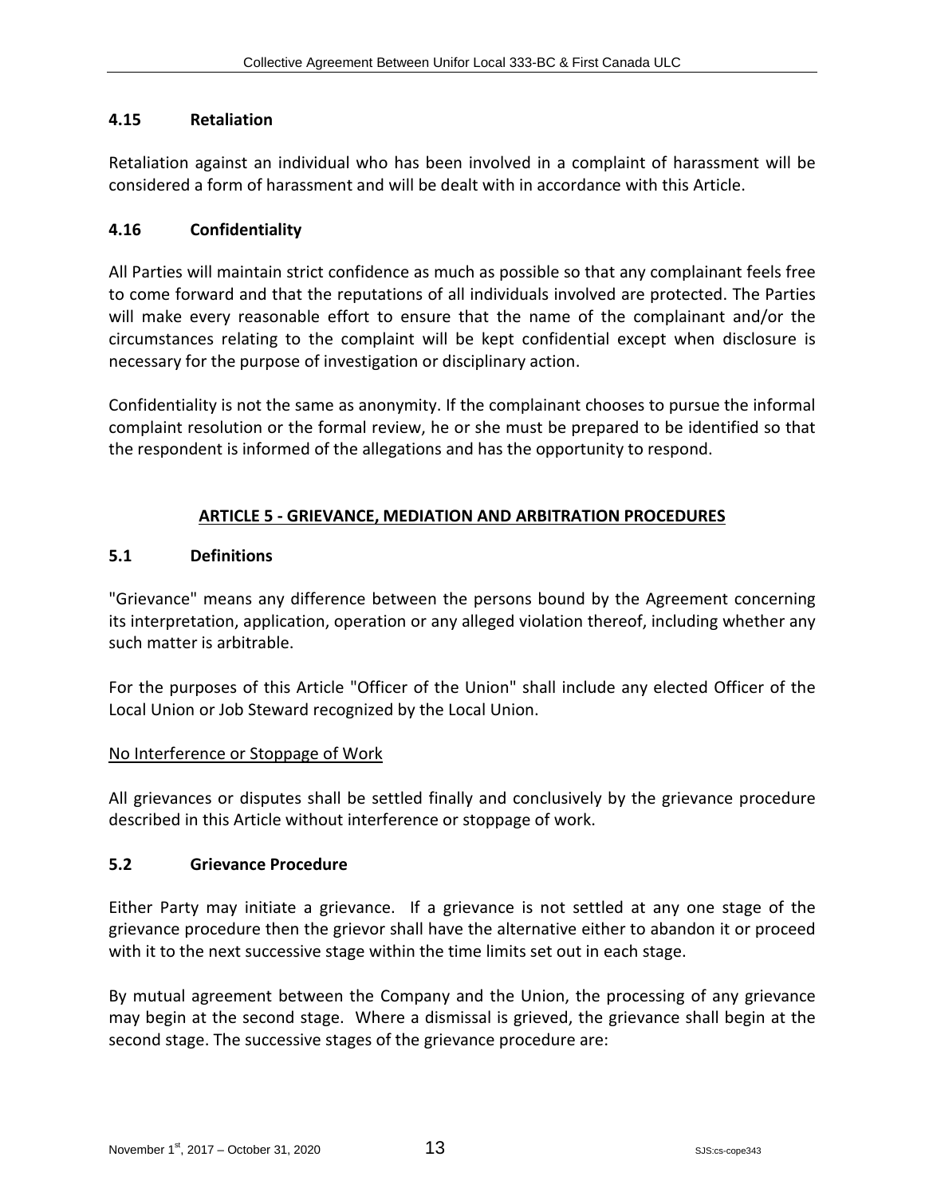### 4.15 Retaliation

Retaliation against an individual who has been involved in a complaint of harassment will be considered a form of harassment and will be dealt with in accordance with this Article.

### 4.16 Confidentiality

All Parties will maintain strict confidence as much as possible so that any complainant feels free to come forward and that the reputations of all individuals involved are protected. The Parties will make every reasonable effort to ensure that the name of the complainant and/or the circumstances relating to the complaint will be kept confidential except when disclosure is necessary for the purpose of investigation or disciplinary action.

Confidentiality is not the same as anonymity. If the complainant chooses to pursue the informal complaint resolution or the formal review, he or she must be prepared to be identified so that the respondent is informed of the allegations and has the opportunity to respond.

## ARTICLE 5 - GRIEVANCE, MEDIATION AND ARBITRATION PROCEDURES

### 5.1 Definitions

"Grievance" means any difference between the persons bound by the Agreement concerning its interpretation, application, operation or any alleged violation thereof, including whether any such matter is arbitrable.

For the purposes of this Article "Officer of the Union" shall include any elected Officer of the Local Union or Job Steward recognized by the Local Union.

No Interference or Stoppage of Work

All grievances or disputes shall be settled finally and conclusively by the grievance procedure described in this Article without interference or stoppage of work.

### 5.2 Grievance Procedure

Either Party may initiate a grievance. If a grievance is not settled at any one stage of the grievance procedure then the grievor shall have the alternative either to abandon it or proceed with it to the next successive stage within the time limits set out in each stage.

By mutual agreement between the Company and the Union, the processing of any grievance may begin at the second stage. Where a dismissal is grieved, the grievance shall begin at the second stage. The successive stages of the grievance procedure are: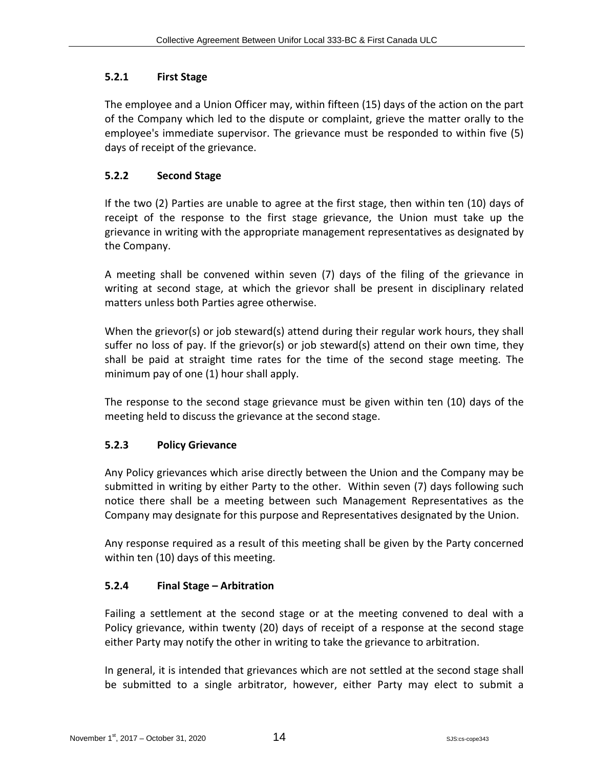### 5.2.1 First Stage

The employee and a Union Officer may, within fifteen (15) days of the action on the part of the Company which led to the dispute or complaint, grieve the matter orally to the employee's immediate supervisor. The grievance must be responded to within five (5) days of receipt of the grievance.

### 5.2.2 Second Stage

If the two (2) Parties are unable to agree at the first stage, then within ten (10) days of receipt of the response to the first stage grievance, the Union must take up the grievance in writing with the appropriate management representatives as designated by the Company.

A meeting shall be convened within seven (7) days of the filing of the grievance in writing at second stage, at which the grievor shall be present in disciplinary related matters unless both Parties agree otherwise.

When the grievor(s) or job steward(s) attend during their regular work hours, they shall suffer no loss of pay. If the grievor(s) or job steward(s) attend on their own time, they shall be paid at straight time rates for the time of the second stage meeting. The minimum pay of one (1) hour shall apply.

The response to the second stage grievance must be given within ten (10) days of the meeting held to discuss the grievance at the second stage.

### 5.2.3 Policy Grievance

Any Policy grievances which arise directly between the Union and the Company may be submitted in writing by either Party to the other. Within seven (7) days following such notice there shall be a meeting between such Management Representatives as the Company may designate for this purpose and Representatives designated by the Union.

Any response required as a result of this meeting shall be given by the Party concerned within ten (10) days of this meeting.

### 5.2.4 Final Stage – Arbitration

Failing a settlement at the second stage or at the meeting convened to deal with a Policy grievance, within twenty (20) days of receipt of a response at the second stage either Party may notify the other in writing to take the grievance to arbitration.

In general, it is intended that grievances which are not settled at the second stage shall be submitted to a single arbitrator, however, either Party may elect to submit a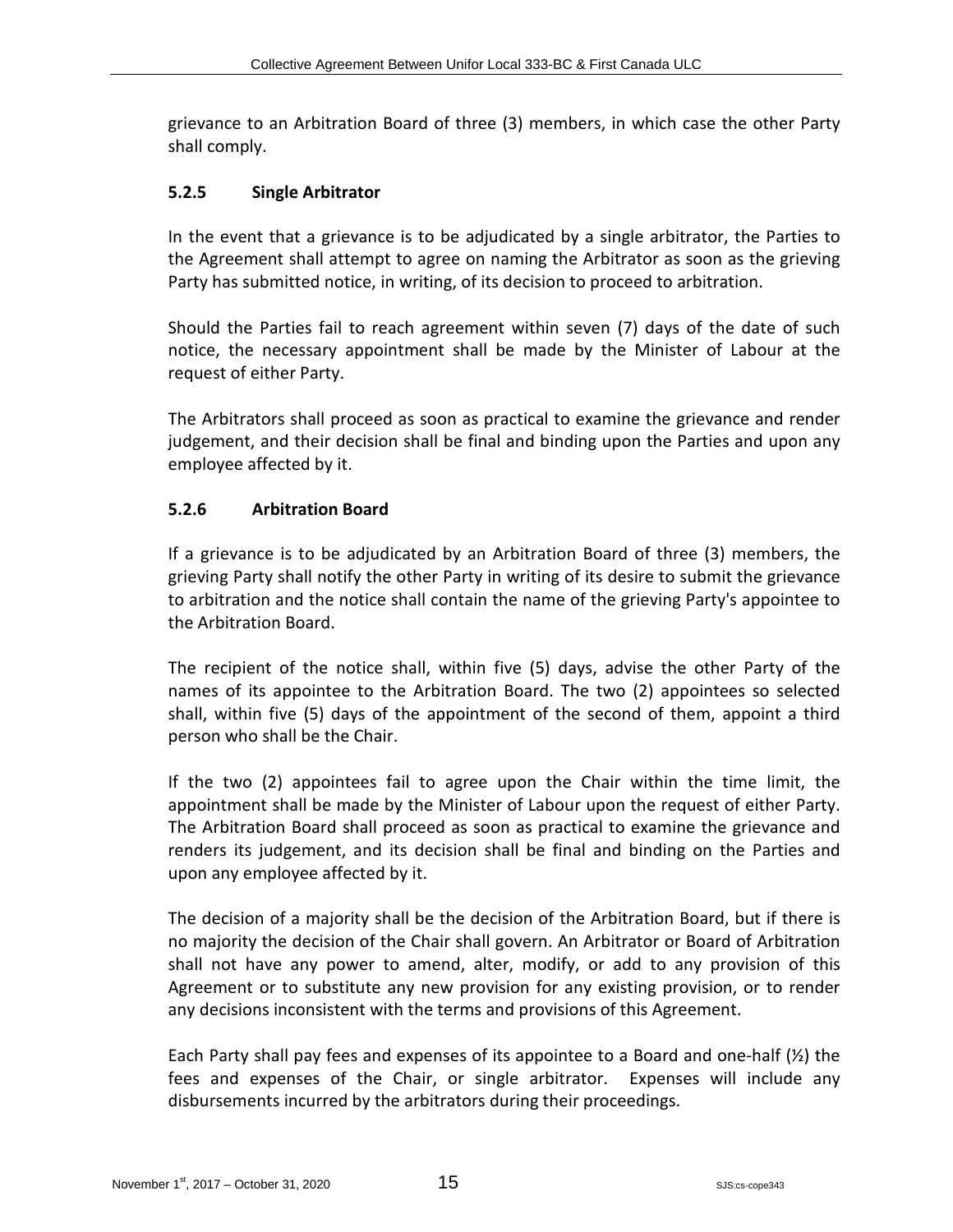grievance to an Arbitration Board of three (3) members, in which case the other Party shall comply.

### 5.2.5 Single Arbitrator

In the event that a grievance is to be adjudicated by a single arbitrator, the Parties to the Agreement shall attempt to agree on naming the Arbitrator as soon as the grieving Party has submitted notice, in writing, of its decision to proceed to arbitration.

Should the Parties fail to reach agreement within seven (7) days of the date of such notice, the necessary appointment shall be made by the Minister of Labour at the request of either Party.

The Arbitrators shall proceed as soon as practical to examine the grievance and render judgement, and their decision shall be final and binding upon the Parties and upon any employee affected by it.

### 5.2.6 Arbitration Board

If a grievance is to be adjudicated by an Arbitration Board of three (3) members, the grieving Party shall notify the other Party in writing of its desire to submit the grievance to arbitration and the notice shall contain the name of the grieving Party's appointee to the Arbitration Board.

The recipient of the notice shall, within five (5) days, advise the other Party of the names of its appointee to the Arbitration Board. The two (2) appointees so selected shall, within five (5) days of the appointment of the second of them, appoint a third person who shall be the Chair.

If the two (2) appointees fail to agree upon the Chair within the time limit, the appointment shall be made by the Minister of Labour upon the request of either Party. The Arbitration Board shall proceed as soon as practical to examine the grievance and renders its judgement, and its decision shall be final and binding on the Parties and upon any employee affected by it.

The decision of a majority shall be the decision of the Arbitration Board, but if there is no majority the decision of the Chair shall govern. An Arbitrator or Board of Arbitration shall not have any power to amend, alter, modify, or add to any provision of this Agreement or to substitute any new provision for any existing provision, or to render any decisions inconsistent with the terms and provisions of this Agreement.

Each Party shall pay fees and expenses of its appointee to a Board and one-half (½) the fees and expenses of the Chair, or single arbitrator. Expenses will include any disbursements incurred by the arbitrators during their proceedings.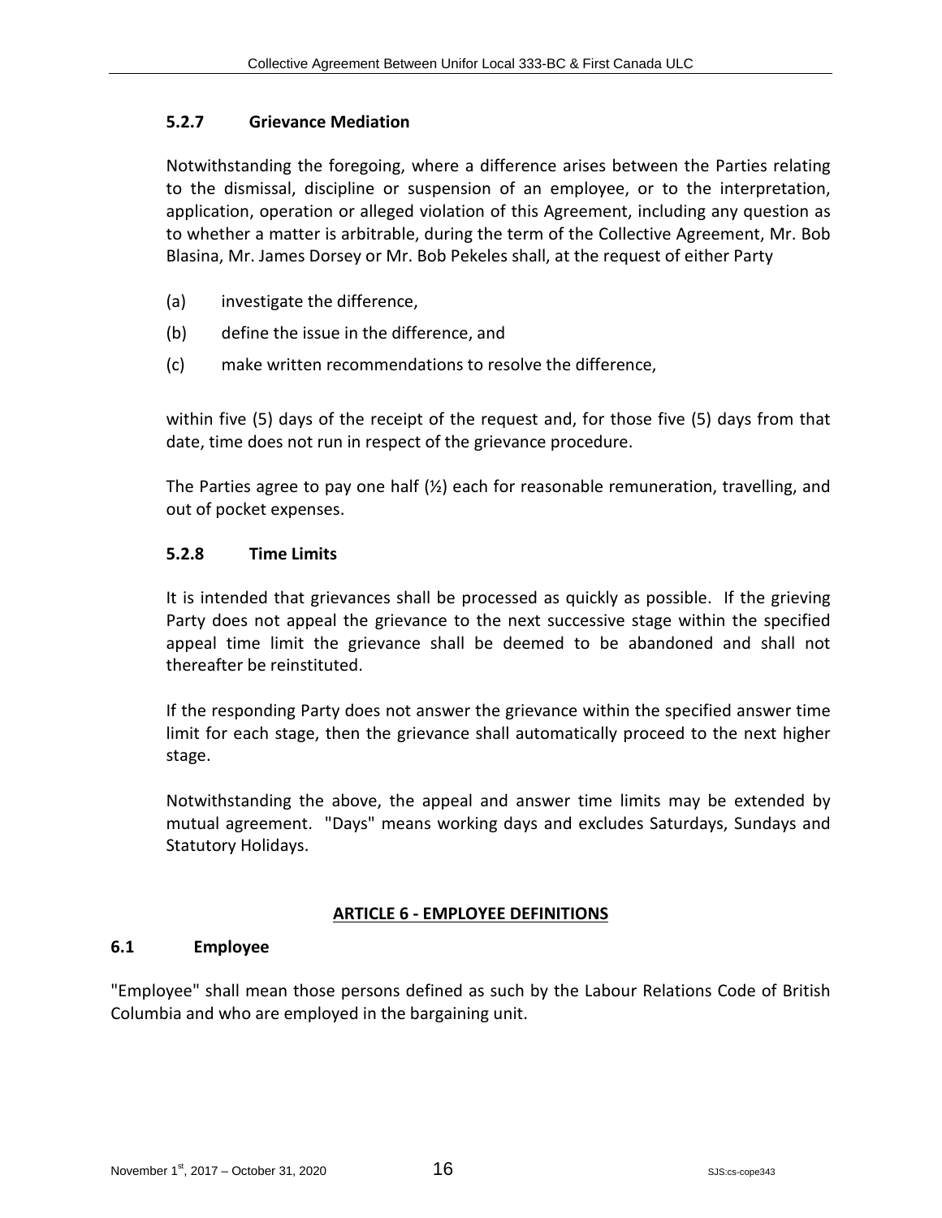### 5.2.7 Grievance Mediation

Notwithstanding the foregoing, where a difference arises between the Parties relating to the dismissal, discipline or suspension of an employee, or to the interpretation, application, operation or alleged violation of this Agreement, including any question as to whether a matter is arbitrable, during the term of the Collective Agreement, Mr. Bob Blasina, Mr. James Dorsey or Mr. Bob Pekeles shall, at the request of either Party

(a) investigate the difference,

(b) define the issue in the difference, and

(c) make written recommendations to resolve the difference,

within five (5) days of the receipt of the request and, for those five (5) days from that date, time does not run in respect of the grievance procedure.

The Parties agree to pay one half (½) each for reasonable remuneration, travelling, and out of pocket expenses.

### 5.2.8 Time Limits

It is intended that grievances shall be processed as quickly as possible. If the grieving Party does not appeal the grievance to the next successive stage within the specified appeal time limit the grievance shall be deemed to be abandoned and shall not thereafter be reinstituted.

If the responding Party does not answer the grievance within the specified answer time limit for each stage, then the grievance shall automatically proceed to the next higher stage.

Notwithstanding the above, the appeal and answer time limits may be extended by mutual agreement. "Days" means working days and excludes Saturdays, Sundays and Statutory Holidays.

## ARTICLE 6 - EMPLOYEE DEFINITIONS

### 6.1 Employee

"Employee" shall mean those persons defined as such by the Labour Relations Code of British Columbia and who are employed in the bargaining unit.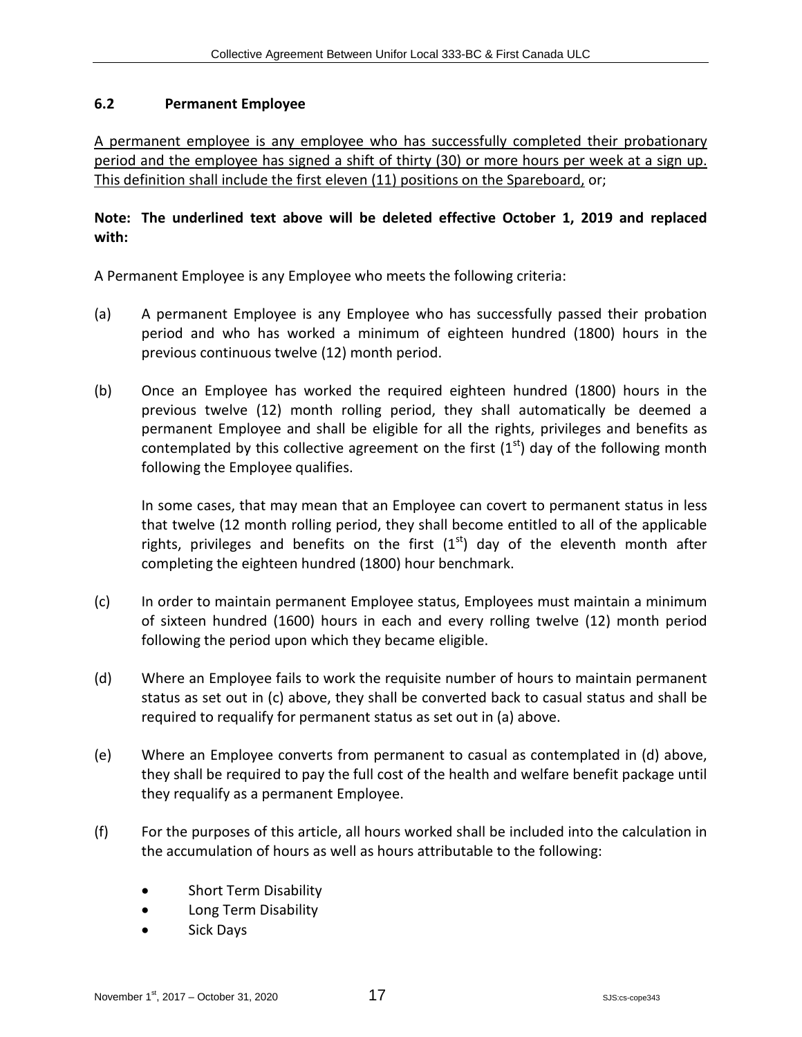### 6.2 Permanent Employee

<u>A permanent employee is any employee who has successfully completed their probationary period and the employee has signed a shift of thirty (30) or more hours per week at a sign up. This definition shall include the first eleven (11) positions on the Spareboard,</u> or;

**Note: The underlined text above will be deleted effective October 1, 2019 and replaced with:**

A Permanent Employee is any Employee who meets the following criteria:

(a) A permanent Employee is any Employee who has successfully passed their probation period and who has worked a minimum of eighteen hundred (1800) hours in the previous continuous twelve (12) month period.

(b) Once an Employee has worked the required eighteen hundred (1800) hours in the previous twelve (12) month rolling period, they shall automatically be deemed a permanent Employee and shall be eligible for all the rights, privileges and benefits as contemplated by this collective agreement on the first (1st) day of the following month following the Employee qualifies.

In some cases, that may mean that an Employee can covert to permanent status in less that twelve (12 month rolling period, they shall become entitled to all of the applicable rights, privileges and benefits on the first (1st) day of the eleventh month after completing the eighteen hundred (1800) hour benchmark.

(c) In order to maintain permanent Employee status, Employees must maintain a minimum of sixteen hundred (1600) hours in each and every rolling twelve (12) month period following the period upon which they became eligible.

(d) Where an Employee fails to work the requisite number of hours to maintain permanent status as set out in (c) above, they shall be converted back to casual status and shall be required to requalify for permanent status as set out in (a) above.

(e) Where an Employee converts from permanent to casual as contemplated in (d) above, they shall be required to pay the full cost of the health and welfare benefit package until they requalify as a permanent Employee.

(f) For the purposes of this article, all hours worked shall be included into the calculation in the accumulation of hours as well as hours attributable to the following:

- Short Term Disability
- Long Term Disability
- Sick Days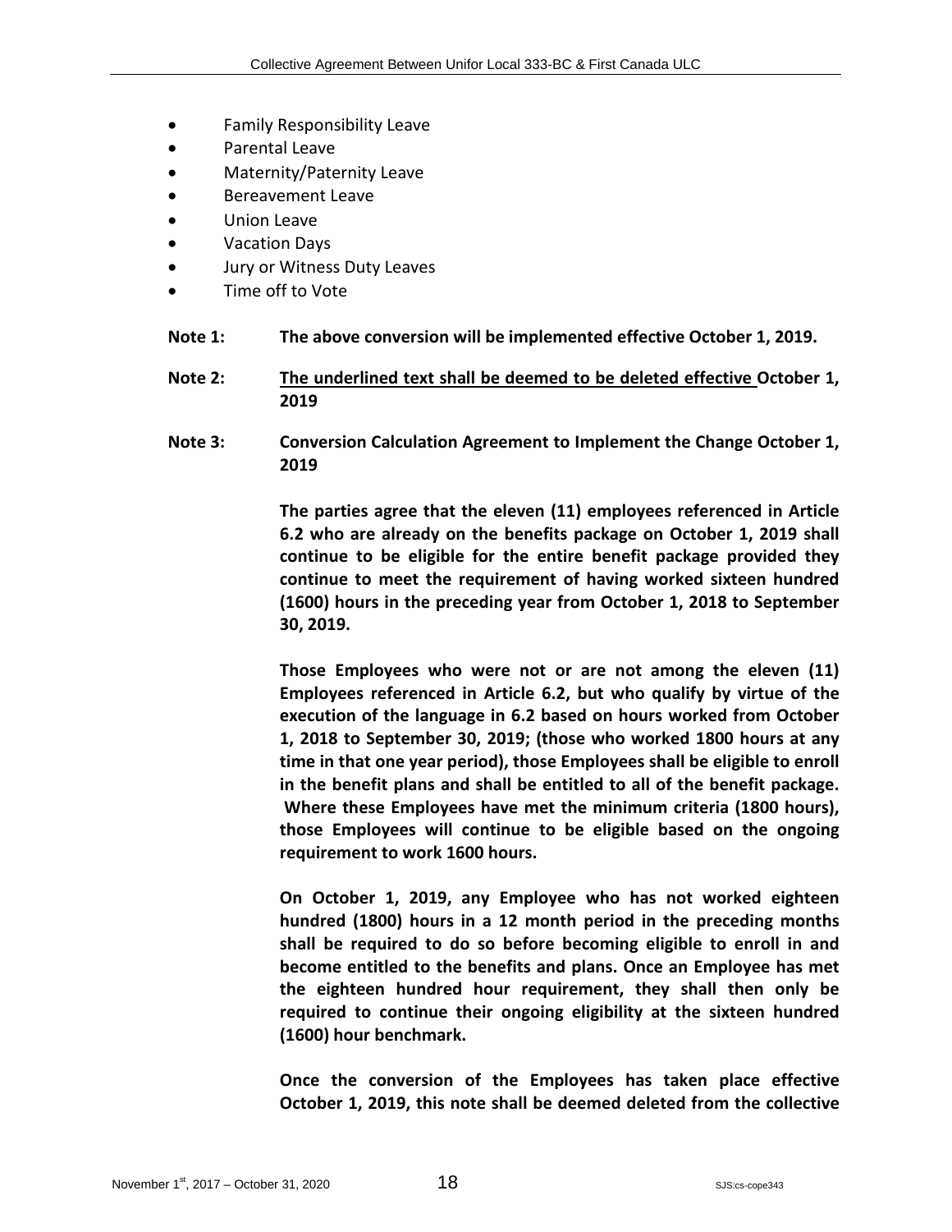- Family Responsibility Leave
- Parental Leave
- Maternity/Paternity Leave
- Bereavement Leave
- Union Leave
- Vacation Days
- Jury or Witness Duty Leaves
- Time off to Vote

**Note 1:** **The above conversion will be implemented effective October 1, 2019.**

**Note 2:** **<u>The underlined text shall be deemed to be deleted effective </u>October 1, 2019**

**Note 3:** **Conversion Calculation Agreement to Implement the Change October 1, 2019**

**The parties agree that the eleven (11) employees referenced in Article 6.2 who are already on the benefits package on October 1, 2019 shall continue to be eligible for the entire benefit package provided they continue to meet the requirement of having worked sixteen hundred (1600) hours in the preceding year from October 1, 2018 to September 30, 2019.**

**Those Employees who were not or are not among the eleven (11) Employees referenced in Article 6.2, but who qualify by virtue of the execution of the language in 6.2 based on hours worked from October 1, 2018 to September 30, 2019; (those who worked 1800 hours at any time in that one year period), those Employees shall be eligible to enroll in the benefit plans and shall be entitled to all of the benefit package. Where these Employees have met the minimum criteria (1800 hours), those Employees will continue to be eligible based on the ongoing requirement to work 1600 hours.**

**On October 1, 2019, any Employee who has not worked eighteen hundred (1800) hours in a 12 month period in the preceding months shall be required to do so before becoming eligible to enroll in and become entitled to the benefits and plans. Once an Employee has met the eighteen hundred hour requirement, they shall then only be required to continue their ongoing eligibility at the sixteen hundred (1600) hour benchmark.**

**Once the conversion of the Employees has taken place effective October 1, 2019, this note shall be deemed deleted from the collective**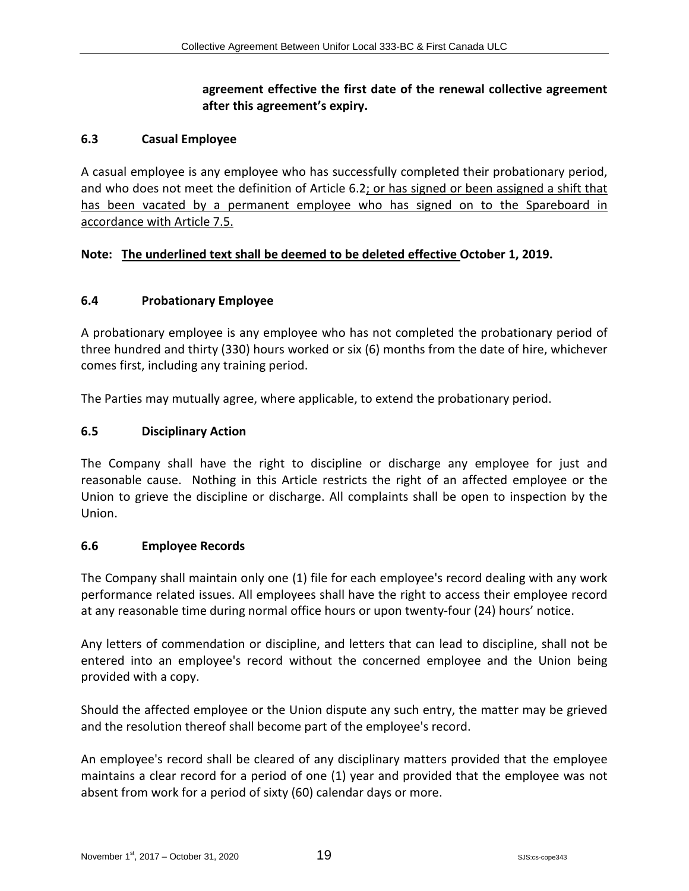**agreement effective the first date of the renewal collective agreement after this agreement's expiry.**

### 6.3 Casual Employee

A casual employee is any employee who has successfully completed their probationary period, and who does not meet the definition of Article 6.2<u>; or has signed or been assigned a shift that has been vacated by a permanent employee who has signed on to the Spareboard in accordance with Article 7.5.</u>

**Note: <u>The underlined text shall be deemed to be deleted effective</u> October 1, 2019.**

### 6.4 Probationary Employee

A probationary employee is any employee who has not completed the probationary period of three hundred and thirty (330) hours worked or six (6) months from the date of hire, whichever comes first, including any training period.

The Parties may mutually agree, where applicable, to extend the probationary period.

### 6.5 Disciplinary Action

The Company shall have the right to discipline or discharge any employee for just and reasonable cause. Nothing in this Article restricts the right of an affected employee or the Union to grieve the discipline or discharge. All complaints shall be open to inspection by the Union.

### 6.6 Employee Records

The Company shall maintain only one (1) file for each employee's record dealing with any work performance related issues. All employees shall have the right to access their employee record at any reasonable time during normal office hours or upon twenty-four (24) hours' notice.

Any letters of commendation or discipline, and letters that can lead to discipline, shall not be entered into an employee's record without the concerned employee and the Union being provided with a copy.

Should the affected employee or the Union dispute any such entry, the matter may be grieved and the resolution thereof shall become part of the employee's record.

An employee's record shall be cleared of any disciplinary matters provided that the employee maintains a clear record for a period of one (1) year and provided that the employee was not absent from work for a period of sixty (60) calendar days or more.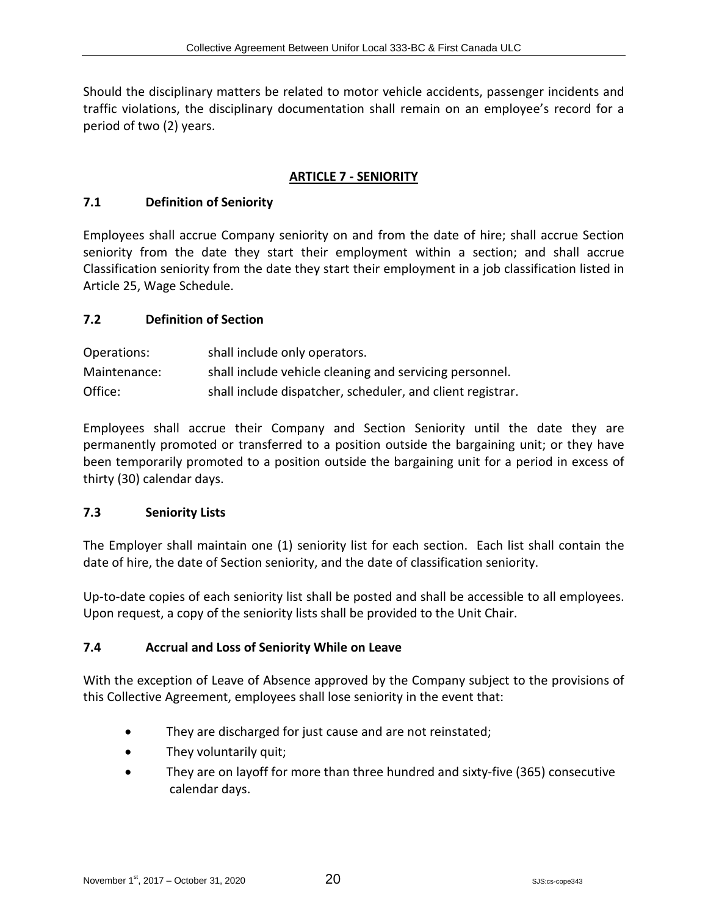Should the disciplinary matters be related to motor vehicle accidents, passenger incidents and traffic violations, the disciplinary documentation shall remain on an employee's record for a period of two (2) years.

## ARTICLE 7 - SENIORITY

### 7.1 Definition of Seniority

Employees shall accrue Company seniority on and from the date of hire; shall accrue Section seniority from the date they start their employment within a section; and shall accrue Classification seniority from the date they start their employment in a job classification listed in Article 25, Wage Schedule.

### 7.2 Definition of Section

| | |
|---|---|
| Operations: | shall include only operators. |
| Maintenance: | shall include vehicle cleaning and servicing personnel. |
| Office: | shall include dispatcher, scheduler, and client registrar. |

Employees shall accrue their Company and Section Seniority until the date they are permanently promoted or transferred to a position outside the bargaining unit; or they have been temporarily promoted to a position outside the bargaining unit for a period in excess of thirty (30) calendar days.

### 7.3 Seniority Lists

The Employer shall maintain one (1) seniority list for each section. Each list shall contain the date of hire, the date of Section seniority, and the date of classification seniority.

Up-to-date copies of each seniority list shall be posted and shall be accessible to all employees. Upon request, a copy of the seniority lists shall be provided to the Unit Chair.

### 7.4 Accrual and Loss of Seniority While on Leave

With the exception of Leave of Absence approved by the Company subject to the provisions of this Collective Agreement, employees shall lose seniority in the event that:

- They are discharged for just cause and are not reinstated;
- They voluntarily quit;
- They are on layoff for more than three hundred and sixty-five (365) consecutive calendar days.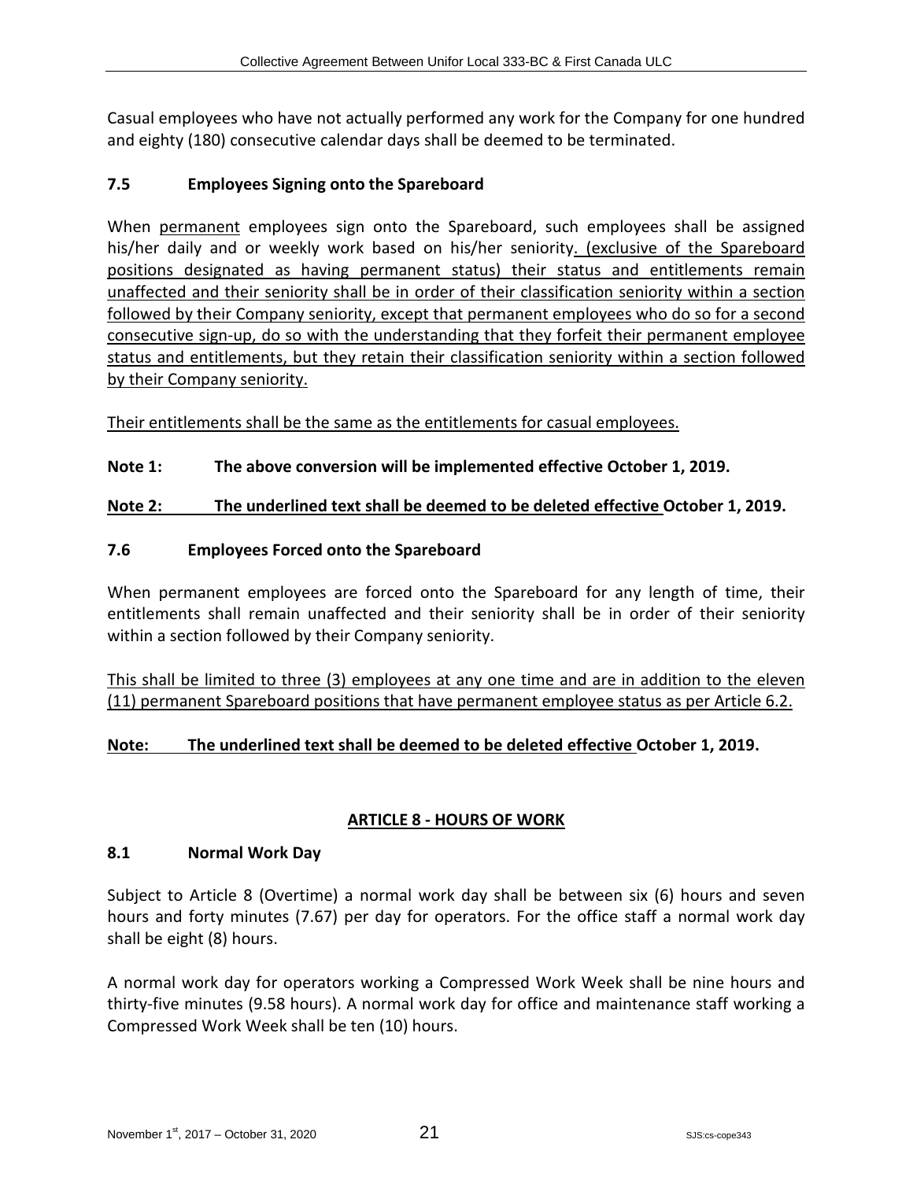Casual employees who have not actually performed any work for the Company for one hundred and eighty (180) consecutive calendar days shall be deemed to be terminated.

### 7.5 Employees Signing onto the Spareboard

When <u>permanent</u> employees sign onto the Spareboard, such employees shall be assigned his/her daily and or weekly work based on his/her seniority<u>. (exclusive of the Spareboard positions designated as having permanent status) their status and entitlements remain unaffected and their seniority shall be in order of their classification seniority within a section followed by their Company seniority, except that permanent employees who do so for a second consecutive sign-up, do so with the understanding that they forfeit their permanent employee status and entitlements, but they retain their classification seniority within a section followed by their Company seniority.</u>

<u>Their entitlements shall be the same as the entitlements for casual employees.</u>

**Note 1: The above conversion will be implemented effective October 1, 2019.**

**<u>Note 2: The underlined text shall be deemed to be deleted effective</u> October 1, 2019.**

### 7.6 Employees Forced onto the Spareboard

When permanent employees are forced onto the Spareboard for any length of time, their entitlements shall remain unaffected and their seniority shall be in order of their seniority within a section followed by their Company seniority.

<u>This shall be limited to three (3) employees at any one time and are in addition to the eleven (11) permanent Spareboard positions that have permanent employee status as per Article 6.2.</u>

**<u>Note: The underlined text shall be deemed to be deleted effective</u> October 1, 2019.**

## ARTICLE 8 - HOURS OF WORK

### 8.1 Normal Work Day

Subject to Article 8 (Overtime) a normal work day shall be between six (6) hours and seven hours and forty minutes (7.67) per day for operators. For the office staff a normal work day shall be eight (8) hours.

A normal work day for operators working a Compressed Work Week shall be nine hours and thirty-five minutes (9.58 hours). A normal work day for office and maintenance staff working a Compressed Work Week shall be ten (10) hours.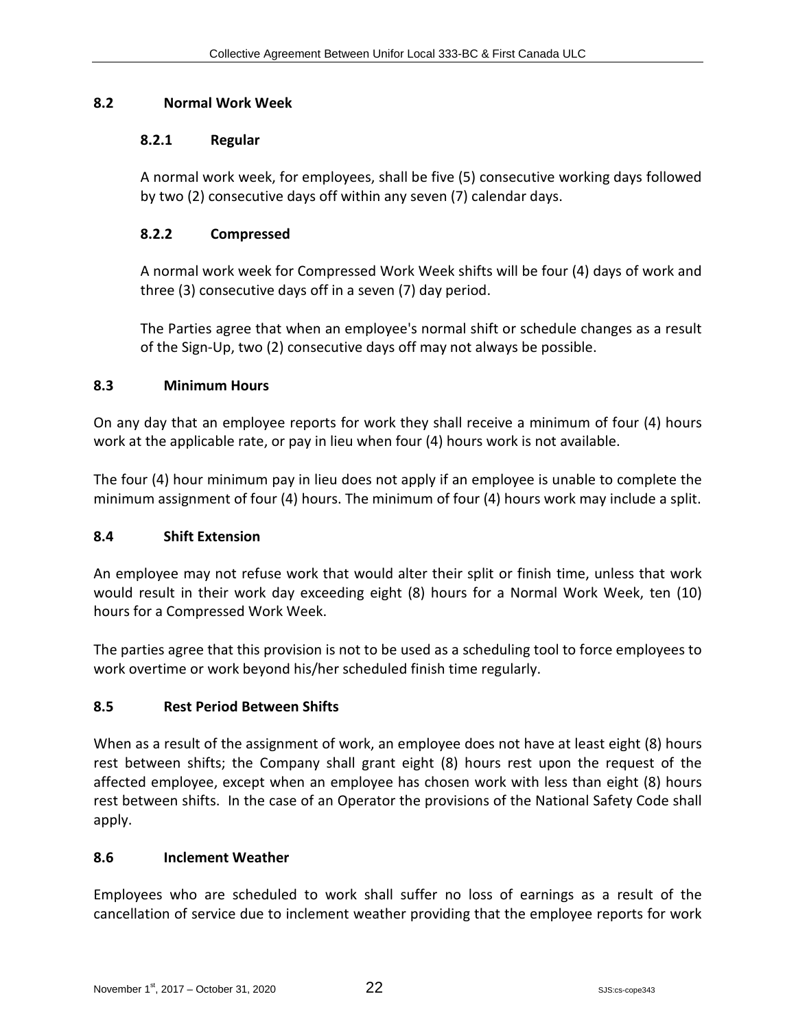## 8.2 Normal Work Week

### 8.2.1 Regular

A normal work week, for employees, shall be five (5) consecutive working days followed by two (2) consecutive days off within any seven (7) calendar days.

### 8.2.2 Compressed

A normal work week for Compressed Work Week shifts will be four (4) days of work and three (3) consecutive days off in a seven (7) day period.

The Parties agree that when an employee's normal shift or schedule changes as a result of the Sign-Up, two (2) consecutive days off may not always be possible.

## 8.3 Minimum Hours

On any day that an employee reports for work they shall receive a minimum of four (4) hours work at the applicable rate, or pay in lieu when four (4) hours work is not available.

The four (4) hour minimum pay in lieu does not apply if an employee is unable to complete the minimum assignment of four (4) hours. The minimum of four (4) hours work may include a split.

## 8.4 Shift Extension

An employee may not refuse work that would alter their split or finish time, unless that work would result in their work day exceeding eight (8) hours for a Normal Work Week, ten (10) hours for a Compressed Work Week.

The parties agree that this provision is not to be used as a scheduling tool to force employees to work overtime or work beyond his/her scheduled finish time regularly.

## 8.5 Rest Period Between Shifts

When as a result of the assignment of work, an employee does not have at least eight (8) hours rest between shifts; the Company shall grant eight (8) hours rest upon the request of the affected employee, except when an employee has chosen work with less than eight (8) hours rest between shifts. In the case of an Operator the provisions of the National Safety Code shall apply.

## 8.6 Inclement Weather

Employees who are scheduled to work shall suffer no loss of earnings as a result of the cancellation of service due to inclement weather providing that the employee reports for work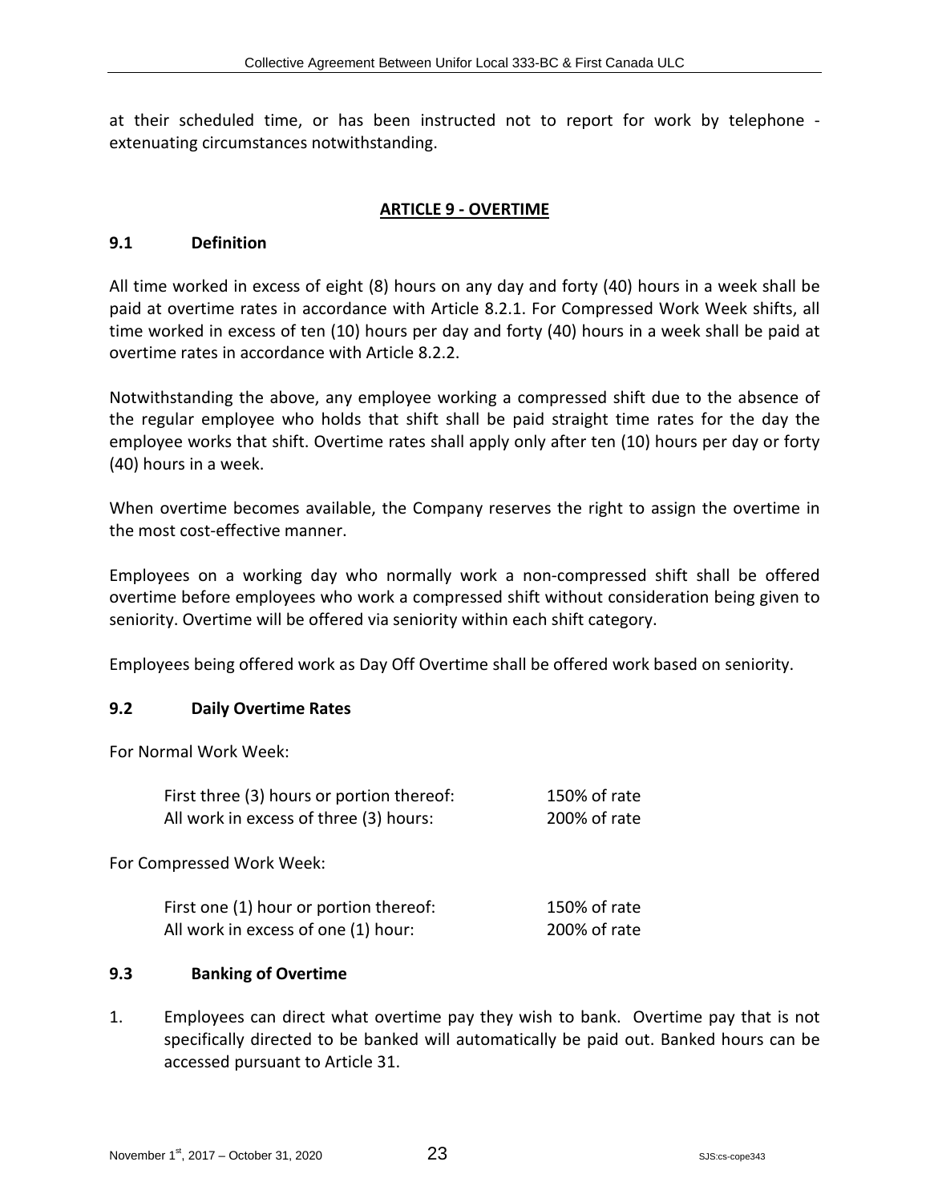at their scheduled time, or has been instructed not to report for work by telephone - extenuating circumstances notwithstanding.

## ARTICLE 9 - OVERTIME

### 9.1 Definition

All time worked in excess of eight (8) hours on any day and forty (40) hours in a week shall be paid at overtime rates in accordance with Article 8.2.1. For Compressed Work Week shifts, all time worked in excess of ten (10) hours per day and forty (40) hours in a week shall be paid at overtime rates in accordance with Article 8.2.2.

Notwithstanding the above, any employee working a compressed shift due to the absence of the regular employee who holds that shift shall be paid straight time rates for the day the employee works that shift. Overtime rates shall apply only after ten (10) hours per day or forty (40) hours in a week.

When overtime becomes available, the Company reserves the right to assign the overtime in the most cost-effective manner.

Employees on a working day who normally work a non-compressed shift shall be offered overtime before employees who work a compressed shift without consideration being given to seniority. Overtime will be offered via seniority within each shift category.

Employees being offered work as Day Off Overtime shall be offered work based on seniority.

### 9.2 Daily Overtime Rates

For Normal Work Week:

| | |
|---|---|
| First three (3) hours or portion thereof: | 150% of rate |
| All work in excess of three (3) hours: | 200% of rate |

For Compressed Work Week:

| | |
|---|---|
| First one (1) hour or portion thereof: | 150% of rate |
| All work in excess of one (1) hour: | 200% of rate |

### 9.3 Banking of Overtime

1. Employees can direct what overtime pay they wish to bank. Overtime pay that is not specifically directed to be banked will automatically be paid out. Banked hours can be accessed pursuant to Article 31.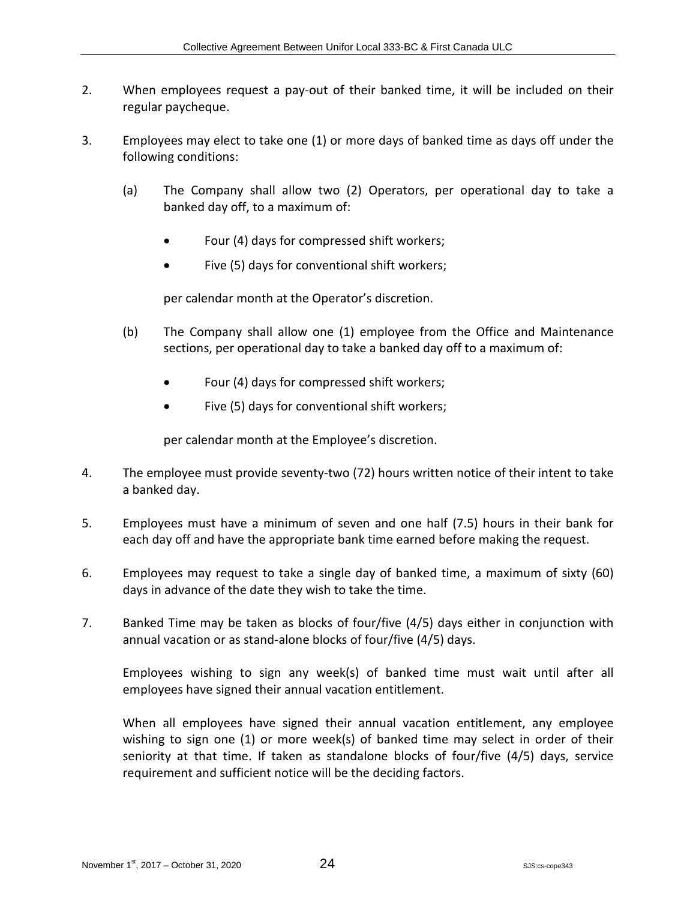2. When employees request a pay-out of their banked time, it will be included on their regular paycheque.

3. Employees may elect to take one (1) or more days of banked time as days off under the following conditions:

   (a) The Company shall allow two (2) Operators, per operational day to take a banked day off, to a maximum of:

   - Four (4) days for compressed shift workers;
   - Five (5) days for conventional shift workers;

   per calendar month at the Operator's discretion.

   (b) The Company shall allow one (1) employee from the Office and Maintenance sections, per operational day to take a banked day off to a maximum of:

   - Four (4) days for compressed shift workers;
   - Five (5) days for conventional shift workers;

   per calendar month at the Employee's discretion.

4. The employee must provide seventy-two (72) hours written notice of their intent to take a banked day.

5. Employees must have a minimum of seven and one half (7.5) hours in their bank for each day off and have the appropriate bank time earned before making the request.

6. Employees may request to take a single day of banked time, a maximum of sixty (60) days in advance of the date they wish to take the time.

7. Banked Time may be taken as blocks of four/five (4/5) days either in conjunction with annual vacation or as stand-alone blocks of four/five (4/5) days.

   Employees wishing to sign any week(s) of banked time must wait until after all employees have signed their annual vacation entitlement.

   When all employees have signed their annual vacation entitlement, any employee wishing to sign one (1) or more week(s) of banked time may select in order of their seniority at that time. If taken as standalone blocks of four/five (4/5) days, service requirement and sufficient notice will be the deciding factors.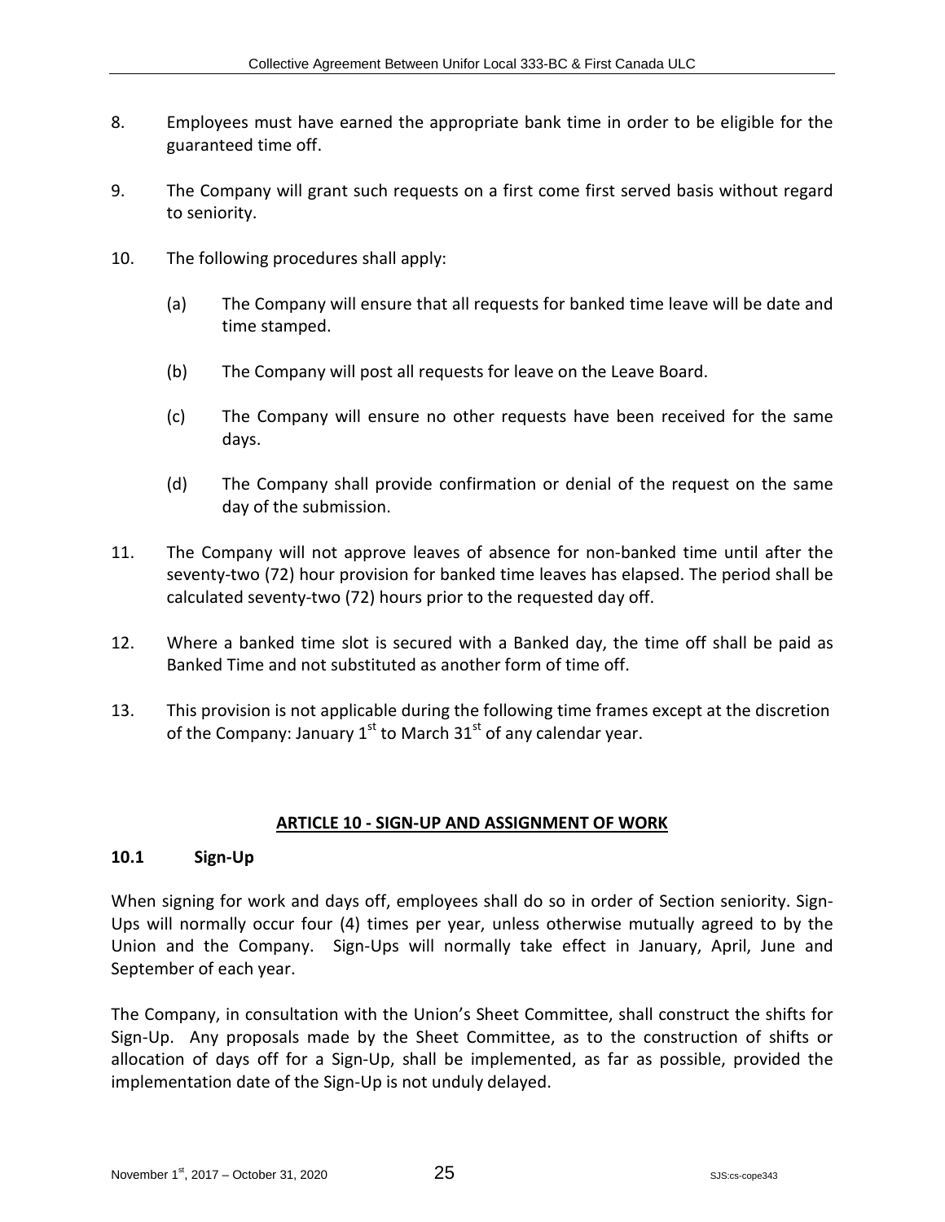8. Employees must have earned the appropriate bank time in order to be eligible for the guaranteed time off.

9. The Company will grant such requests on a first come first served basis without regard to seniority.

10. The following procedures shall apply:

    (a) The Company will ensure that all requests for banked time leave will be date and time stamped.

    (b) The Company will post all requests for leave on the Leave Board.

    (c) The Company will ensure no other requests have been received for the same days.

    (d) The Company shall provide confirmation or denial of the request on the same day of the submission.

11. The Company will not approve leaves of absence for non-banked time until after the seventy-two (72) hour provision for banked time leaves has elapsed. The period shall be calculated seventy-two (72) hours prior to the requested day off.

12. Where a banked time slot is secured with a Banked day, the time off shall be paid as Banked Time and not substituted as another form of time off.

13. This provision is not applicable during the following time frames except at the discretion of the Company: January 1st to March 31st of any calendar year.

## ARTICLE 10 - SIGN-UP AND ASSIGNMENT OF WORK

### 10.1 Sign-Up

When signing for work and days off, employees shall do so in order of Section seniority. Sign-Ups will normally occur four (4) times per year, unless otherwise mutually agreed to by the Union and the Company. Sign-Ups will normally take effect in January, April, June and September of each year.

The Company, in consultation with the Union's Sheet Committee, shall construct the shifts for Sign-Up. Any proposals made by the Sheet Committee, as to the construction of shifts or allocation of days off for a Sign-Up, shall be implemented, as far as possible, provided the implementation date of the Sign-Up is not unduly delayed.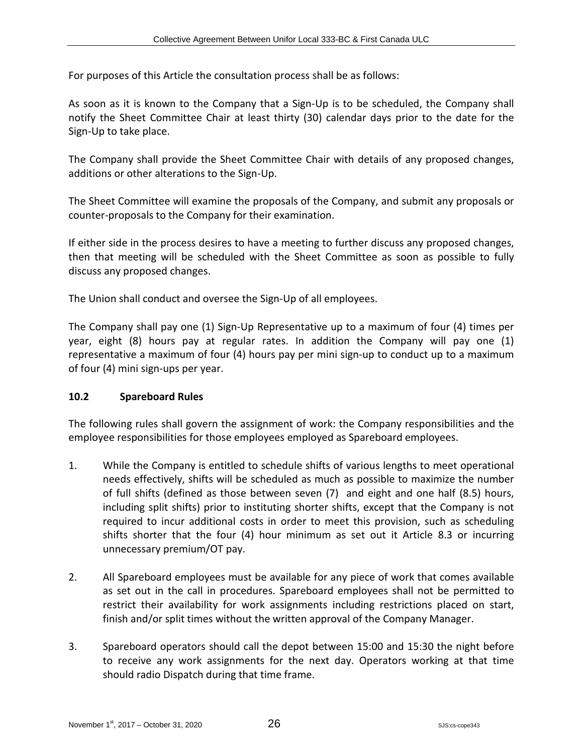For purposes of this Article the consultation process shall be as follows:

As soon as it is known to the Company that a Sign-Up is to be scheduled, the Company shall notify the Sheet Committee Chair at least thirty (30) calendar days prior to the date for the Sign-Up to take place.

The Company shall provide the Sheet Committee Chair with details of any proposed changes, additions or other alterations to the Sign-Up.

The Sheet Committee will examine the proposals of the Company, and submit any proposals or counter-proposals to the Company for their examination.

If either side in the process desires to have a meeting to further discuss any proposed changes, then that meeting will be scheduled with the Sheet Committee as soon as possible to fully discuss any proposed changes.

The Union shall conduct and oversee the Sign-Up of all employees.

The Company shall pay one (1) Sign-Up Representative up to a maximum of four (4) times per year, eight (8) hours pay at regular rates. In addition the Company will pay one (1) representative a maximum of four (4) hours pay per mini sign-up to conduct up to a maximum of four (4) mini sign-ups per year.

### 10.2 Spareboard Rules

The following rules shall govern the assignment of work: the Company responsibilities and the employee responsibilities for those employees employed as Spareboard employees.

1. While the Company is entitled to schedule shifts of various lengths to meet operational needs effectively, shifts will be scheduled as much as possible to maximize the number of full shifts (defined as those between seven (7) and eight and one half (8.5) hours, including split shifts) prior to instituting shorter shifts, except that the Company is not required to incur additional costs in order to meet this provision, such as scheduling shifts shorter that the four (4) hour minimum as set out it Article 8.3 or incurring unnecessary premium/OT pay.

2. All Spareboard employees must be available for any piece of work that comes available as set out in the call in procedures. Spareboard employees shall not be permitted to restrict their availability for work assignments including restrictions placed on start, finish and/or split times without the written approval of the Company Manager.

3. Spareboard operators should call the depot between 15:00 and 15:30 the night before to receive any work assignments for the next day. Operators working at that time should radio Dispatch during that time frame.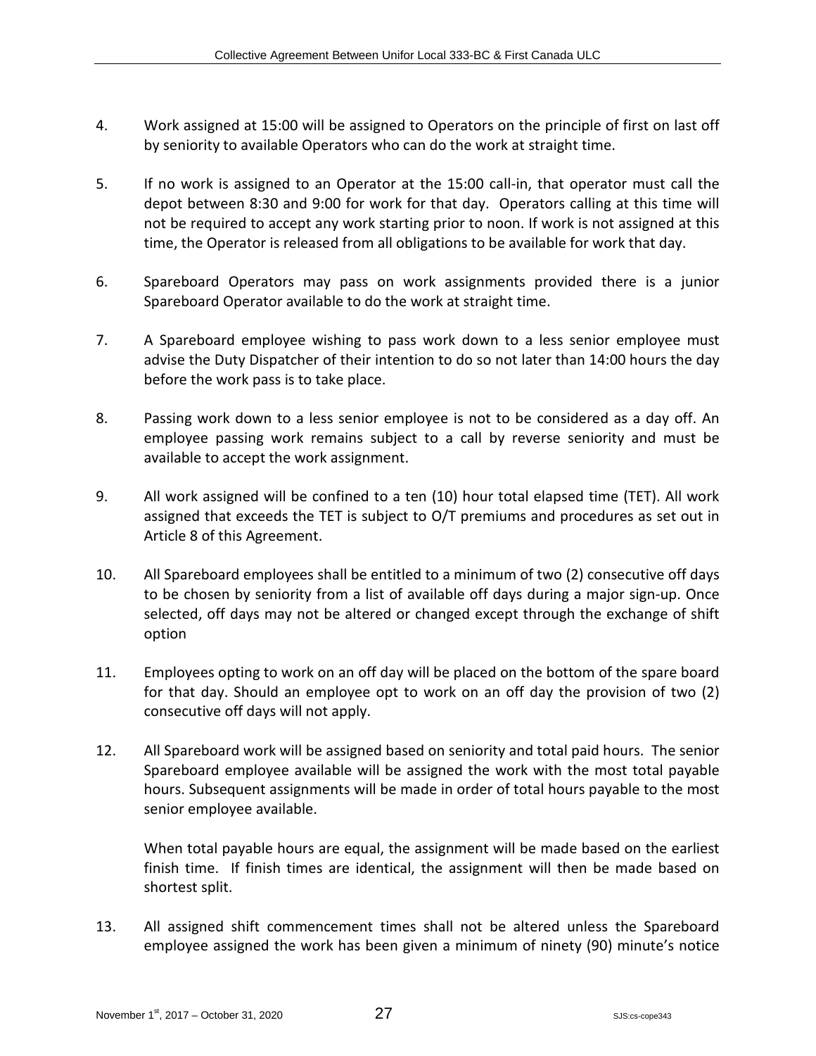4. Work assigned at 15:00 will be assigned to Operators on the principle of first on last off by seniority to available Operators who can do the work at straight time.

5. If no work is assigned to an Operator at the 15:00 call-in, that operator must call the depot between 8:30 and 9:00 for work for that day. Operators calling at this time will not be required to accept any work starting prior to noon. If work is not assigned at this time, the Operator is released from all obligations to be available for work that day.

6. Spareboard Operators may pass on work assignments provided there is a junior Spareboard Operator available to do the work at straight time.

7. A Spareboard employee wishing to pass work down to a less senior employee must advise the Duty Dispatcher of their intention to do so not later than 14:00 hours the day before the work pass is to take place.

8. Passing work down to a less senior employee is not to be considered as a day off. An employee passing work remains subject to a call by reverse seniority and must be available to accept the work assignment.

9. All work assigned will be confined to a ten (10) hour total elapsed time (TET). All work assigned that exceeds the TET is subject to O/T premiums and procedures as set out in Article 8 of this Agreement.

10. All Spareboard employees shall be entitled to a minimum of two (2) consecutive off days to be chosen by seniority from a list of available off days during a major sign-up. Once selected, off days may not be altered or changed except through the exchange of shift option

11. Employees opting to work on an off day will be placed on the bottom of the spare board for that day. Should an employee opt to work on an off day the provision of two (2) consecutive off days will not apply.

12. All Spareboard work will be assigned based on seniority and total paid hours. The senior Spareboard employee available will be assigned the work with the most total payable hours. Subsequent assignments will be made in order of total hours payable to the most senior employee available.

    When total payable hours are equal, the assignment will be made based on the earliest finish time. If finish times are identical, the assignment will then be made based on shortest split.

13. All assigned shift commencement times shall not be altered unless the Spareboard employee assigned the work has been given a minimum of ninety (90) minute's notice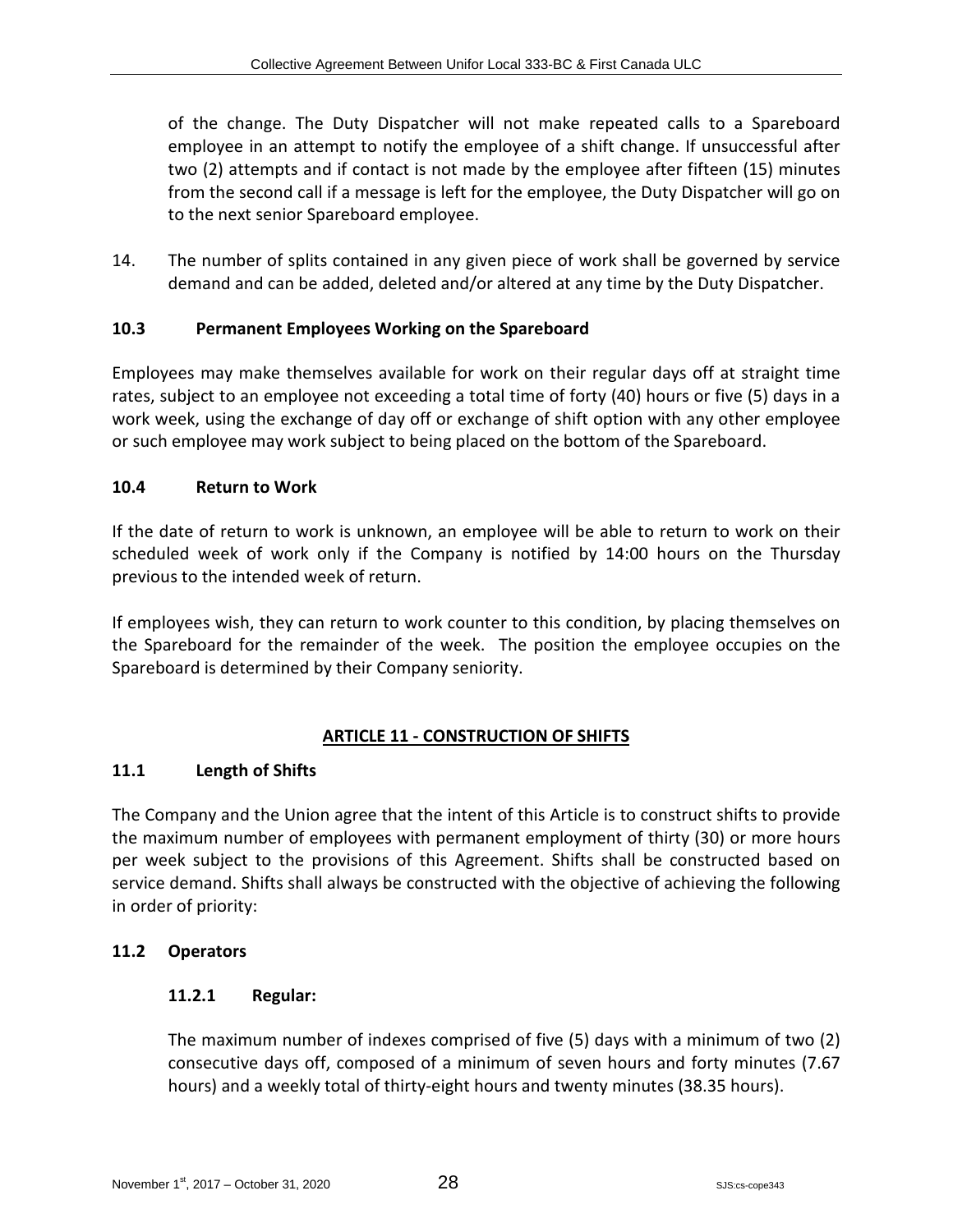of the change. The Duty Dispatcher will not make repeated calls to a Spareboard employee in an attempt to notify the employee of a shift change. If unsuccessful after two (2) attempts and if contact is not made by the employee after fifteen (15) minutes from the second call if a message is left for the employee, the Duty Dispatcher will go on to the next senior Spareboard employee.

14. The number of splits contained in any given piece of work shall be governed by service demand and can be added, deleted and/or altered at any time by the Duty Dispatcher.

### 10.3 Permanent Employees Working on the Spareboard

Employees may make themselves available for work on their regular days off at straight time rates, subject to an employee not exceeding a total time of forty (40) hours or five (5) days in a work week, using the exchange of day off or exchange of shift option with any other employee or such employee may work subject to being placed on the bottom of the Spareboard.

### 10.4 Return to Work

If the date of return to work is unknown, an employee will be able to return to work on their scheduled week of work only if the Company is notified by 14:00 hours on the Thursday previous to the intended week of return.

If employees wish, they can return to work counter to this condition, by placing themselves on the Spareboard for the remainder of the week. The position the employee occupies on the Spareboard is determined by their Company seniority.

## ARTICLE 11 - CONSTRUCTION OF SHIFTS

### 11.1 Length of Shifts

The Company and the Union agree that the intent of this Article is to construct shifts to provide the maximum number of employees with permanent employment of thirty (30) or more hours per week subject to the provisions of this Agreement. Shifts shall be constructed based on service demand. Shifts shall always be constructed with the objective of achieving the following in order of priority:

### 11.2 Operators

#### 11.2.1 Regular:

The maximum number of indexes comprised of five (5) days with a minimum of two (2) consecutive days off, composed of a minimum of seven hours and forty minutes (7.67 hours) and a weekly total of thirty-eight hours and twenty minutes (38.35 hours).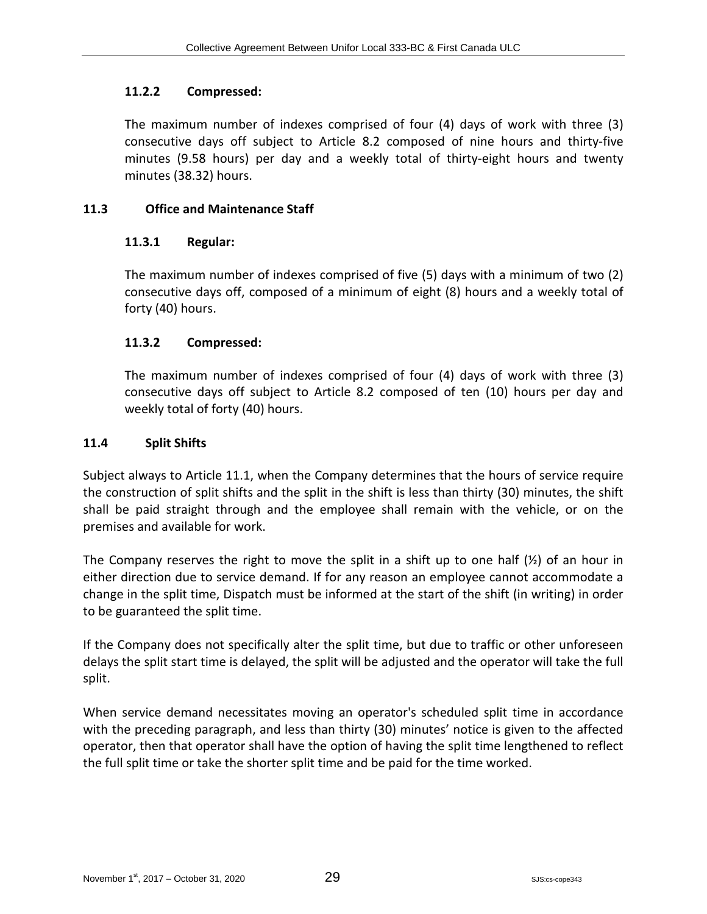#### 11.2.2 Compressed:

The maximum number of indexes comprised of four (4) days of work with three (3) consecutive days off subject to Article 8.2 composed of nine hours and thirty-five minutes (9.58 hours) per day and a weekly total of thirty-eight hours and twenty minutes (38.32) hours.

### 11.3 Office and Maintenance Staff

#### 11.3.1 Regular:

The maximum number of indexes comprised of five (5) days with a minimum of two (2) consecutive days off, composed of a minimum of eight (8) hours and a weekly total of forty (40) hours.

#### 11.3.2 Compressed:

The maximum number of indexes comprised of four (4) days of work with three (3) consecutive days off subject to Article 8.2 composed of ten (10) hours per day and weekly total of forty (40) hours.

### 11.4 Split Shifts

Subject always to Article 11.1, when the Company determines that the hours of service require the construction of split shifts and the split in the shift is less than thirty (30) minutes, the shift shall be paid straight through and the employee shall remain with the vehicle, or on the premises and available for work.

The Company reserves the right to move the split in a shift up to one half (½) of an hour in either direction due to service demand. If for any reason an employee cannot accommodate a change in the split time, Dispatch must be informed at the start of the shift (in writing) in order to be guaranteed the split time.

If the Company does not specifically alter the split time, but due to traffic or other unforeseen delays the split start time is delayed, the split will be adjusted and the operator will take the full split.

When service demand necessitates moving an operator's scheduled split time in accordance with the preceding paragraph, and less than thirty (30) minutes' notice is given to the affected operator, then that operator shall have the option of having the split time lengthened to reflect the full split time or take the shorter split time and be paid for the time worked.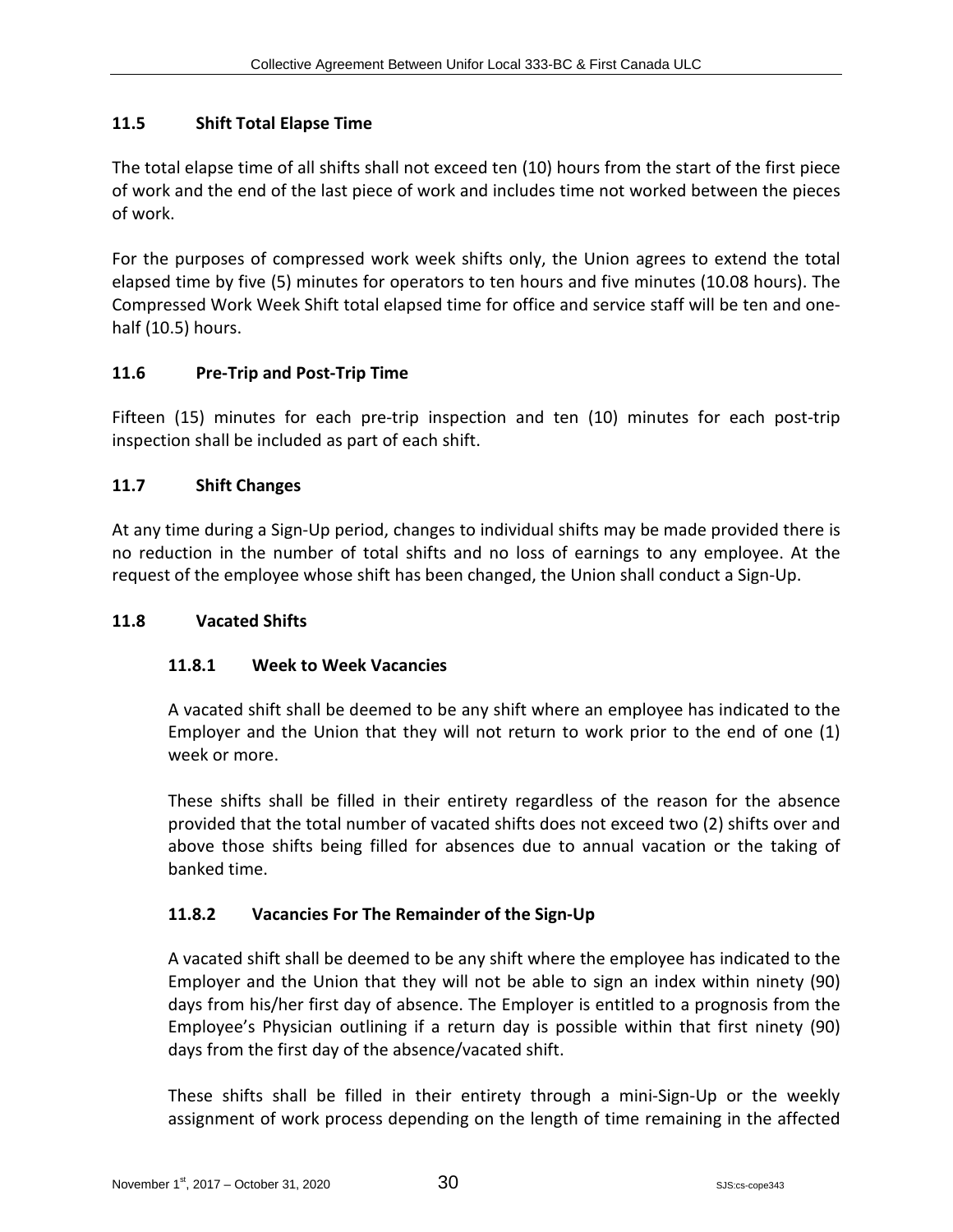### 11.5 Shift Total Elapse Time

The total elapse time of all shifts shall not exceed ten (10) hours from the start of the first piece of work and the end of the last piece of work and includes time not worked between the pieces of work.

For the purposes of compressed work week shifts only, the Union agrees to extend the total elapsed time by five (5) minutes for operators to ten hours and five minutes (10.08 hours). The Compressed Work Week Shift total elapsed time for office and service staff will be ten and one-half (10.5) hours.

### 11.6 Pre-Trip and Post-Trip Time

Fifteen (15) minutes for each pre-trip inspection and ten (10) minutes for each post-trip inspection shall be included as part of each shift.

### 11.7 Shift Changes

At any time during a Sign-Up period, changes to individual shifts may be made provided there is no reduction in the number of total shifts and no loss of earnings to any employee. At the request of the employee whose shift has been changed, the Union shall conduct a Sign-Up.

### 11.8 Vacated Shifts

#### 11.8.1 Week to Week Vacancies

A vacated shift shall be deemed to be any shift where an employee has indicated to the Employer and the Union that they will not return to work prior to the end of one (1) week or more.

These shifts shall be filled in their entirety regardless of the reason for the absence provided that the total number of vacated shifts does not exceed two (2) shifts over and above those shifts being filled for absences due to annual vacation or the taking of banked time.

#### 11.8.2 Vacancies For The Remainder of the Sign-Up

A vacated shift shall be deemed to be any shift where the employee has indicated to the Employer and the Union that they will not be able to sign an index within ninety (90) days from his/her first day of absence. The Employer is entitled to a prognosis from the Employee's Physician outlining if a return day is possible within that first ninety (90) days from the first day of the absence/vacated shift.

These shifts shall be filled in their entirety through a mini-Sign-Up or the weekly assignment of work process depending on the length of time remaining in the affected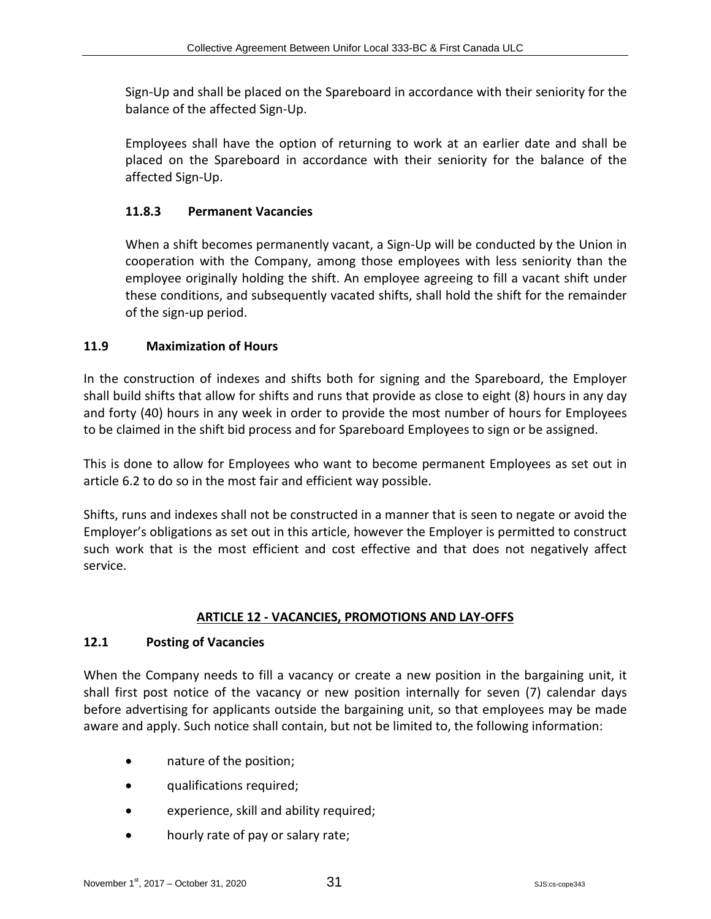Sign-Up and shall be placed on the Spareboard in accordance with their seniority for the balance of the affected Sign-Up.

Employees shall have the option of returning to work at an earlier date and shall be placed on the Spareboard in accordance with their seniority for the balance of the affected Sign-Up.

#### 11.8.3 Permanent Vacancies

When a shift becomes permanently vacant, a Sign-Up will be conducted by the Union in cooperation with the Company, among those employees with less seniority than the employee originally holding the shift. An employee agreeing to fill a vacant shift under these conditions, and subsequently vacated shifts, shall hold the shift for the remainder of the sign-up period.

### 11.9 Maximization of Hours

In the construction of indexes and shifts both for signing and the Spareboard, the Employer shall build shifts that allow for shifts and runs that provide as close to eight (8) hours in any day and forty (40) hours in any week in order to provide the most number of hours for Employees to be claimed in the shift bid process and for Spareboard Employees to sign or be assigned.

This is done to allow for Employees who want to become permanent Employees as set out in article 6.2 to do so in the most fair and efficient way possible.

Shifts, runs and indexes shall not be constructed in a manner that is seen to negate or avoid the Employer's obligations as set out in this article, however the Employer is permitted to construct such work that is the most efficient and cost effective and that does not negatively affect service.

## ARTICLE 12 - VACANCIES, PROMOTIONS AND LAY-OFFS

### 12.1 Posting of Vacancies

When the Company needs to fill a vacancy or create a new position in the bargaining unit, it shall first post notice of the vacancy or new position internally for seven (7) calendar days before advertising for applicants outside the bargaining unit, so that employees may be made aware and apply. Such notice shall contain, but not be limited to, the following information:

- nature of the position;
- qualifications required;
- experience, skill and ability required;
- hourly rate of pay or salary rate;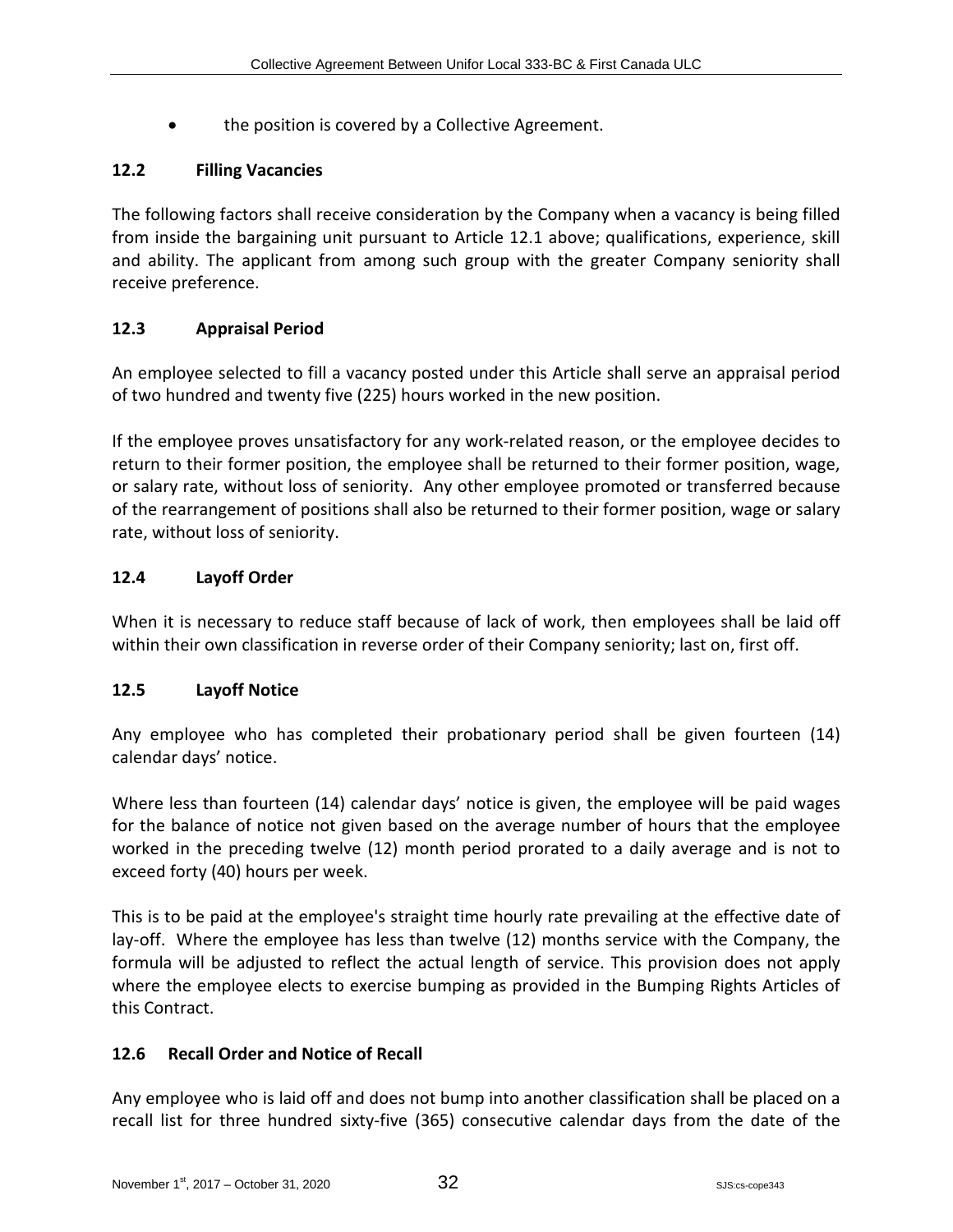- the position is covered by a Collective Agreement.

### 12.2 Filling Vacancies

The following factors shall receive consideration by the Company when a vacancy is being filled from inside the bargaining unit pursuant to Article 12.1 above; qualifications, experience, skill and ability. The applicant from among such group with the greater Company seniority shall receive preference.

### 12.3 Appraisal Period

An employee selected to fill a vacancy posted under this Article shall serve an appraisal period of two hundred and twenty five (225) hours worked in the new position.

If the employee proves unsatisfactory for any work-related reason, or the employee decides to return to their former position, the employee shall be returned to their former position, wage, or salary rate, without loss of seniority. Any other employee promoted or transferred because of the rearrangement of positions shall also be returned to their former position, wage or salary rate, without loss of seniority.

### 12.4 Layoff Order

When it is necessary to reduce staff because of lack of work, then employees shall be laid off within their own classification in reverse order of their Company seniority; last on, first off.

### 12.5 Layoff Notice

Any employee who has completed their probationary period shall be given fourteen (14) calendar days' notice.

Where less than fourteen (14) calendar days' notice is given, the employee will be paid wages for the balance of notice not given based on the average number of hours that the employee worked in the preceding twelve (12) month period prorated to a daily average and is not to exceed forty (40) hours per week.

This is to be paid at the employee's straight time hourly rate prevailing at the effective date of lay-off. Where the employee has less than twelve (12) months service with the Company, the formula will be adjusted to reflect the actual length of service. This provision does not apply where the employee elects to exercise bumping as provided in the Bumping Rights Articles of this Contract.

### 12.6 Recall Order and Notice of Recall

Any employee who is laid off and does not bump into another classification shall be placed on a recall list for three hundred sixty-five (365) consecutive calendar days from the date of the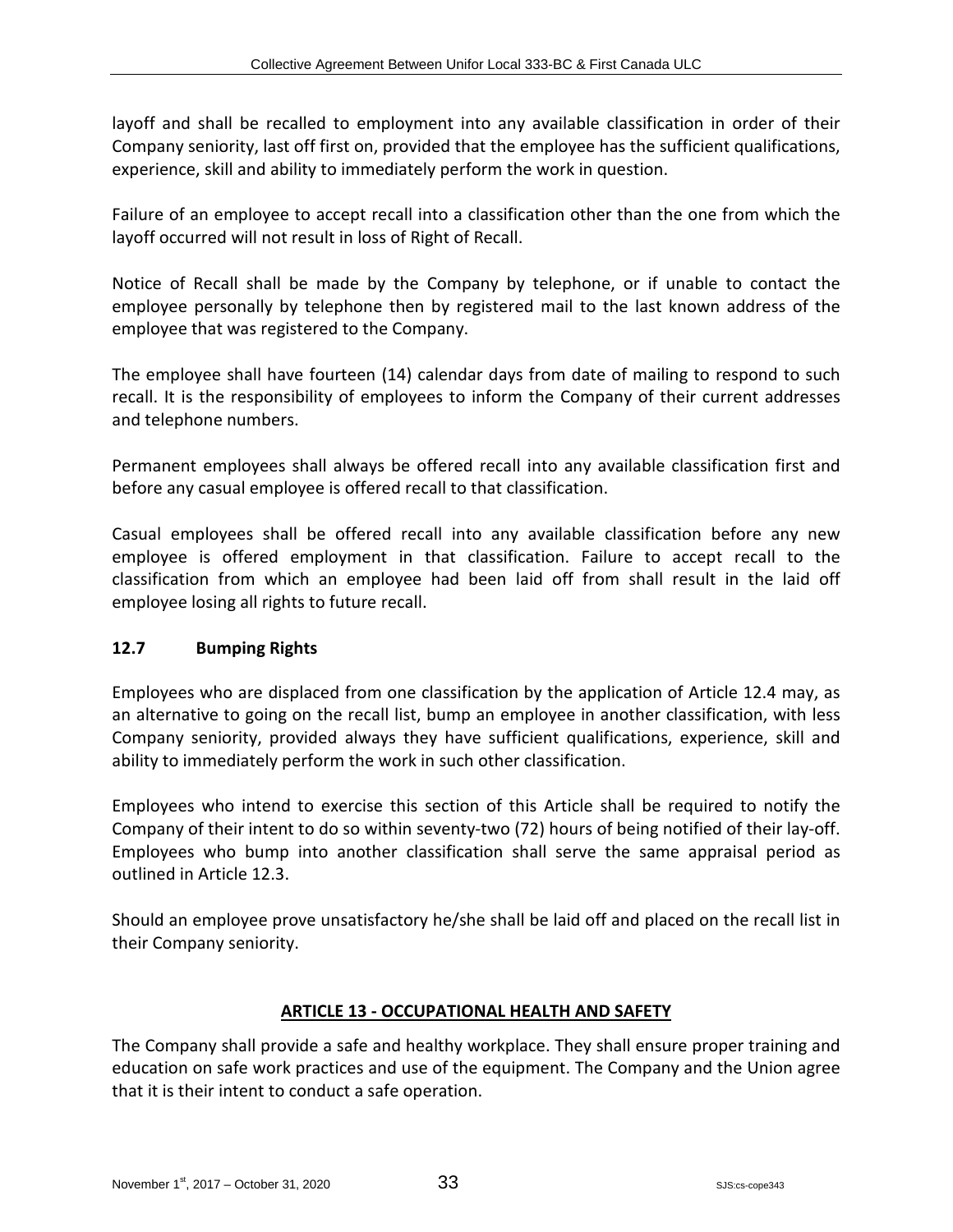layoff and shall be recalled to employment into any available classification in order of their Company seniority, last off first on, provided that the employee has the sufficient qualifications, experience, skill and ability to immediately perform the work in question.

Failure of an employee to accept recall into a classification other than the one from which the layoff occurred will not result in loss of Right of Recall.

Notice of Recall shall be made by the Company by telephone, or if unable to contact the employee personally by telephone then by registered mail to the last known address of the employee that was registered to the Company.

The employee shall have fourteen (14) calendar days from date of mailing to respond to such recall. It is the responsibility of employees to inform the Company of their current addresses and telephone numbers.

Permanent employees shall always be offered recall into any available classification first and before any casual employee is offered recall to that classification.

Casual employees shall be offered recall into any available classification before any new employee is offered employment in that classification. Failure to accept recall to the classification from which an employee had been laid off from shall result in the laid off employee losing all rights to future recall.

### 12.7 Bumping Rights

Employees who are displaced from one classification by the application of Article 12.4 may, as an alternative to going on the recall list, bump an employee in another classification, with less Company seniority, provided always they have sufficient qualifications, experience, skill and ability to immediately perform the work in such other classification.

Employees who intend to exercise this section of this Article shall be required to notify the Company of their intent to do so within seventy-two (72) hours of being notified of their lay-off. Employees who bump into another classification shall serve the same appraisal period as outlined in Article 12.3.

Should an employee prove unsatisfactory he/she shall be laid off and placed on the recall list in their Company seniority.

## ARTICLE 13 - OCCUPATIONAL HEALTH AND SAFETY

The Company shall provide a safe and healthy workplace. They shall ensure proper training and education on safe work practices and use of the equipment. The Company and the Union agree that it is their intent to conduct a safe operation.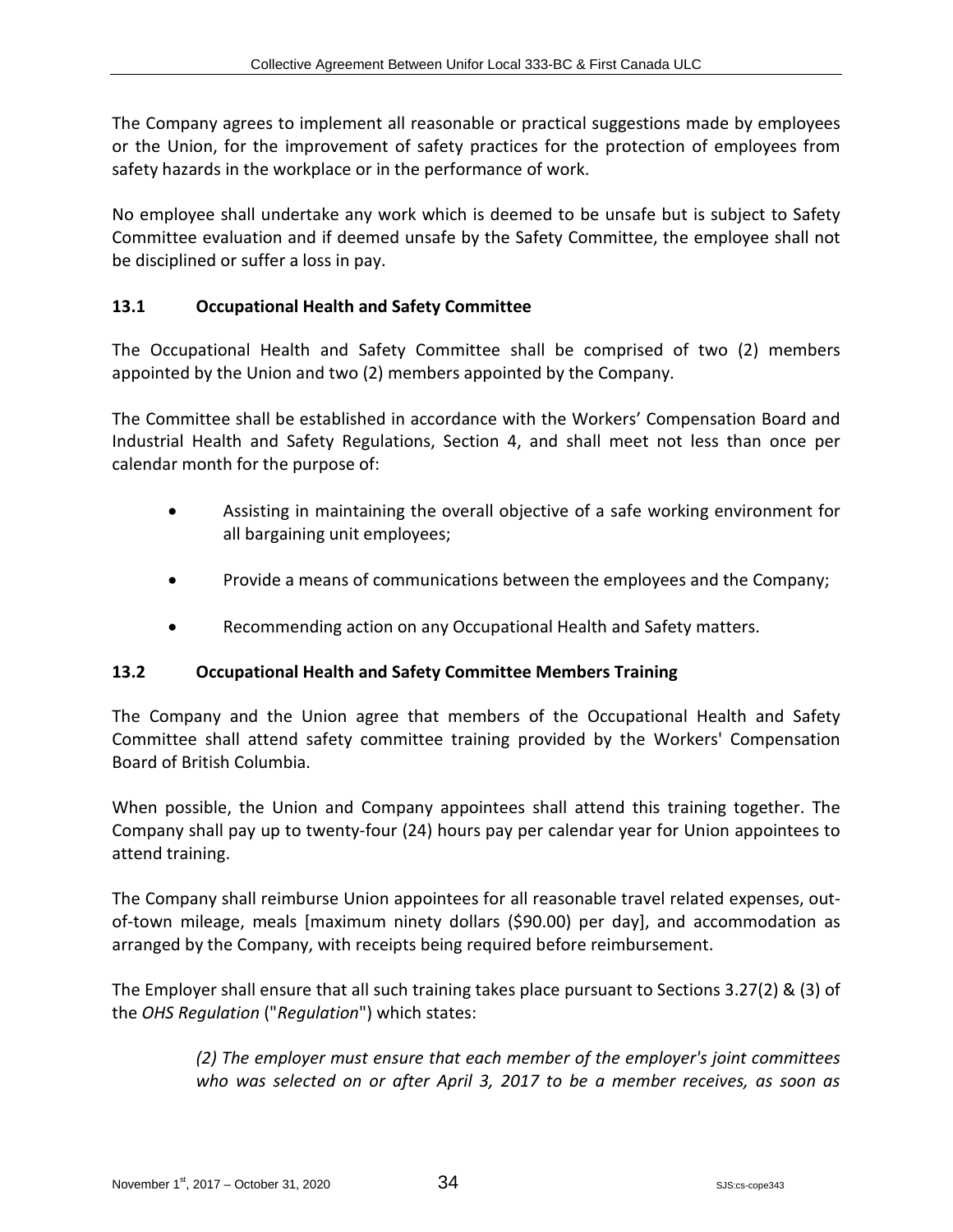The Company agrees to implement all reasonable or practical suggestions made by employees or the Union, for the improvement of safety practices for the protection of employees from safety hazards in the workplace or in the performance of work.

No employee shall undertake any work which is deemed to be unsafe but is subject to Safety Committee evaluation and if deemed unsafe by the Safety Committee, the employee shall not be disciplined or suffer a loss in pay.

### 13.1 Occupational Health and Safety Committee

The Occupational Health and Safety Committee shall be comprised of two (2) members appointed by the Union and two (2) members appointed by the Company.

The Committee shall be established in accordance with the Workers' Compensation Board and Industrial Health and Safety Regulations, Section 4, and shall meet not less than once per calendar month for the purpose of:

- Assisting in maintaining the overall objective of a safe working environment for all bargaining unit employees;
- Provide a means of communications between the employees and the Company;
- Recommending action on any Occupational Health and Safety matters.

### 13.2 Occupational Health and Safety Committee Members Training

The Company and the Union agree that members of the Occupational Health and Safety Committee shall attend safety committee training provided by the Workers' Compensation Board of British Columbia.

When possible, the Union and Company appointees shall attend this training together. The Company shall pay up to twenty-four (24) hours pay per calendar year for Union appointees to attend training.

The Company shall reimburse Union appointees for all reasonable travel related expenses, out-of-town mileage, meals [maximum ninety dollars ($90.00) per day], and accommodation as arranged by the Company, with receipts being required before reimbursement.

The Employer shall ensure that all such training takes place pursuant to Sections 3.27(2) & (3) of the *OHS Regulation* ("*Regulation*") which states:

> *(2) The employer must ensure that each member of the employer's joint committees who was selected on or after April 3, 2017 to be a member receives, as soon as*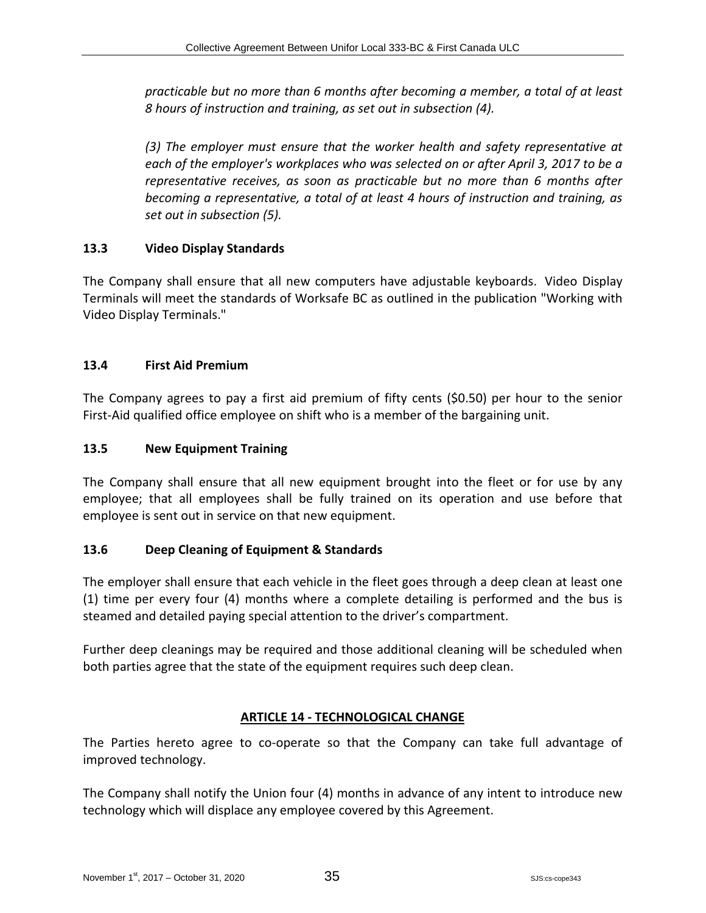*practicable but no more than 6 months after becoming a member, a total of at least 8 hours of instruction and training, as set out in subsection (4).*

*(3) The employer must ensure that the worker health and safety representative at each of the employer's workplaces who was selected on or after April 3, 2017 to be a representative receives, as soon as practicable but no more than 6 months after becoming a representative, a total of at least 4 hours of instruction and training, as set out in subsection (5).*

### 13.3 Video Display Standards

The Company shall ensure that all new computers have adjustable keyboards. Video Display Terminals will meet the standards of Worksafe BC as outlined in the publication "Working with Video Display Terminals."

### 13.4 First Aid Premium

The Company agrees to pay a first aid premium of fifty cents ($0.50) per hour to the senior First-Aid qualified office employee on shift who is a member of the bargaining unit.

### 13.5 New Equipment Training

The Company shall ensure that all new equipment brought into the fleet or for use by any employee; that all employees shall be fully trained on its operation and use before that employee is sent out in service on that new equipment.

### 13.6 Deep Cleaning of Equipment & Standards

The employer shall ensure that each vehicle in the fleet goes through a deep clean at least one (1) time per every four (4) months where a complete detailing is performed and the bus is steamed and detailed paying special attention to the driver's compartment.

Further deep cleanings may be required and those additional cleaning will be scheduled when both parties agree that the state of the equipment requires such deep clean.

## ARTICLE 14 - TECHNOLOGICAL CHANGE

The Parties hereto agree to co-operate so that the Company can take full advantage of improved technology.

The Company shall notify the Union four (4) months in advance of any intent to introduce new technology which will displace any employee covered by this Agreement.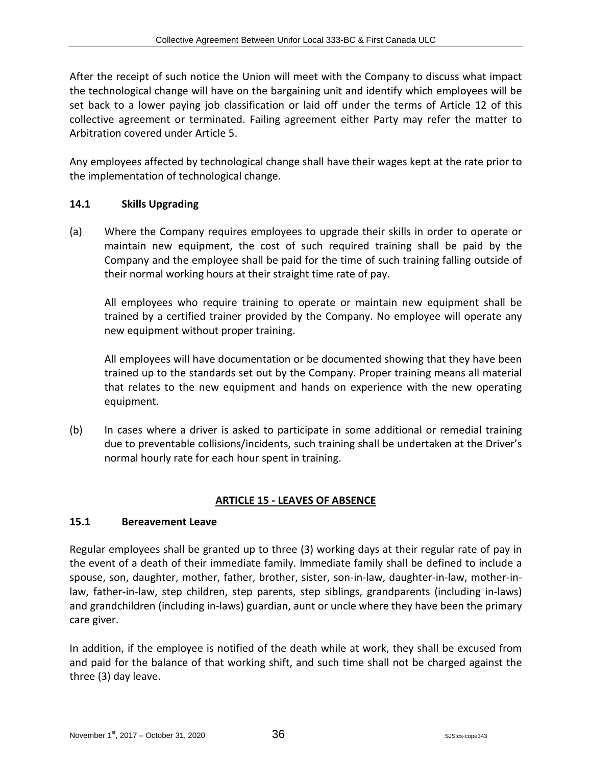After the receipt of such notice the Union will meet with the Company to discuss what impact the technological change will have on the bargaining unit and identify which employees will be set back to a lower paying job classification or laid off under the terms of Article 12 of this collective agreement or terminated. Failing agreement either Party may refer the matter to Arbitration covered under Article 5.

Any employees affected by technological change shall have their wages kept at the rate prior to the implementation of technological change.

### 14.1 Skills Upgrading

(a) Where the Company requires employees to upgrade their skills in order to operate or maintain new equipment, the cost of such required training shall be paid by the Company and the employee shall be paid for the time of such training falling outside of their normal working hours at their straight time rate of pay.

All employees who require training to operate or maintain new equipment shall be trained by a certified trainer provided by the Company. No employee will operate any new equipment without proper training.

All employees will have documentation or be documented showing that they have been trained up to the standards set out by the Company. Proper training means all material that relates to the new equipment and hands on experience with the new operating equipment.

(b) In cases where a driver is asked to participate in some additional or remedial training due to preventable collisions/incidents, such training shall be undertaken at the Driver's normal hourly rate for each hour spent in training.

## ARTICLE 15 - LEAVES OF ABSENCE

### 15.1 Bereavement Leave

Regular employees shall be granted up to three (3) working days at their regular rate of pay in the event of a death of their immediate family. Immediate family shall be defined to include a spouse, son, daughter, mother, father, brother, sister, son-in-law, daughter-in-law, mother-in-law, father-in-law, step children, step parents, step siblings, grandparents (including in-laws) and grandchildren (including in-laws) guardian, aunt or uncle where they have been the primary care giver.

In addition, if the employee is notified of the death while at work, they shall be excused from and paid for the balance of that working shift, and such time shall not be charged against the three (3) day leave.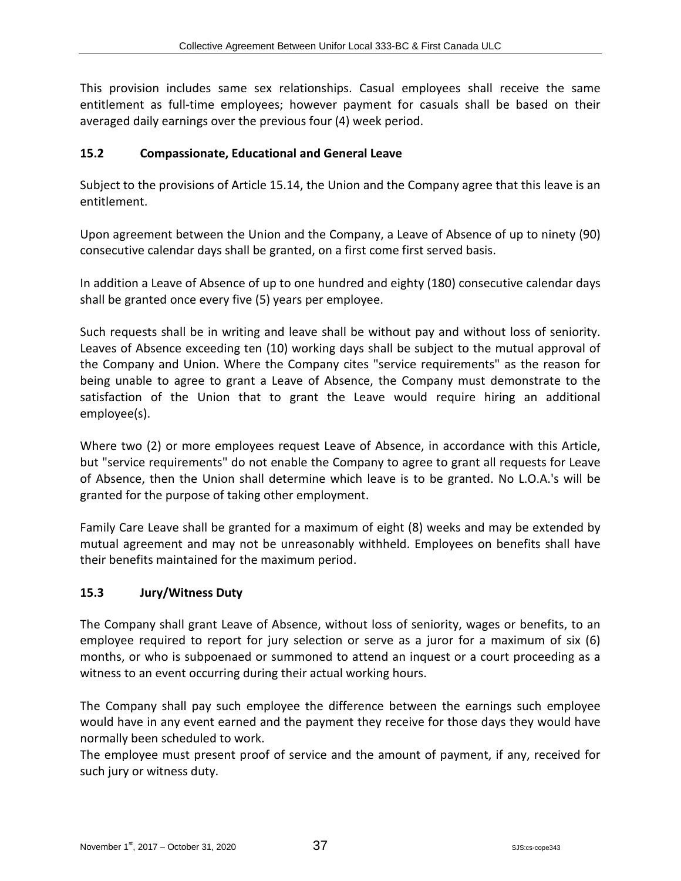This provision includes same sex relationships. Casual employees shall receive the same entitlement as full-time employees; however payment for casuals shall be based on their averaged daily earnings over the previous four (4) week period.

### 15.2 Compassionate, Educational and General Leave

Subject to the provisions of Article 15.14, the Union and the Company agree that this leave is an entitlement.

Upon agreement between the Union and the Company, a Leave of Absence of up to ninety (90) consecutive calendar days shall be granted, on a first come first served basis.

In addition a Leave of Absence of up to one hundred and eighty (180) consecutive calendar days shall be granted once every five (5) years per employee.

Such requests shall be in writing and leave shall be without pay and without loss of seniority. Leaves of Absence exceeding ten (10) working days shall be subject to the mutual approval of the Company and Union. Where the Company cites "service requirements" as the reason for being unable to agree to grant a Leave of Absence, the Company must demonstrate to the satisfaction of the Union that to grant the Leave would require hiring an additional employee(s).

Where two (2) or more employees request Leave of Absence, in accordance with this Article, but "service requirements" do not enable the Company to agree to grant all requests for Leave of Absence, then the Union shall determine which leave is to be granted. No L.O.A.'s will be granted for the purpose of taking other employment.

Family Care Leave shall be granted for a maximum of eight (8) weeks and may be extended by mutual agreement and may not be unreasonably withheld. Employees on benefits shall have their benefits maintained for the maximum period.

### 15.3 Jury/Witness Duty

The Company shall grant Leave of Absence, without loss of seniority, wages or benefits, to an employee required to report for jury selection or serve as a juror for a maximum of six (6) months, or who is subpoenaed or summoned to attend an inquest or a court proceeding as a witness to an event occurring during their actual working hours.

The Company shall pay such employee the difference between the earnings such employee would have in any event earned and the payment they receive for those days they would have normally been scheduled to work.
The employee must present proof of service and the amount of payment, if any, received for such jury or witness duty.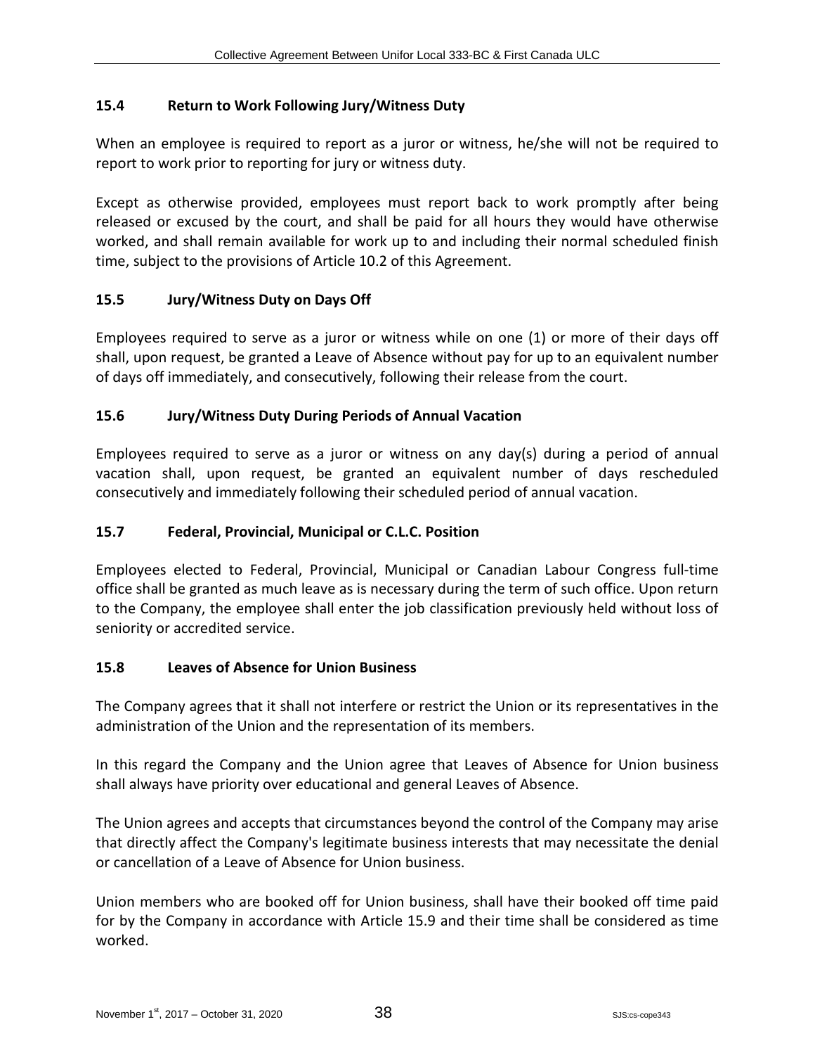### 15.4 Return to Work Following Jury/Witness Duty

When an employee is required to report as a juror or witness, he/she will not be required to report to work prior to reporting for jury or witness duty.

Except as otherwise provided, employees must report back to work promptly after being released or excused by the court, and shall be paid for all hours they would have otherwise worked, and shall remain available for work up to and including their normal scheduled finish time, subject to the provisions of Article 10.2 of this Agreement.

### 15.5 Jury/Witness Duty on Days Off

Employees required to serve as a juror or witness while on one (1) or more of their days off shall, upon request, be granted a Leave of Absence without pay for up to an equivalent number of days off immediately, and consecutively, following their release from the court.

### 15.6 Jury/Witness Duty During Periods of Annual Vacation

Employees required to serve as a juror or witness on any day(s) during a period of annual vacation shall, upon request, be granted an equivalent number of days rescheduled consecutively and immediately following their scheduled period of annual vacation.

### 15.7 Federal, Provincial, Municipal or C.L.C. Position

Employees elected to Federal, Provincial, Municipal or Canadian Labour Congress full-time office shall be granted as much leave as is necessary during the term of such office. Upon return to the Company, the employee shall enter the job classification previously held without loss of seniority or accredited service.

### 15.8 Leaves of Absence for Union Business

The Company agrees that it shall not interfere or restrict the Union or its representatives in the administration of the Union and the representation of its members.

In this regard the Company and the Union agree that Leaves of Absence for Union business shall always have priority over educational and general Leaves of Absence.

The Union agrees and accepts that circumstances beyond the control of the Company may arise that directly affect the Company's legitimate business interests that may necessitate the denial or cancellation of a Leave of Absence for Union business.

Union members who are booked off for Union business, shall have their booked off time paid for by the Company in accordance with Article 15.9 and their time shall be considered as time worked.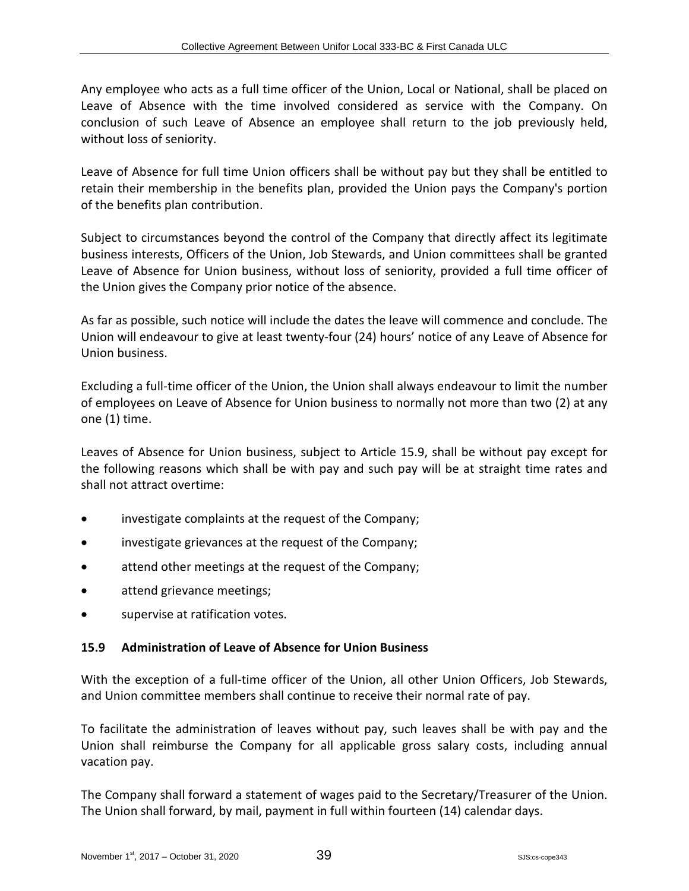Any employee who acts as a full time officer of the Union, Local or National, shall be placed on Leave of Absence with the time involved considered as service with the Company. On conclusion of such Leave of Absence an employee shall return to the job previously held, without loss of seniority.

Leave of Absence for full time Union officers shall be without pay but they shall be entitled to retain their membership in the benefits plan, provided the Union pays the Company's portion of the benefits plan contribution.

Subject to circumstances beyond the control of the Company that directly affect its legitimate business interests, Officers of the Union, Job Stewards, and Union committees shall be granted Leave of Absence for Union business, without loss of seniority, provided a full time officer of the Union gives the Company prior notice of the absence.

As far as possible, such notice will include the dates the leave will commence and conclude. The Union will endeavour to give at least twenty-four (24) hours' notice of any Leave of Absence for Union business.

Excluding a full-time officer of the Union, the Union shall always endeavour to limit the number of employees on Leave of Absence for Union business to normally not more than two (2) at any one (1) time.

Leaves of Absence for Union business, subject to Article 15.9, shall be without pay except for the following reasons which shall be with pay and such pay will be at straight time rates and shall not attract overtime:

- investigate complaints at the request of the Company;
- investigate grievances at the request of the Company;
- attend other meetings at the request of the Company;
- attend grievance meetings;
- supervise at ratification votes.

### 15.9 Administration of Leave of Absence for Union Business

With the exception of a full-time officer of the Union, all other Union Officers, Job Stewards, and Union committee members shall continue to receive their normal rate of pay.

To facilitate the administration of leaves without pay, such leaves shall be with pay and the Union shall reimburse the Company for all applicable gross salary costs, including annual vacation pay.

The Company shall forward a statement of wages paid to the Secretary/Treasurer of the Union. The Union shall forward, by mail, payment in full within fourteen (14) calendar days.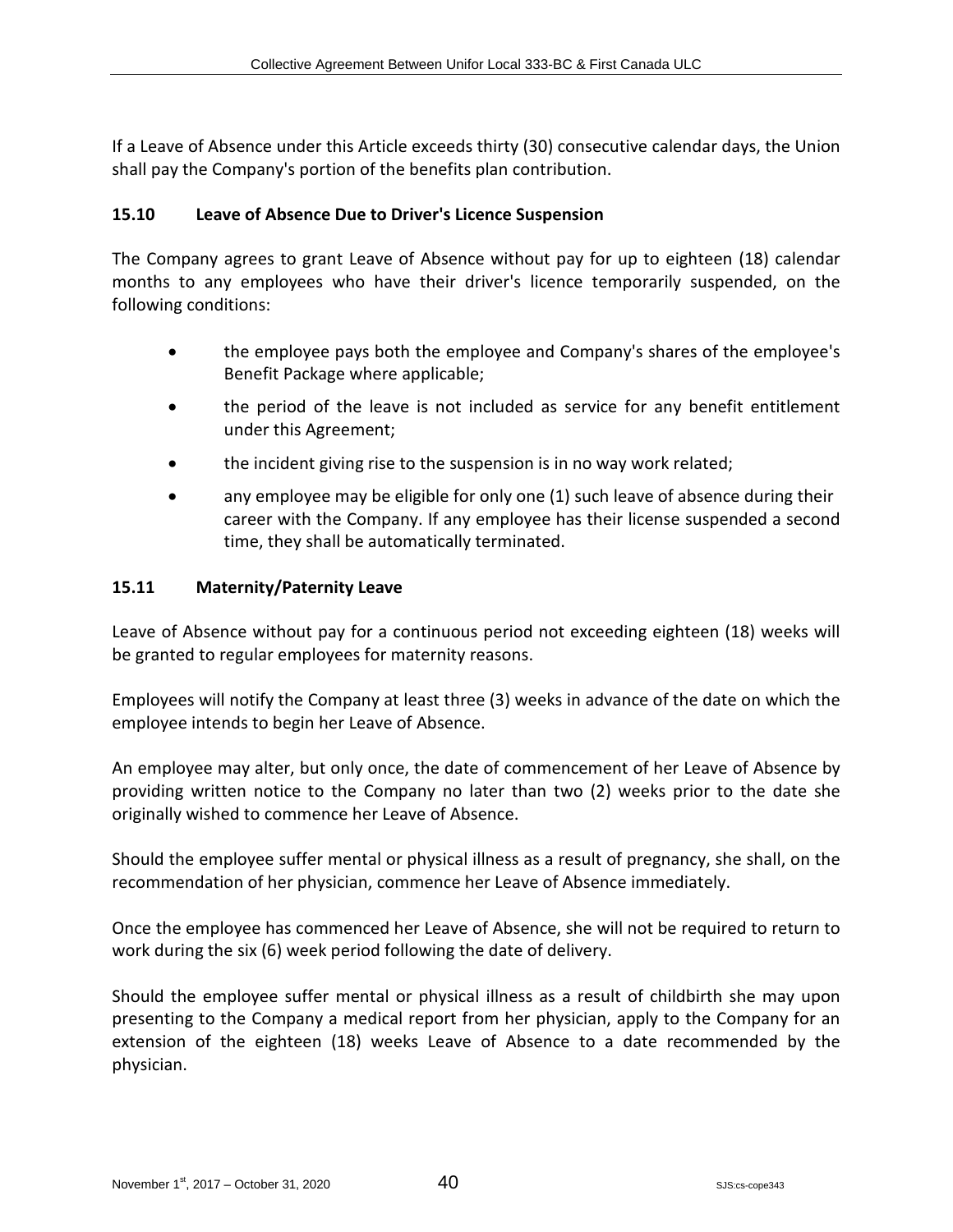If a Leave of Absence under this Article exceeds thirty (30) consecutive calendar days, the Union shall pay the Company's portion of the benefits plan contribution.

### 15.10 Leave of Absence Due to Driver's Licence Suspension

The Company agrees to grant Leave of Absence without pay for up to eighteen (18) calendar months to any employees who have their driver's licence temporarily suspended, on the following conditions:

- the employee pays both the employee and Company's shares of the employee's Benefit Package where applicable;
- the period of the leave is not included as service for any benefit entitlement under this Agreement;
- the incident giving rise to the suspension is in no way work related;
- any employee may be eligible for only one (1) such leave of absence during their career with the Company. If any employee has their license suspended a second time, they shall be automatically terminated.

### 15.11 Maternity/Paternity Leave

Leave of Absence without pay for a continuous period not exceeding eighteen (18) weeks will be granted to regular employees for maternity reasons.

Employees will notify the Company at least three (3) weeks in advance of the date on which the employee intends to begin her Leave of Absence.

An employee may alter, but only once, the date of commencement of her Leave of Absence by providing written notice to the Company no later than two (2) weeks prior to the date she originally wished to commence her Leave of Absence.

Should the employee suffer mental or physical illness as a result of pregnancy, she shall, on the recommendation of her physician, commence her Leave of Absence immediately.

Once the employee has commenced her Leave of Absence, she will not be required to return to work during the six (6) week period following the date of delivery.

Should the employee suffer mental or physical illness as a result of childbirth she may upon presenting to the Company a medical report from her physician, apply to the Company for an extension of the eighteen (18) weeks Leave of Absence to a date recommended by the physician.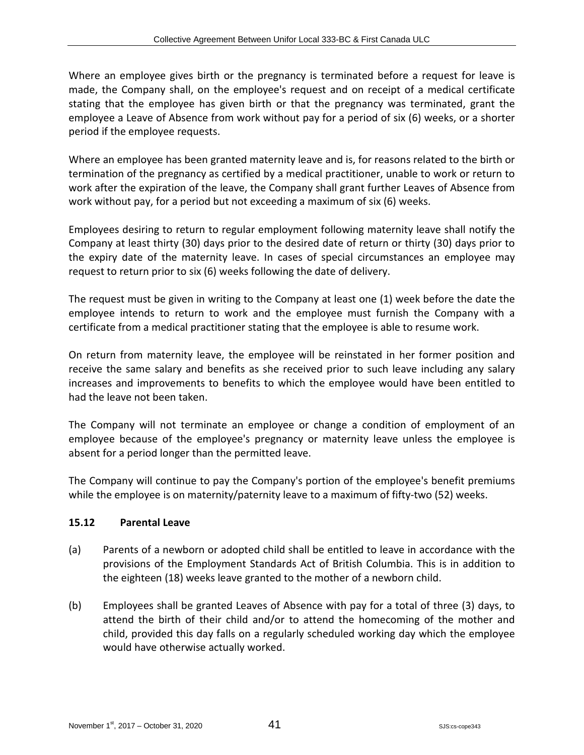Where an employee gives birth or the pregnancy is terminated before a request for leave is made, the Company shall, on the employee's request and on receipt of a medical certificate stating that the employee has given birth or that the pregnancy was terminated, grant the employee a Leave of Absence from work without pay for a period of six (6) weeks, or a shorter period if the employee requests.

Where an employee has been granted maternity leave and is, for reasons related to the birth or termination of the pregnancy as certified by a medical practitioner, unable to work or return to work after the expiration of the leave, the Company shall grant further Leaves of Absence from work without pay, for a period but not exceeding a maximum of six (6) weeks.

Employees desiring to return to regular employment following maternity leave shall notify the Company at least thirty (30) days prior to the desired date of return or thirty (30) days prior to the expiry date of the maternity leave. In cases of special circumstances an employee may request to return prior to six (6) weeks following the date of delivery.

The request must be given in writing to the Company at least one (1) week before the date the employee intends to return to work and the employee must furnish the Company with a certificate from a medical practitioner stating that the employee is able to resume work.

On return from maternity leave, the employee will be reinstated in her former position and receive the same salary and benefits as she received prior to such leave including any salary increases and improvements to benefits to which the employee would have been entitled to had the leave not been taken.

The Company will not terminate an employee or change a condition of employment of an employee because of the employee's pregnancy or maternity leave unless the employee is absent for a period longer than the permitted leave.

The Company will continue to pay the Company's portion of the employee's benefit premiums while the employee is on maternity/paternity leave to a maximum of fifty-two (52) weeks.

### 15.12 Parental Leave

(a) Parents of a newborn or adopted child shall be entitled to leave in accordance with the provisions of the Employment Standards Act of British Columbia. This is in addition to the eighteen (18) weeks leave granted to the mother of a newborn child.

(b) Employees shall be granted Leaves of Absence with pay for a total of three (3) days, to attend the birth of their child and/or to attend the homecoming of the mother and child, provided this day falls on a regularly scheduled working day which the employee would have otherwise actually worked.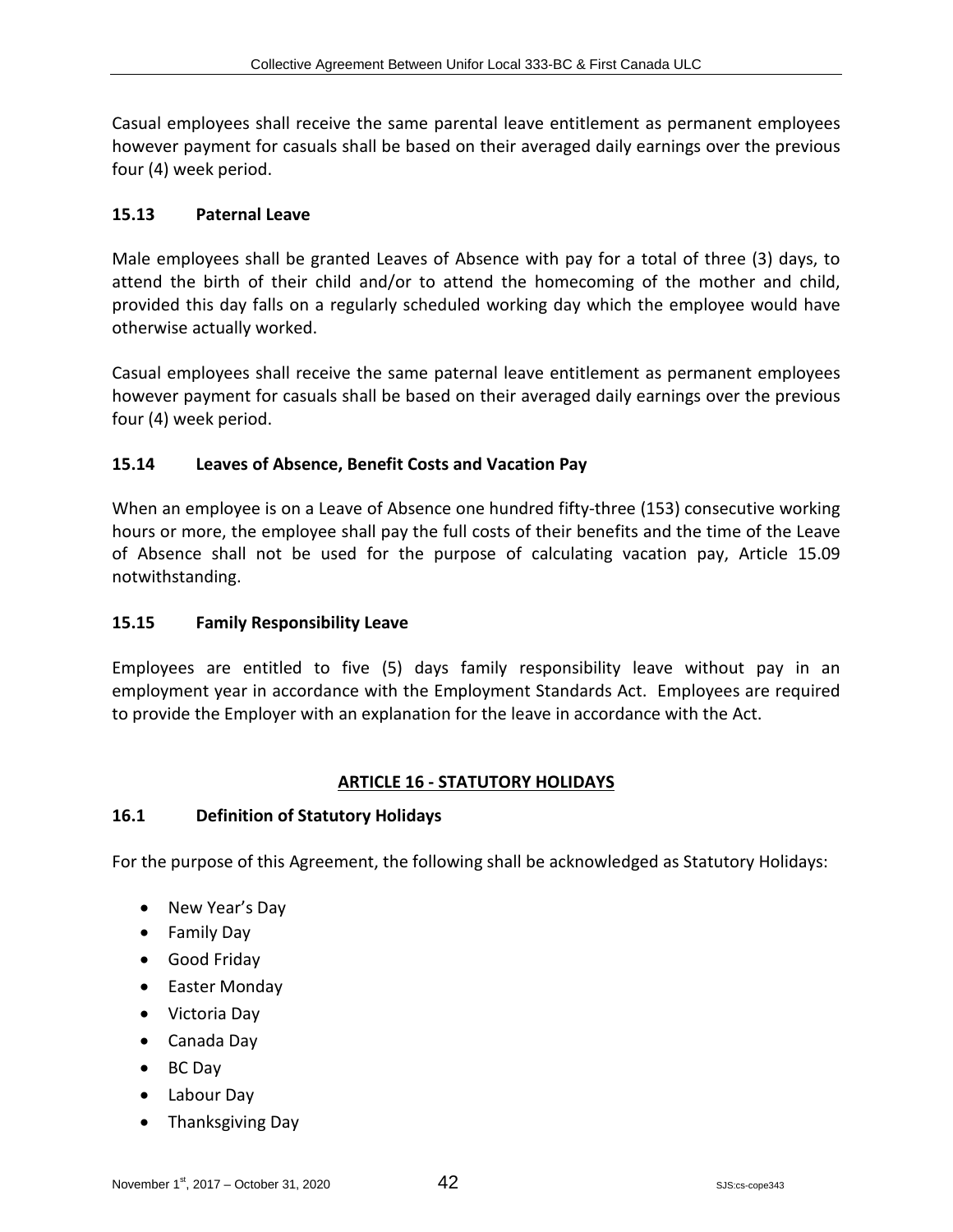Casual employees shall receive the same parental leave entitlement as permanent employees however payment for casuals shall be based on their averaged daily earnings over the previous four (4) week period.

### 15.13 Paternal Leave

Male employees shall be granted Leaves of Absence with pay for a total of three (3) days, to attend the birth of their child and/or to attend the homecoming of the mother and child, provided this day falls on a regularly scheduled working day which the employee would have otherwise actually worked.

Casual employees shall receive the same paternal leave entitlement as permanent employees however payment for casuals shall be based on their averaged daily earnings over the previous four (4) week period.

### 15.14 Leaves of Absence, Benefit Costs and Vacation Pay

When an employee is on a Leave of Absence one hundred fifty-three (153) consecutive working hours or more, the employee shall pay the full costs of their benefits and the time of the Leave of Absence shall not be used for the purpose of calculating vacation pay, Article 15.09 notwithstanding.

### 15.15 Family Responsibility Leave

Employees are entitled to five (5) days family responsibility leave without pay in an employment year in accordance with the Employment Standards Act. Employees are required to provide the Employer with an explanation for the leave in accordance with the Act.

## ARTICLE 16 - STATUTORY HOLIDAYS

### 16.1 Definition of Statutory Holidays

For the purpose of this Agreement, the following shall be acknowledged as Statutory Holidays:

- New Year's Day
- Family Day
- Good Friday
- Easter Monday
- Victoria Day
- Canada Day
- BC Day
- Labour Day
- Thanksgiving Day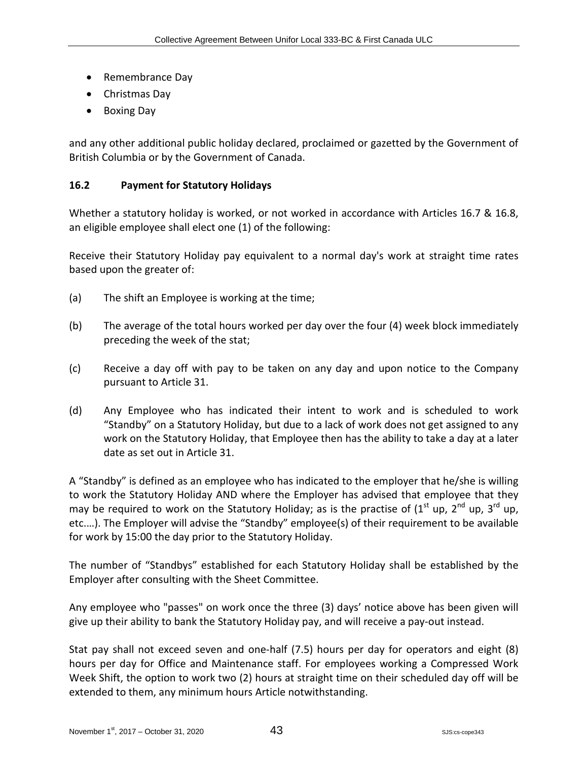- Remembrance Day
- Christmas Day
- Boxing Day

and any other additional public holiday declared, proclaimed or gazetted by the Government of British Columbia or by the Government of Canada.

### 16.2 Payment for Statutory Holidays

Whether a statutory holiday is worked, or not worked in accordance with Articles 16.7 & 16.8, an eligible employee shall elect one (1) of the following:

Receive their Statutory Holiday pay equivalent to a normal day's work at straight time rates based upon the greater of:

(a) The shift an Employee is working at the time;

(b) The average of the total hours worked per day over the four (4) week block immediately preceding the week of the stat;

(c) Receive a day off with pay to be taken on any day and upon notice to the Company pursuant to Article 31.

(d) Any Employee who has indicated their intent to work and is scheduled to work "Standby" on a Statutory Holiday, but due to a lack of work does not get assigned to any work on the Statutory Holiday, that Employee then has the ability to take a day at a later date as set out in Article 31.

A "Standby" is defined as an employee who has indicated to the employer that he/she is willing to work the Statutory Holiday AND where the Employer has advised that employee that they may be required to work on the Statutory Holiday; as is the practise of (1st up, 2nd up, 3rd up, etc.…). The Employer will advise the "Standby" employee(s) of their requirement to be available for work by 15:00 the day prior to the Statutory Holiday.

The number of "Standbys" established for each Statutory Holiday shall be established by the Employer after consulting with the Sheet Committee.

Any employee who "passes" on work once the three (3) days' notice above has been given will give up their ability to bank the Statutory Holiday pay, and will receive a pay-out instead.

Stat pay shall not exceed seven and one-half (7.5) hours per day for operators and eight (8) hours per day for Office and Maintenance staff. For employees working a Compressed Work Week Shift, the option to work two (2) hours at straight time on their scheduled day off will be extended to them, any minimum hours Article notwithstanding.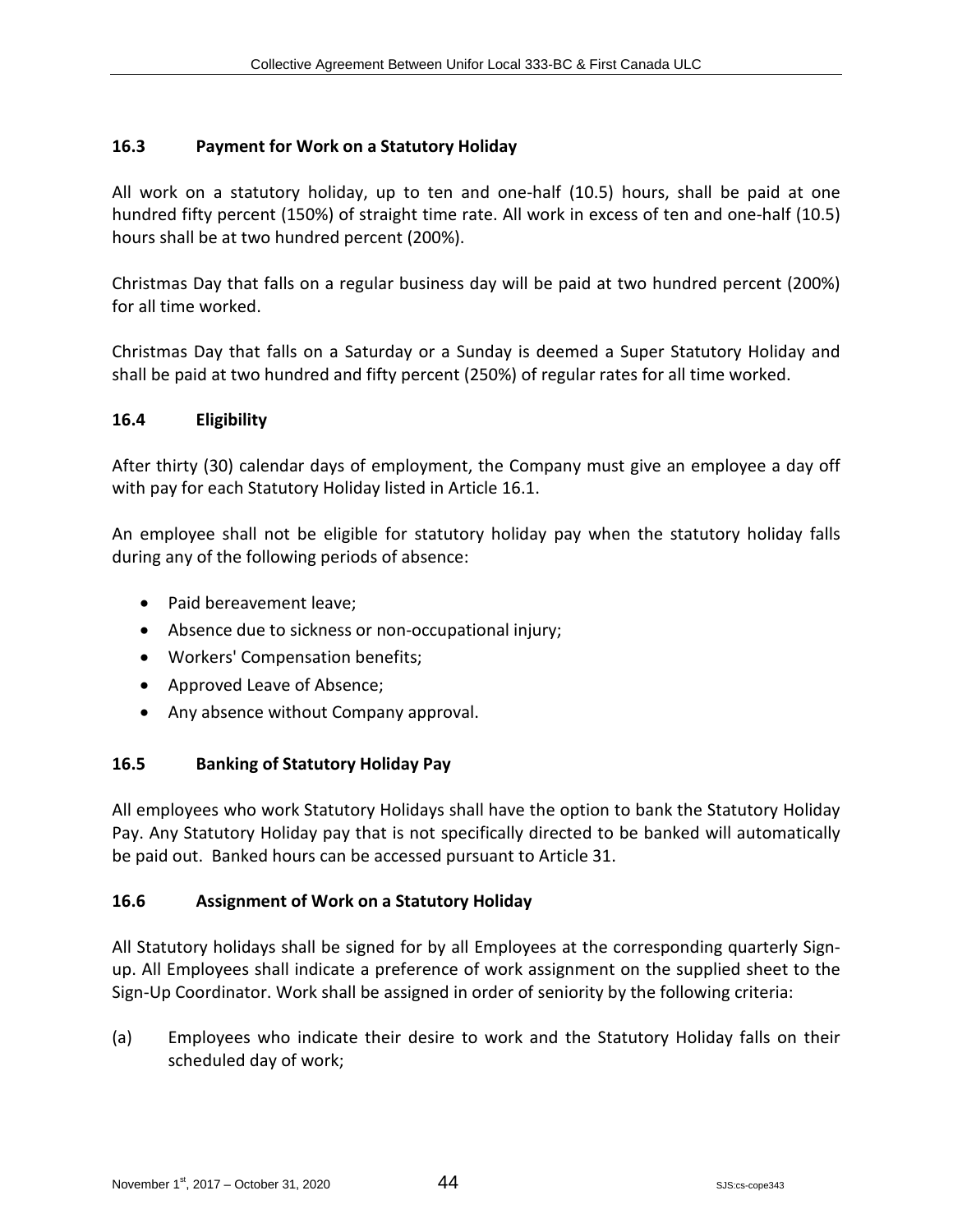### 16.3 Payment for Work on a Statutory Holiday

All work on a statutory holiday, up to ten and one-half (10.5) hours, shall be paid at one hundred fifty percent (150%) of straight time rate. All work in excess of ten and one-half (10.5) hours shall be at two hundred percent (200%).

Christmas Day that falls on a regular business day will be paid at two hundred percent (200%) for all time worked.

Christmas Day that falls on a Saturday or a Sunday is deemed a Super Statutory Holiday and shall be paid at two hundred and fifty percent (250%) of regular rates for all time worked.

### 16.4 Eligibility

After thirty (30) calendar days of employment, the Company must give an employee a day off with pay for each Statutory Holiday listed in Article 16.1.

An employee shall not be eligible for statutory holiday pay when the statutory holiday falls during any of the following periods of absence:

- Paid bereavement leave;
- Absence due to sickness or non-occupational injury;
- Workers' Compensation benefits;
- Approved Leave of Absence;
- Any absence without Company approval.

### 16.5 Banking of Statutory Holiday Pay

All employees who work Statutory Holidays shall have the option to bank the Statutory Holiday Pay. Any Statutory Holiday pay that is not specifically directed to be banked will automatically be paid out. Banked hours can be accessed pursuant to Article 31.

### 16.6 Assignment of Work on a Statutory Holiday

All Statutory holidays shall be signed for by all Employees at the corresponding quarterly Sign-up. All Employees shall indicate a preference of work assignment on the supplied sheet to the Sign-Up Coordinator. Work shall be assigned in order of seniority by the following criteria:

(a) Employees who indicate their desire to work and the Statutory Holiday falls on their scheduled day of work;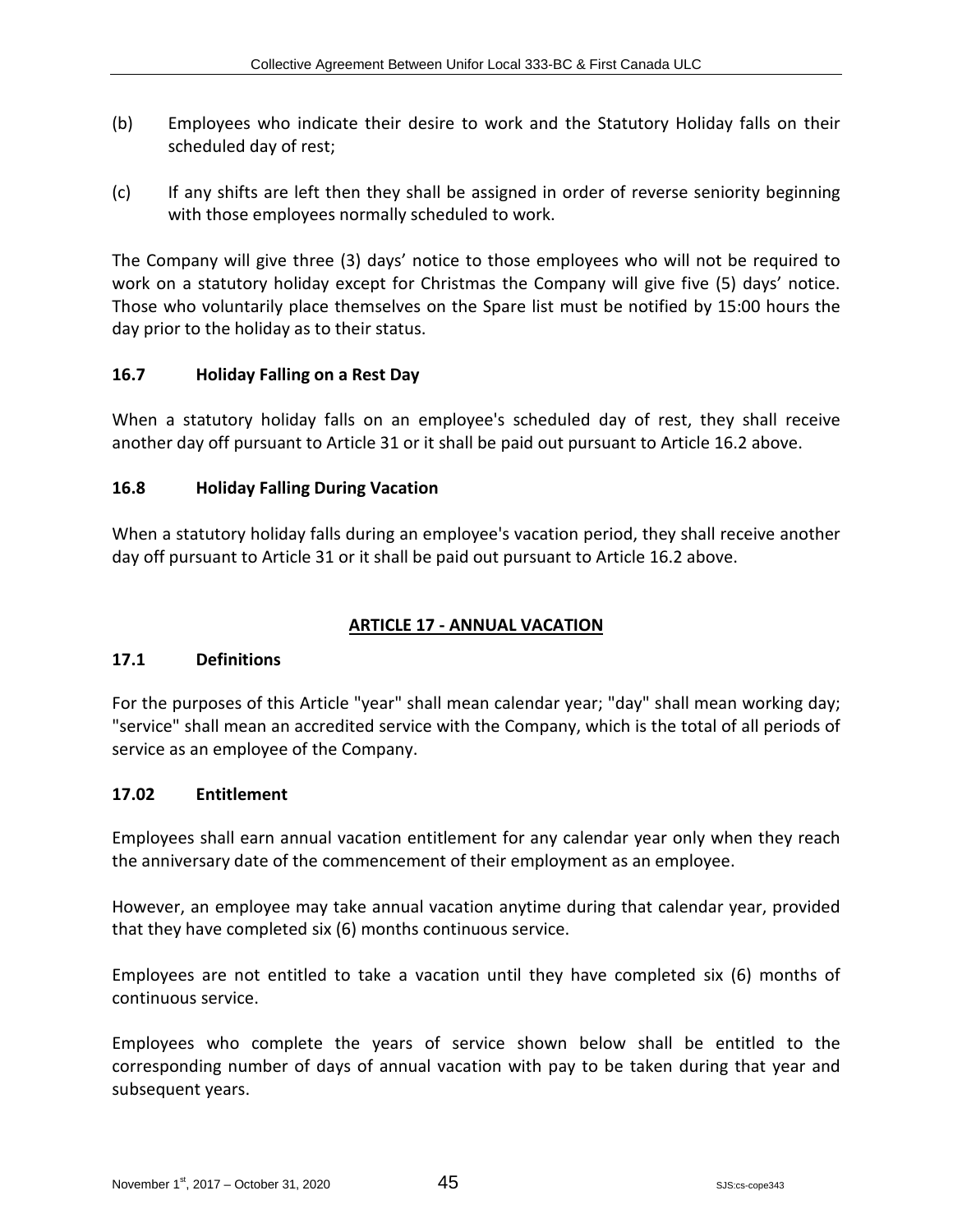(b) Employees who indicate their desire to work and the Statutory Holiday falls on their scheduled day of rest;

(c) If any shifts are left then they shall be assigned in order of reverse seniority beginning with those employees normally scheduled to work.

The Company will give three (3) days' notice to those employees who will not be required to work on a statutory holiday except for Christmas the Company will give five (5) days' notice. Those who voluntarily place themselves on the Spare list must be notified by 15:00 hours the day prior to the holiday as to their status.

### 16.7 Holiday Falling on a Rest Day

When a statutory holiday falls on an employee's scheduled day of rest, they shall receive another day off pursuant to Article 31 or it shall be paid out pursuant to Article 16.2 above.

### 16.8 Holiday Falling During Vacation

When a statutory holiday falls during an employee's vacation period, they shall receive another day off pursuant to Article 31 or it shall be paid out pursuant to Article 16.2 above.

## ARTICLE 17 - ANNUAL VACATION

### 17.1 Definitions

For the purposes of this Article "year" shall mean calendar year; "day" shall mean working day; "service" shall mean an accredited service with the Company, which is the total of all periods of service as an employee of the Company.

### 17.02 Entitlement

Employees shall earn annual vacation entitlement for any calendar year only when they reach the anniversary date of the commencement of their employment as an employee.

However, an employee may take annual vacation anytime during that calendar year, provided that they have completed six (6) months continuous service.

Employees are not entitled to take a vacation until they have completed six (6) months of continuous service.

Employees who complete the years of service shown below shall be entitled to the corresponding number of days of annual vacation with pay to be taken during that year and subsequent years.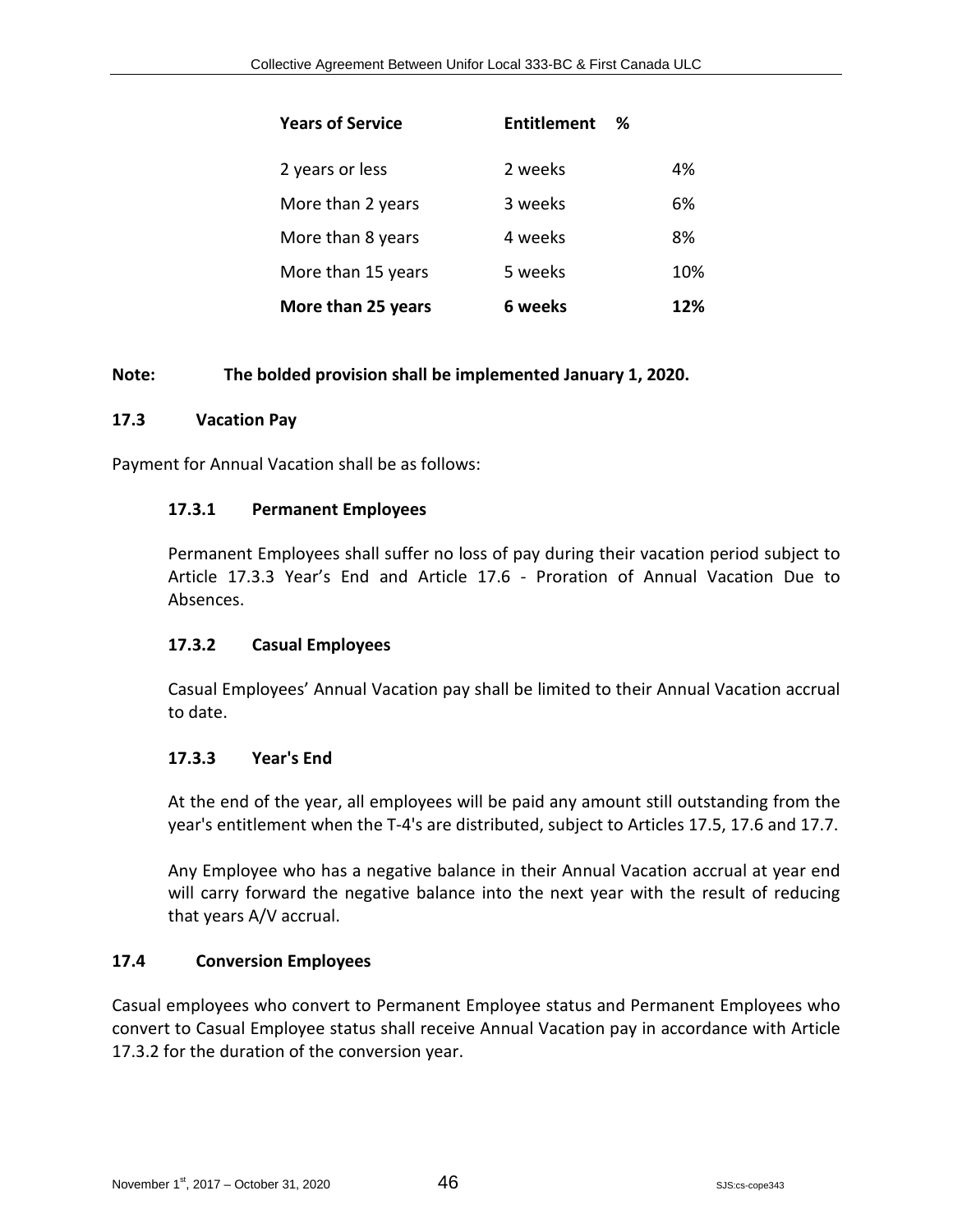| Years of Service | Entitlement | % |
|---|---|---|
| 2 years or less | 2 weeks | 4% |
| More than 2 years | 3 weeks | 6% |
| More than 8 years | 4 weeks | 8% |
| More than 15 years | 5 weeks | 10% |
| **More than 25 years** | **6 weeks** | **12%** |

**Note: The bolded provision shall be implemented January 1, 2020.**

### 17.3 Vacation Pay

Payment for Annual Vacation shall be as follows:

#### 17.3.1 Permanent Employees

Permanent Employees shall suffer no loss of pay during their vacation period subject to Article 17.3.3 Year's End and Article 17.6 - Proration of Annual Vacation Due to Absences.

#### 17.3.2 Casual Employees

Casual Employees' Annual Vacation pay shall be limited to their Annual Vacation accrual to date.

#### 17.3.3 Year's End

At the end of the year, all employees will be paid any amount still outstanding from the year's entitlement when the T-4's are distributed, subject to Articles 17.5, 17.6 and 17.7.

Any Employee who has a negative balance in their Annual Vacation accrual at year end will carry forward the negative balance into the next year with the result of reducing that years A/V accrual.

### 17.4 Conversion Employees

Casual employees who convert to Permanent Employee status and Permanent Employees who convert to Casual Employee status shall receive Annual Vacation pay in accordance with Article 17.3.2 for the duration of the conversion year.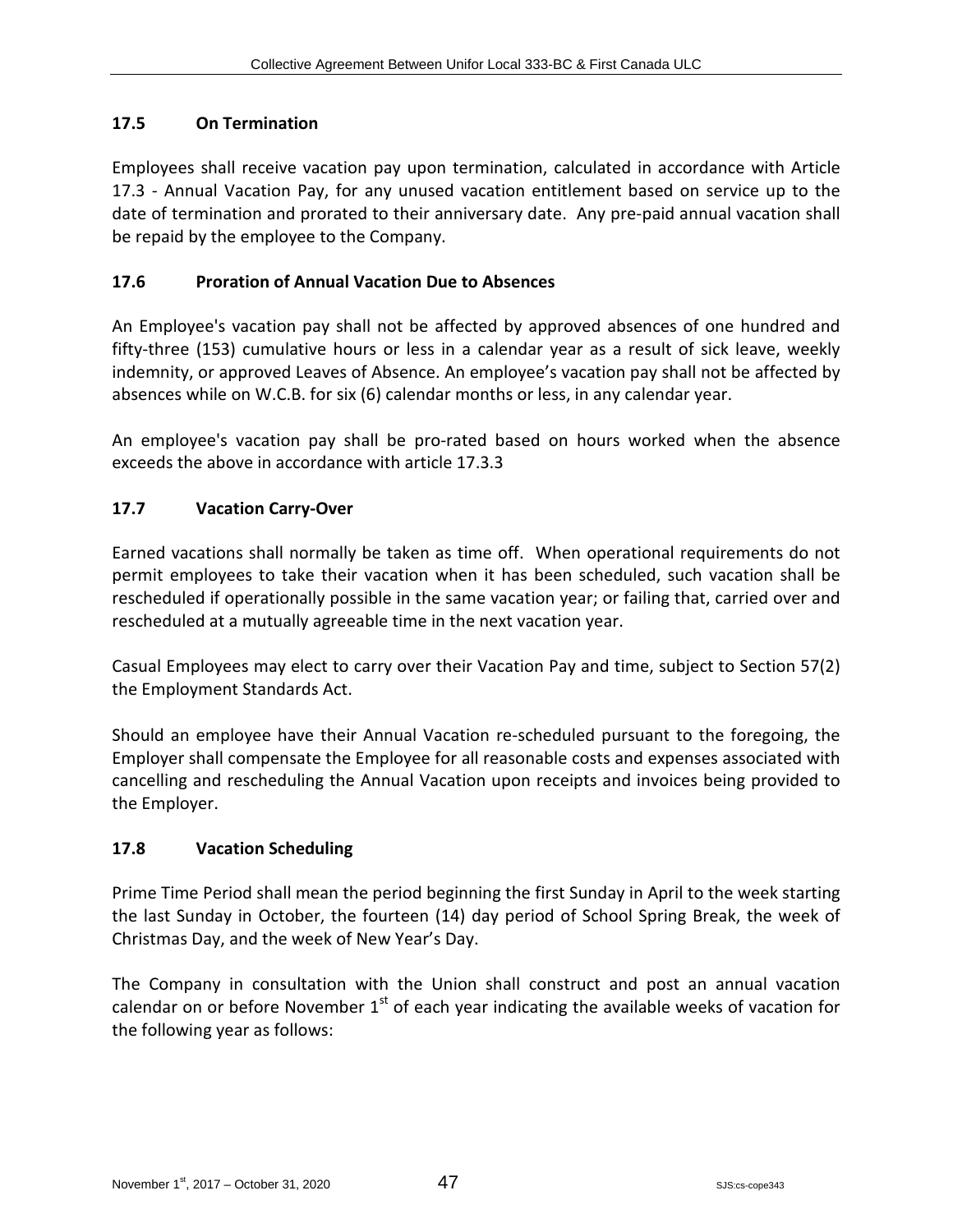### 17.5 On Termination

Employees shall receive vacation pay upon termination, calculated in accordance with Article 17.3 - Annual Vacation Pay, for any unused vacation entitlement based on service up to the date of termination and prorated to their anniversary date. Any pre-paid annual vacation shall be repaid by the employee to the Company.

### 17.6 Proration of Annual Vacation Due to Absences

An Employee's vacation pay shall not be affected by approved absences of one hundred and fifty-three (153) cumulative hours or less in a calendar year as a result of sick leave, weekly indemnity, or approved Leaves of Absence. An employee's vacation pay shall not be affected by absences while on W.C.B. for six (6) calendar months or less, in any calendar year.

An employee's vacation pay shall be pro-rated based on hours worked when the absence exceeds the above in accordance with article 17.3.3

### 17.7 Vacation Carry-Over

Earned vacations shall normally be taken as time off. When operational requirements do not permit employees to take their vacation when it has been scheduled, such vacation shall be rescheduled if operationally possible in the same vacation year; or failing that, carried over and rescheduled at a mutually agreeable time in the next vacation year.

Casual Employees may elect to carry over their Vacation Pay and time, subject to Section 57(2) the Employment Standards Act.

Should an employee have their Annual Vacation re-scheduled pursuant to the foregoing, the Employer shall compensate the Employee for all reasonable costs and expenses associated with cancelling and rescheduling the Annual Vacation upon receipts and invoices being provided to the Employer.

### 17.8 Vacation Scheduling

Prime Time Period shall mean the period beginning the first Sunday in April to the week starting the last Sunday in October, the fourteen (14) day period of School Spring Break, the week of Christmas Day, and the week of New Year's Day.

The Company in consultation with the Union shall construct and post an annual vacation calendar on or before November 1st of each year indicating the available weeks of vacation for the following year as follows: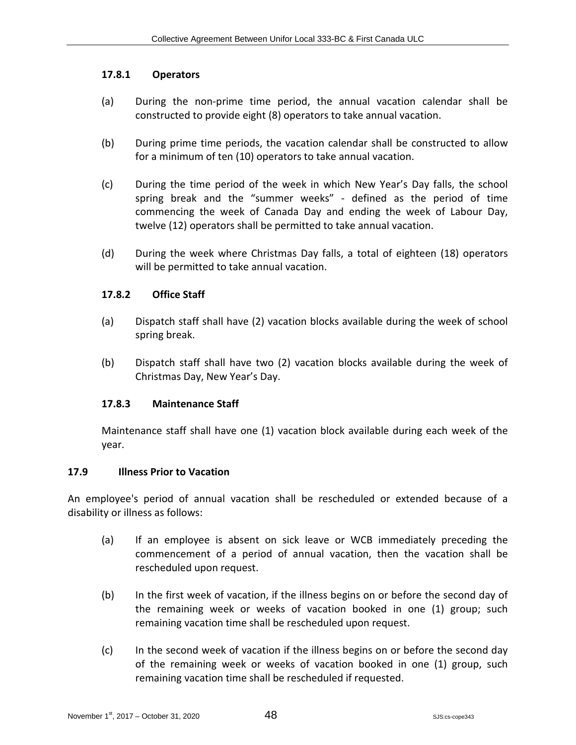### 17.8.1 Operators

(a) During the non-prime time period, the annual vacation calendar shall be constructed to provide eight (8) operators to take annual vacation.

(b) During prime time periods, the vacation calendar shall be constructed to allow for a minimum of ten (10) operators to take annual vacation.

(c) During the time period of the week in which New Year's Day falls, the school spring break and the "summer weeks" - defined as the period of time commencing the week of Canada Day and ending the week of Labour Day, twelve (12) operators shall be permitted to take annual vacation.

(d) During the week where Christmas Day falls, a total of eighteen (18) operators will be permitted to take annual vacation.

### 17.8.2 Office Staff

(a) Dispatch staff shall have (2) vacation blocks available during the week of school spring break.

(b) Dispatch staff shall have two (2) vacation blocks available during the week of Christmas Day, New Year's Day.

### 17.8.3 Maintenance Staff

Maintenance staff shall have one (1) vacation block available during each week of the year.

## 17.9 Illness Prior to Vacation

An employee's period of annual vacation shall be rescheduled or extended because of a disability or illness as follows:

(a) If an employee is absent on sick leave or WCB immediately preceding the commencement of a period of annual vacation, then the vacation shall be rescheduled upon request.

(b) In the first week of vacation, if the illness begins on or before the second day of the remaining week or weeks of vacation booked in one (1) group; such remaining vacation time shall be rescheduled upon request.

(c) In the second week of vacation if the illness begins on or before the second day of the remaining week or weeks of vacation booked in one (1) group, such remaining vacation time shall be rescheduled if requested.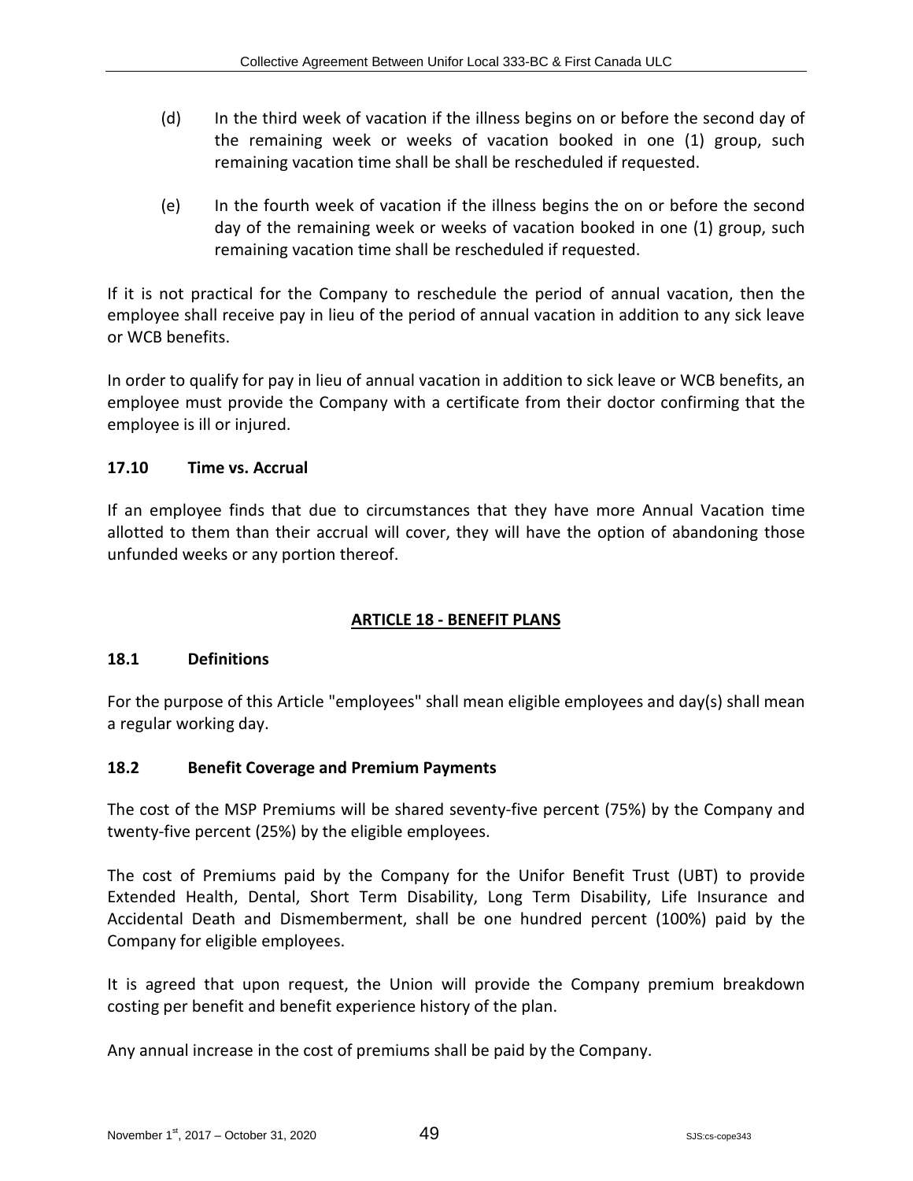(d) In the third week of vacation if the illness begins on or before the second day of the remaining week or weeks of vacation booked in one (1) group, such remaining vacation time shall be shall be rescheduled if requested.

(e) In the fourth week of vacation if the illness begins the on or before the second day of the remaining week or weeks of vacation booked in one (1) group, such remaining vacation time shall be rescheduled if requested.

If it is not practical for the Company to reschedule the period of annual vacation, then the employee shall receive pay in lieu of the period of annual vacation in addition to any sick leave or WCB benefits.

In order to qualify for pay in lieu of annual vacation in addition to sick leave or WCB benefits, an employee must provide the Company with a certificate from their doctor confirming that the employee is ill or injured.

### 17.10 Time vs. Accrual

If an employee finds that due to circumstances that they have more Annual Vacation time allotted to them than their accrual will cover, they will have the option of abandoning those unfunded weeks or any portion thereof.

## ARTICLE 18 - BENEFIT PLANS

### 18.1 Definitions

For the purpose of this Article "employees" shall mean eligible employees and day(s) shall mean a regular working day.

### 18.2 Benefit Coverage and Premium Payments

The cost of the MSP Premiums will be shared seventy-five percent (75%) by the Company and twenty-five percent (25%) by the eligible employees.

The cost of Premiums paid by the Company for the Unifor Benefit Trust (UBT) to provide Extended Health, Dental, Short Term Disability, Long Term Disability, Life Insurance and Accidental Death and Dismemberment, shall be one hundred percent (100%) paid by the Company for eligible employees.

It is agreed that upon request, the Union will provide the Company premium breakdown costing per benefit and benefit experience history of the plan.

Any annual increase in the cost of premiums shall be paid by the Company.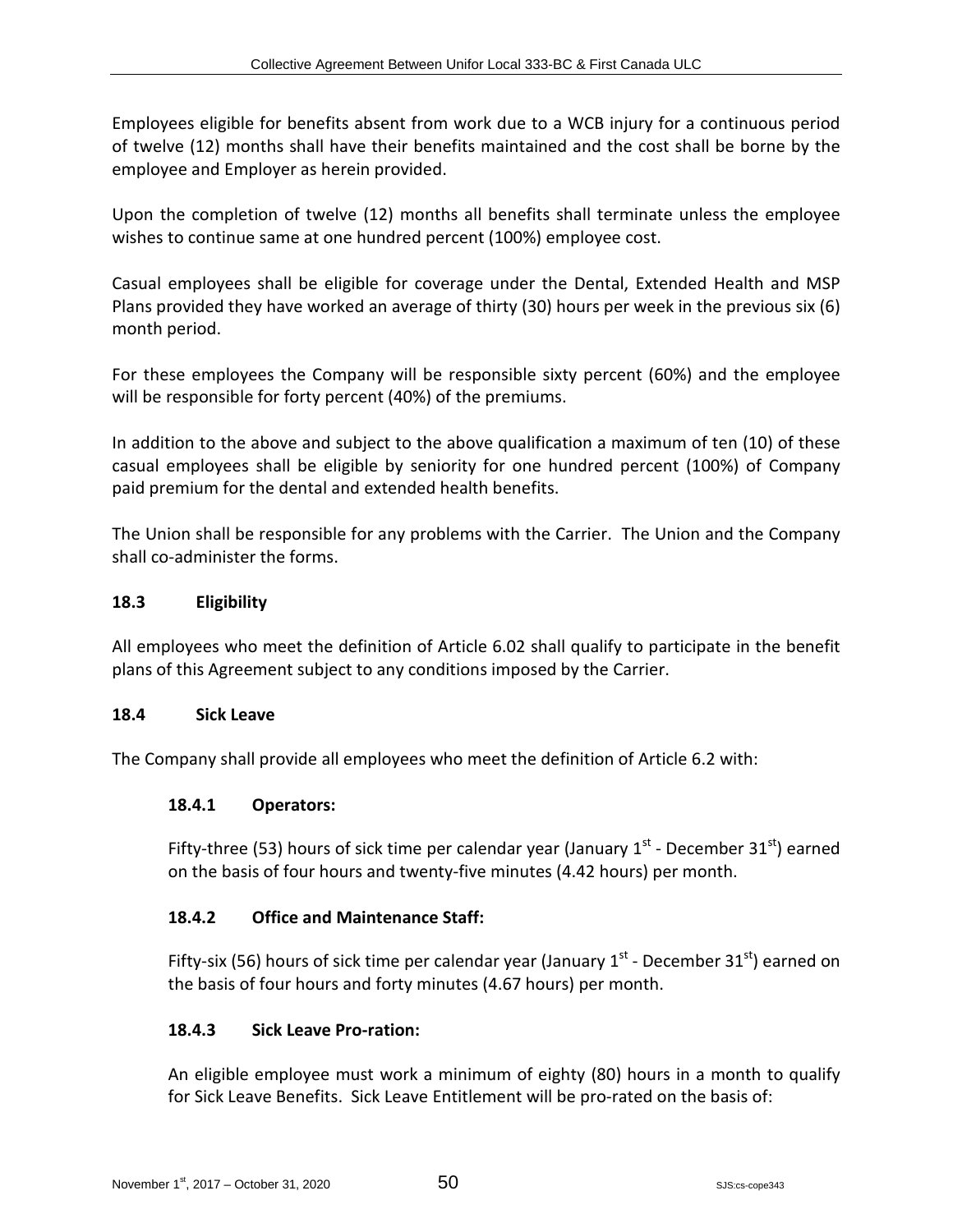Employees eligible for benefits absent from work due to a WCB injury for a continuous period of twelve (12) months shall have their benefits maintained and the cost shall be borne by the employee and Employer as herein provided.

Upon the completion of twelve (12) months all benefits shall terminate unless the employee wishes to continue same at one hundred percent (100%) employee cost.

Casual employees shall be eligible for coverage under the Dental, Extended Health and MSP Plans provided they have worked an average of thirty (30) hours per week in the previous six (6) month period.

For these employees the Company will be responsible sixty percent (60%) and the employee will be responsible for forty percent (40%) of the premiums.

In addition to the above and subject to the above qualification a maximum of ten (10) of these casual employees shall be eligible by seniority for one hundred percent (100%) of Company paid premium for the dental and extended health benefits.

The Union shall be responsible for any problems with the Carrier. The Union and the Company shall co-administer the forms.

### 18.3 Eligibility

All employees who meet the definition of Article 6.02 shall qualify to participate in the benefit plans of this Agreement subject to any conditions imposed by the Carrier.

### 18.4 Sick Leave

The Company shall provide all employees who meet the definition of Article 6.2 with:

#### 18.4.1 Operators:

Fifty-three (53) hours of sick time per calendar year (January 1st - December 31st) earned on the basis of four hours and twenty-five minutes (4.42 hours) per month.

#### 18.4.2 Office and Maintenance Staff:

Fifty-six (56) hours of sick time per calendar year (January 1st - December 31st) earned on the basis of four hours and forty minutes (4.67 hours) per month.

#### 18.4.3 Sick Leave Pro-ration:

An eligible employee must work a minimum of eighty (80) hours in a month to qualify for Sick Leave Benefits. Sick Leave Entitlement will be pro-rated on the basis of: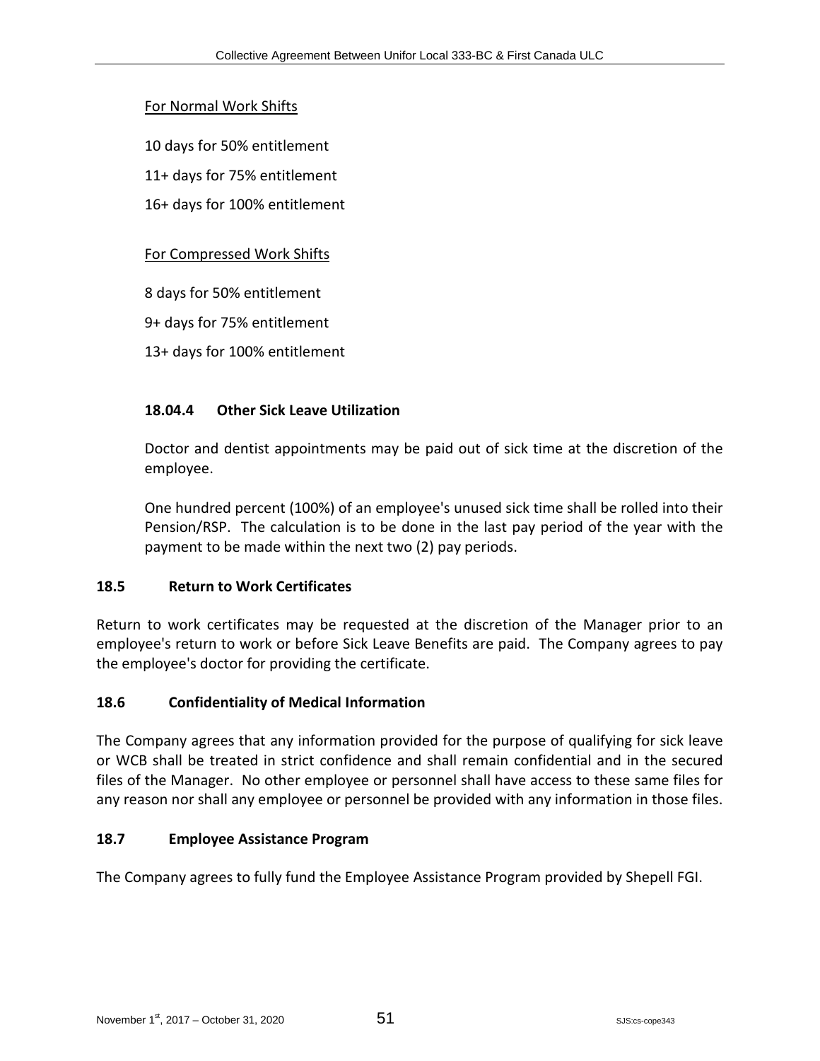For Normal Work Shifts

10 days for 50% entitlement

11+ days for 75% entitlement

16+ days for 100% entitlement

For Compressed Work Shifts

8 days for 50% entitlement

9+ days for 75% entitlement

13+ days for 100% entitlement

#### 18.04.4 Other Sick Leave Utilization

Doctor and dentist appointments may be paid out of sick time at the discretion of the employee.

One hundred percent (100%) of an employee's unused sick time shall be rolled into their Pension/RSP. The calculation is to be done in the last pay period of the year with the payment to be made within the next two (2) pay periods.

### 18.5 Return to Work Certificates

Return to work certificates may be requested at the discretion of the Manager prior to an employee's return to work or before Sick Leave Benefits are paid. The Company agrees to pay the employee's doctor for providing the certificate.

### 18.6 Confidentiality of Medical Information

The Company agrees that any information provided for the purpose of qualifying for sick leave or WCB shall be treated in strict confidence and shall remain confidential and in the secured files of the Manager. No other employee or personnel shall have access to these same files for any reason nor shall any employee or personnel be provided with any information in those files.

### 18.7 Employee Assistance Program

The Company agrees to fully fund the Employee Assistance Program provided by Shepell FGI.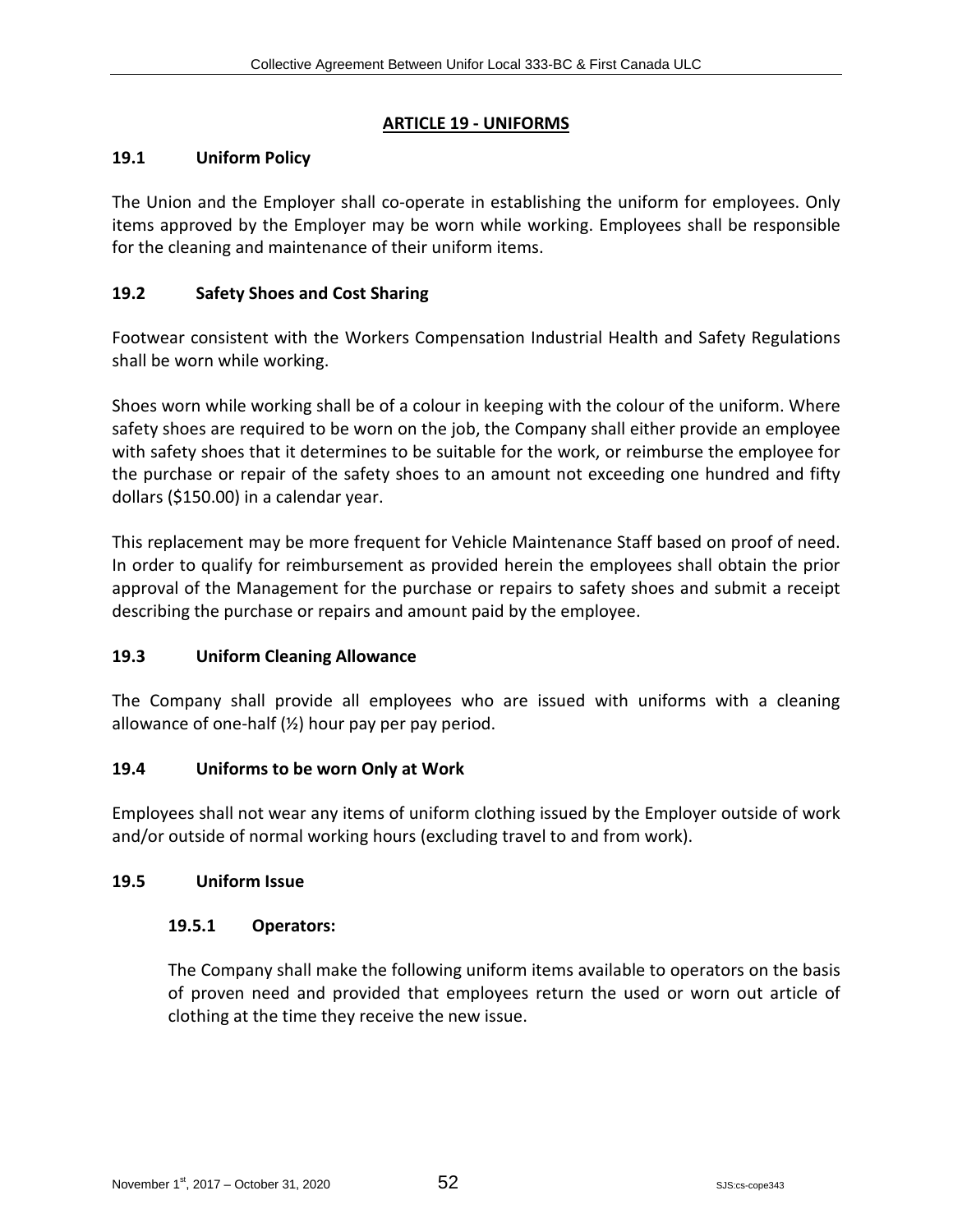## ARTICLE 19 - UNIFORMS

### 19.1 Uniform Policy

The Union and the Employer shall co-operate in establishing the uniform for employees. Only items approved by the Employer may be worn while working. Employees shall be responsible for the cleaning and maintenance of their uniform items.

### 19.2 Safety Shoes and Cost Sharing

Footwear consistent with the Workers Compensation Industrial Health and Safety Regulations shall be worn while working.

Shoes worn while working shall be of a colour in keeping with the colour of the uniform. Where safety shoes are required to be worn on the job, the Company shall either provide an employee with safety shoes that it determines to be suitable for the work, or reimburse the employee for the purchase or repair of the safety shoes to an amount not exceeding one hundred and fifty dollars ($150.00) in a calendar year.

This replacement may be more frequent for Vehicle Maintenance Staff based on proof of need. In order to qualify for reimbursement as provided herein the employees shall obtain the prior approval of the Management for the purchase or repairs to safety shoes and submit a receipt describing the purchase or repairs and amount paid by the employee.

### 19.3 Uniform Cleaning Allowance

The Company shall provide all employees who are issued with uniforms with a cleaning allowance of one-half (½) hour pay per pay period.

### 19.4 Uniforms to be worn Only at Work

Employees shall not wear any items of uniform clothing issued by the Employer outside of work and/or outside of normal working hours (excluding travel to and from work).

### 19.5 Uniform Issue

#### 19.5.1 Operators:

The Company shall make the following uniform items available to operators on the basis of proven need and provided that employees return the used or worn out article of clothing at the time they receive the new issue.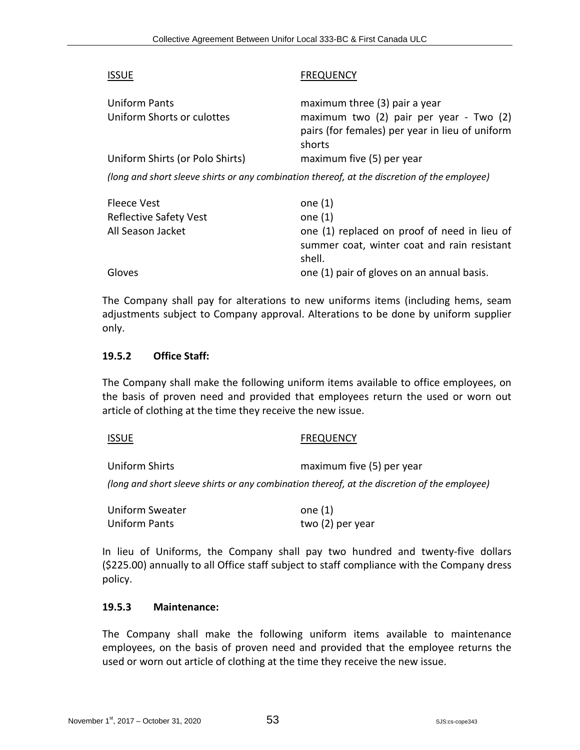| ISSUE | FREQUENCY |
| --- | --- |
| Uniform Pants | maximum three (3) pair a year |
| Uniform Shorts or culottes | maximum two (2) pair per year - Two (2) pairs (for females) per year in lieu of uniform shorts |
| Uniform Shirts (or Polo Shirts) | maximum five (5) per year |

*(long and short sleeve shirts or any combination thereof, at the discretion of the employee)*

| | |
| --- | --- |
| Fleece Vest | one (1) |
| Reflective Safety Vest | one (1) |
| All Season Jacket | one (1) replaced on proof of need in lieu of summer coat, winter coat and rain resistant shell. |
| Gloves | one (1) pair of gloves on an annual basis. |

The Company shall pay for alterations to new uniforms items (including hems, seam adjustments subject to Company approval. Alterations to be done by uniform supplier only.

### 19.5.2 Office Staff:

The Company shall make the following uniform items available to office employees, on the basis of proven need and provided that employees return the used or worn out article of clothing at the time they receive the new issue.

| ISSUE | FREQUENCY |
| --- | --- |
| Uniform Shirts | maximum five (5) per year |

*(long and short sleeve shirts or any combination thereof, at the discretion of the employee)*

| | |
| --- | --- |
| Uniform Sweater | one (1) |
| Uniform Pants | two (2) per year |

In lieu of Uniforms, the Company shall pay two hundred and twenty-five dollars ($225.00) annually to all Office staff subject to staff compliance with the Company dress policy.

### 19.5.3 Maintenance:

The Company shall make the following uniform items available to maintenance employees, on the basis of proven need and provided that the employee returns the used or worn out article of clothing at the time they receive the new issue.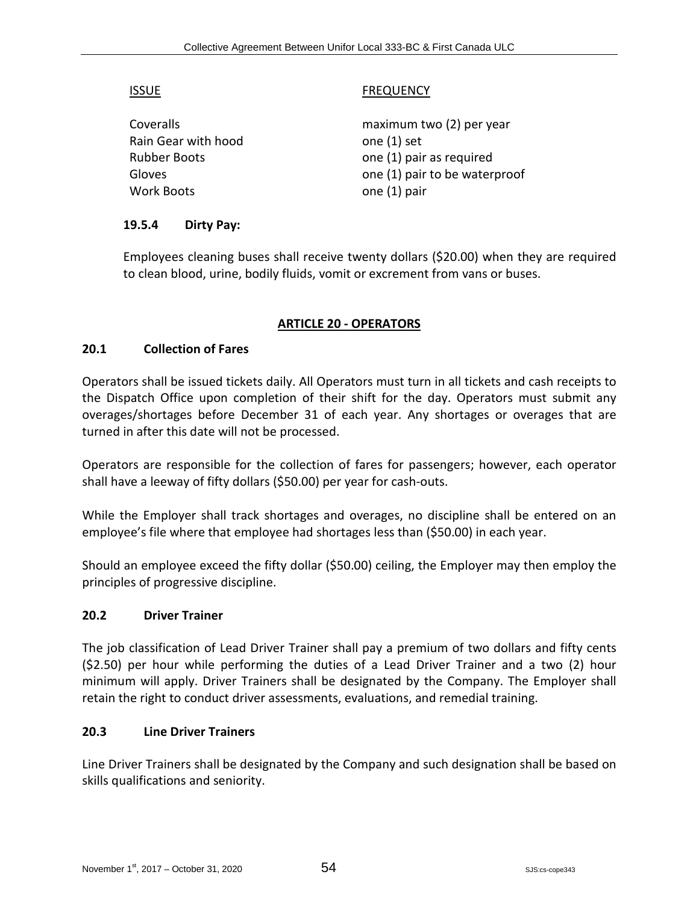| ISSUE | FREQUENCY |
| --- | --- |
| Coveralls | maximum two (2) per year |
| Rain Gear with hood | one (1) set |
| Rubber Boots | one (1) pair as required |
| Gloves | one (1) pair to be waterproof |
| Work Boots | one (1) pair |

**19.5.4 Dirty Pay:**

Employees cleaning buses shall receive twenty dollars ($20.00) when they are required to clean blood, urine, bodily fluids, vomit or excrement from vans or buses.

## ARTICLE 20 - OPERATORS

### 20.1 Collection of Fares

Operators shall be issued tickets daily. All Operators must turn in all tickets and cash receipts to the Dispatch Office upon completion of their shift for the day. Operators must submit any overages/shortages before December 31 of each year. Any shortages or overages that are turned in after this date will not be processed.

Operators are responsible for the collection of fares for passengers; however, each operator shall have a leeway of fifty dollars ($50.00) per year for cash-outs.

While the Employer shall track shortages and overages, no discipline shall be entered on an employee's file where that employee had shortages less than ($50.00) in each year.

Should an employee exceed the fifty dollar ($50.00) ceiling, the Employer may then employ the principles of progressive discipline.

### 20.2 Driver Trainer

The job classification of Lead Driver Trainer shall pay a premium of two dollars and fifty cents ($2.50) per hour while performing the duties of a Lead Driver Trainer and a two (2) hour minimum will apply. Driver Trainers shall be designated by the Company. The Employer shall retain the right to conduct driver assessments, evaluations, and remedial training.

### 20.3 Line Driver Trainers

Line Driver Trainers shall be designated by the Company and such designation shall be based on skills qualifications and seniority.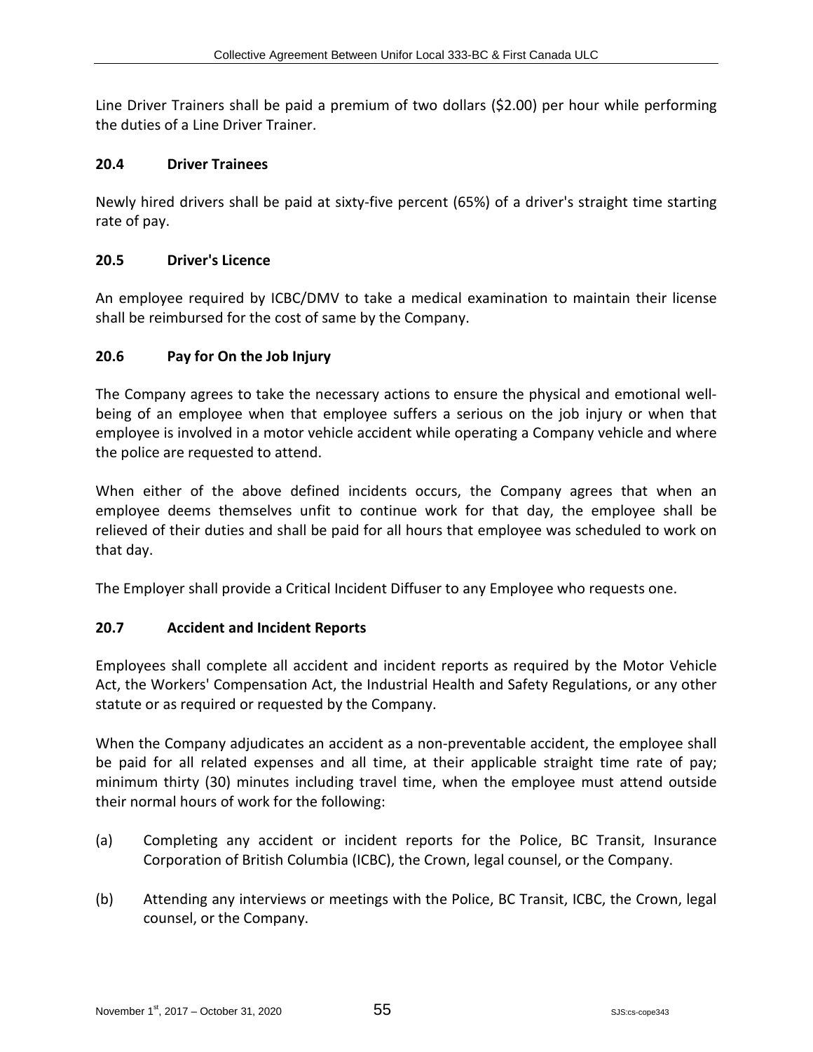Line Driver Trainers shall be paid a premium of two dollars ($2.00) per hour while performing the duties of a Line Driver Trainer.

### 20.4 Driver Trainees

Newly hired drivers shall be paid at sixty-five percent (65%) of a driver's straight time starting rate of pay.

### 20.5 Driver's Licence

An employee required by ICBC/DMV to take a medical examination to maintain their license shall be reimbursed for the cost of same by the Company.

### 20.6 Pay for On the Job Injury

The Company agrees to take the necessary actions to ensure the physical and emotional well-being of an employee when that employee suffers a serious on the job injury or when that employee is involved in a motor vehicle accident while operating a Company vehicle and where the police are requested to attend.

When either of the above defined incidents occurs, the Company agrees that when an employee deems themselves unfit to continue work for that day, the employee shall be relieved of their duties and shall be paid for all hours that employee was scheduled to work on that day.

The Employer shall provide a Critical Incident Diffuser to any Employee who requests one.

### 20.7 Accident and Incident Reports

Employees shall complete all accident and incident reports as required by the Motor Vehicle Act, the Workers' Compensation Act, the Industrial Health and Safety Regulations, or any other statute or as required or requested by the Company.

When the Company adjudicates an accident as a non-preventable accident, the employee shall be paid for all related expenses and all time, at their applicable straight time rate of pay; minimum thirty (30) minutes including travel time, when the employee must attend outside their normal hours of work for the following:

(a) Completing any accident or incident reports for the Police, BC Transit, Insurance Corporation of British Columbia (ICBC), the Crown, legal counsel, or the Company.

(b) Attending any interviews or meetings with the Police, BC Transit, ICBC, the Crown, legal counsel, or the Company.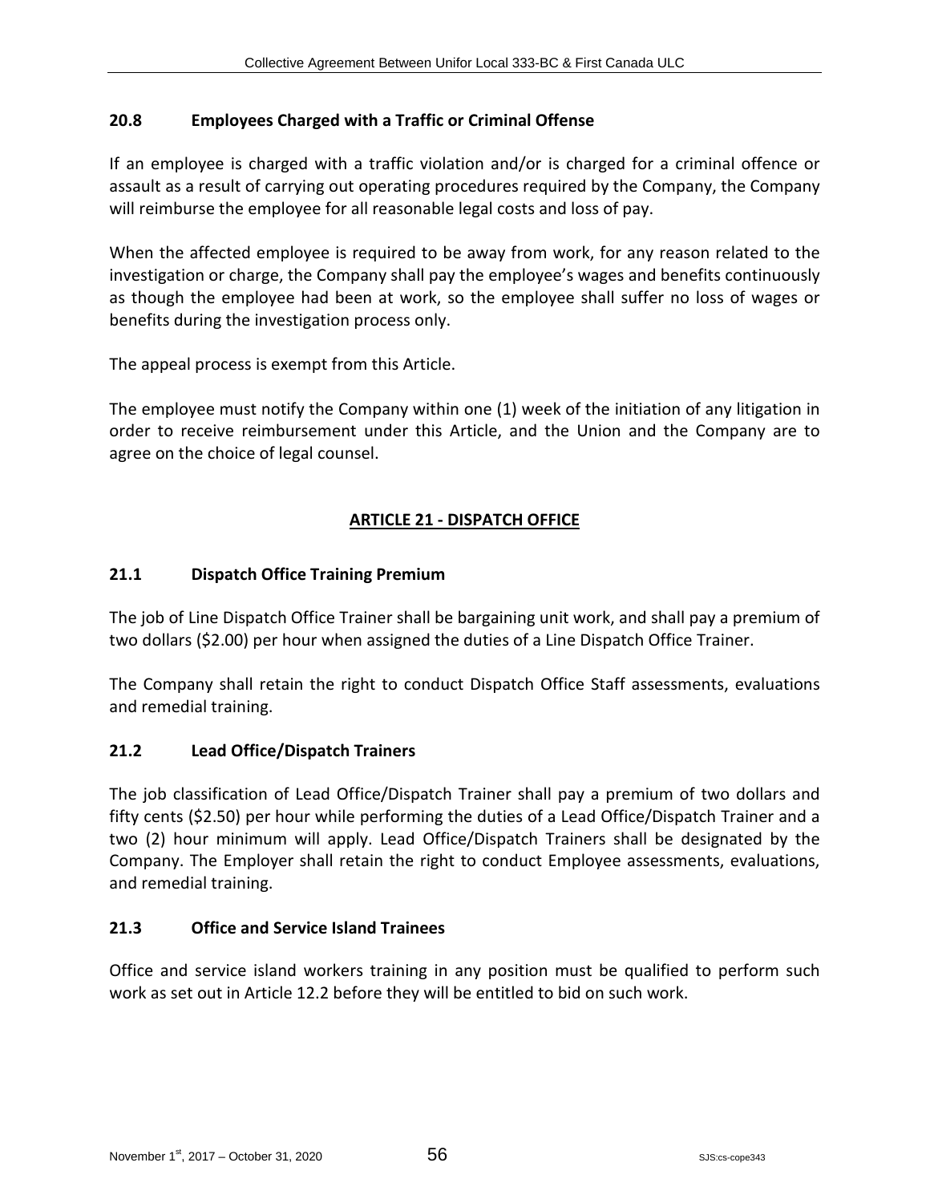### 20.8 Employees Charged with a Traffic or Criminal Offense

If an employee is charged with a traffic violation and/or is charged for a criminal offence or assault as a result of carrying out operating procedures required by the Company, the Company will reimburse the employee for all reasonable legal costs and loss of pay.

When the affected employee is required to be away from work, for any reason related to the investigation or charge, the Company shall pay the employee's wages and benefits continuously as though the employee had been at work, so the employee shall suffer no loss of wages or benefits during the investigation process only.

The appeal process is exempt from this Article.

The employee must notify the Company within one (1) week of the initiation of any litigation in order to receive reimbursement under this Article, and the Union and the Company are to agree on the choice of legal counsel.

## ARTICLE 21 - DISPATCH OFFICE

### 21.1 Dispatch Office Training Premium

The job of Line Dispatch Office Trainer shall be bargaining unit work, and shall pay a premium of two dollars ($2.00) per hour when assigned the duties of a Line Dispatch Office Trainer.

The Company shall retain the right to conduct Dispatch Office Staff assessments, evaluations and remedial training.

### 21.2 Lead Office/Dispatch Trainers

The job classification of Lead Office/Dispatch Trainer shall pay a premium of two dollars and fifty cents ($2.50) per hour while performing the duties of a Lead Office/Dispatch Trainer and a two (2) hour minimum will apply. Lead Office/Dispatch Trainers shall be designated by the Company. The Employer shall retain the right to conduct Employee assessments, evaluations, and remedial training.

### 21.3 Office and Service Island Trainees

Office and service island workers training in any position must be qualified to perform such work as set out in Article 12.2 before they will be entitled to bid on such work.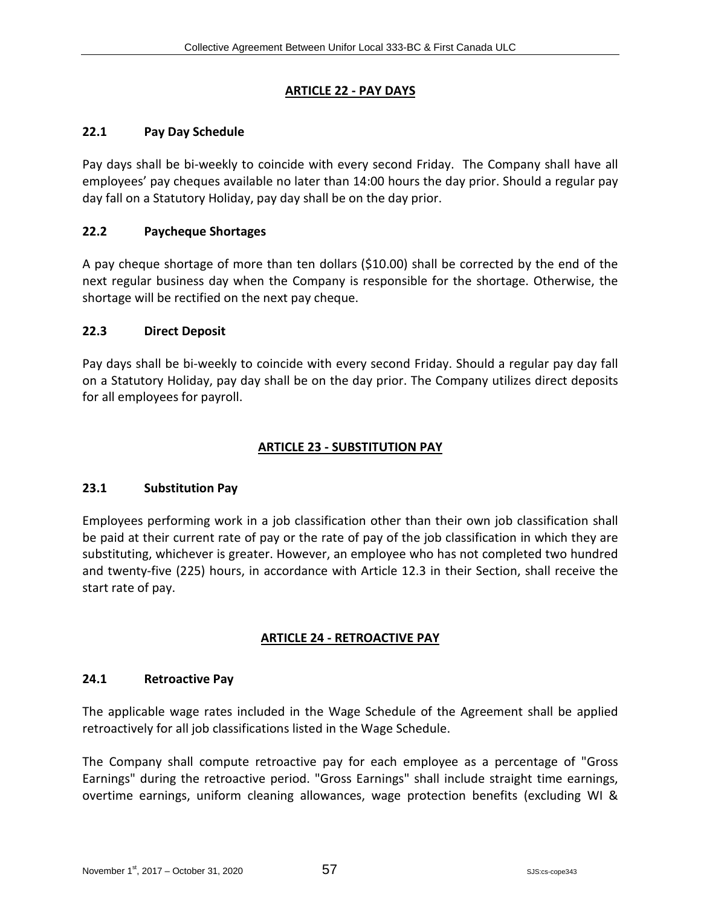## ARTICLE 22 - PAY DAYS

### 22.1 Pay Day Schedule

Pay days shall be bi-weekly to coincide with every second Friday. The Company shall have all employees' pay cheques available no later than 14:00 hours the day prior. Should a regular pay day fall on a Statutory Holiday, pay day shall be on the day prior.

### 22.2 Paycheque Shortages

A pay cheque shortage of more than ten dollars ($10.00) shall be corrected by the end of the next regular business day when the Company is responsible for the shortage. Otherwise, the shortage will be rectified on the next pay cheque.

### 22.3 Direct Deposit

Pay days shall be bi-weekly to coincide with every second Friday. Should a regular pay day fall on a Statutory Holiday, pay day shall be on the day prior. The Company utilizes direct deposits for all employees for payroll.

## ARTICLE 23 - SUBSTITUTION PAY

### 23.1 Substitution Pay

Employees performing work in a job classification other than their own job classification shall be paid at their current rate of pay or the rate of pay of the job classification in which they are substituting, whichever is greater. However, an employee who has not completed two hundred and twenty-five (225) hours, in accordance with Article 12.3 in their Section, shall receive the start rate of pay.

## ARTICLE 24 - RETROACTIVE PAY

### 24.1 Retroactive Pay

The applicable wage rates included in the Wage Schedule of the Agreement shall be applied retroactively for all job classifications listed in the Wage Schedule.

The Company shall compute retroactive pay for each employee as a percentage of "Gross Earnings" during the retroactive period. "Gross Earnings" shall include straight time earnings, overtime earnings, uniform cleaning allowances, wage protection benefits (excluding WI &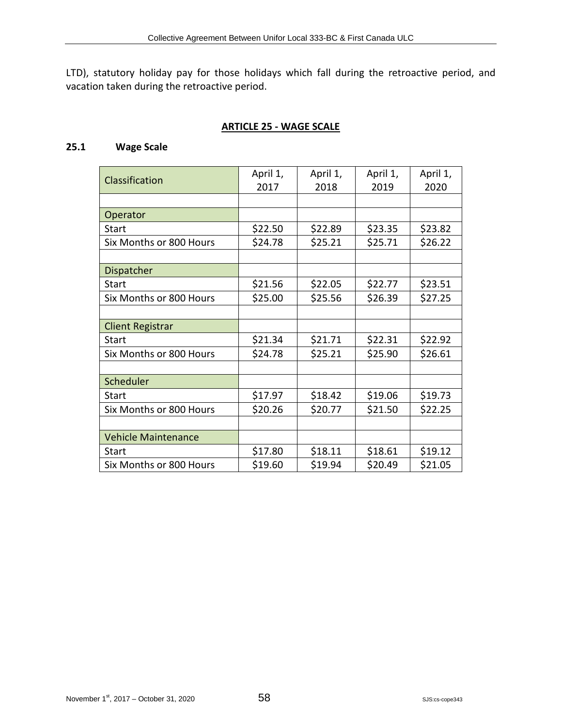LTD), statutory holiday pay for those holidays which fall during the retroactive period, and vacation taken during the retroactive period.

## ARTICLE 25 - WAGE SCALE

**25.1 Wage Scale**

| Classification | April 1, 2017 | April 1, 2018 | April 1, 2019 | April 1, 2020 |
|---|---|---|---|---|
| | | | | |
| Operator | | | | |
| Start | $22.50 | $22.89 | $23.35 | $23.82 |
| Six Months or 800 Hours | $24.78 | $25.21 | $25.71 | $26.22 |
| | | | | |
| Dispatcher | | | | |
| Start | $21.56 | $22.05 | $22.77 | $23.51 |
| Six Months or 800 Hours | $25.00 | $25.56 | $26.39 | $27.25 |
| | | | | |
| Client Registrar | | | | |
| Start | $21.34 | $21.71 | $22.31 | $22.92 |
| Six Months or 800 Hours | $24.78 | $25.21 | $25.90 | $26.61 |
| | | | | |
| Scheduler | | | | |
| Start | $17.97 | $18.42 | $19.06 | $19.73 |
| Six Months or 800 Hours | $20.26 | $20.77 | $21.50 | $22.25 |
| | | | | |
| Vehicle Maintenance | | | | |
| Start | $17.80 | $18.11 | $18.61 | $19.12 |
| Six Months or 800 Hours | $19.60 | $19.94 | $20.49 | $21.05 |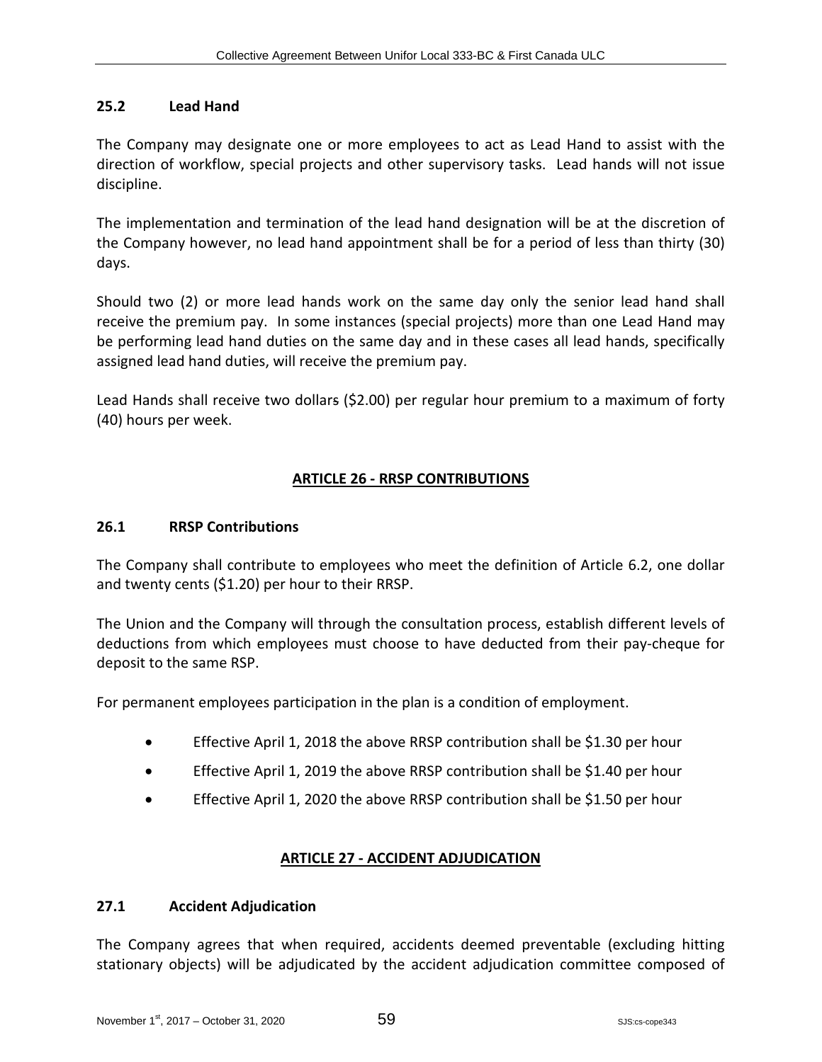### 25.2 Lead Hand

The Company may designate one or more employees to act as Lead Hand to assist with the direction of workflow, special projects and other supervisory tasks. Lead hands will not issue discipline.

The implementation and termination of the lead hand designation will be at the discretion of the Company however, no lead hand appointment shall be for a period of less than thirty (30) days.

Should two (2) or more lead hands work on the same day only the senior lead hand shall receive the premium pay. In some instances (special projects) more than one Lead Hand may be performing lead hand duties on the same day and in these cases all lead hands, specifically assigned lead hand duties, will receive the premium pay.

Lead Hands shall receive two dollars ($2.00) per regular hour premium to a maximum of forty (40) hours per week.

## ARTICLE 26 - RRSP CONTRIBUTIONS

### 26.1 RRSP Contributions

The Company shall contribute to employees who meet the definition of Article 6.2, one dollar and twenty cents ($1.20) per hour to their RRSP.

The Union and the Company will through the consultation process, establish different levels of deductions from which employees must choose to have deducted from their pay-cheque for deposit to the same RSP.

For permanent employees participation in the plan is a condition of employment.

- Effective April 1, 2018 the above RRSP contribution shall be $1.30 per hour
- Effective April 1, 2019 the above RRSP contribution shall be $1.40 per hour
- Effective April 1, 2020 the above RRSP contribution shall be $1.50 per hour

## ARTICLE 27 - ACCIDENT ADJUDICATION

### 27.1 Accident Adjudication

The Company agrees that when required, accidents deemed preventable (excluding hitting stationary objects) will be adjudicated by the accident adjudication committee composed of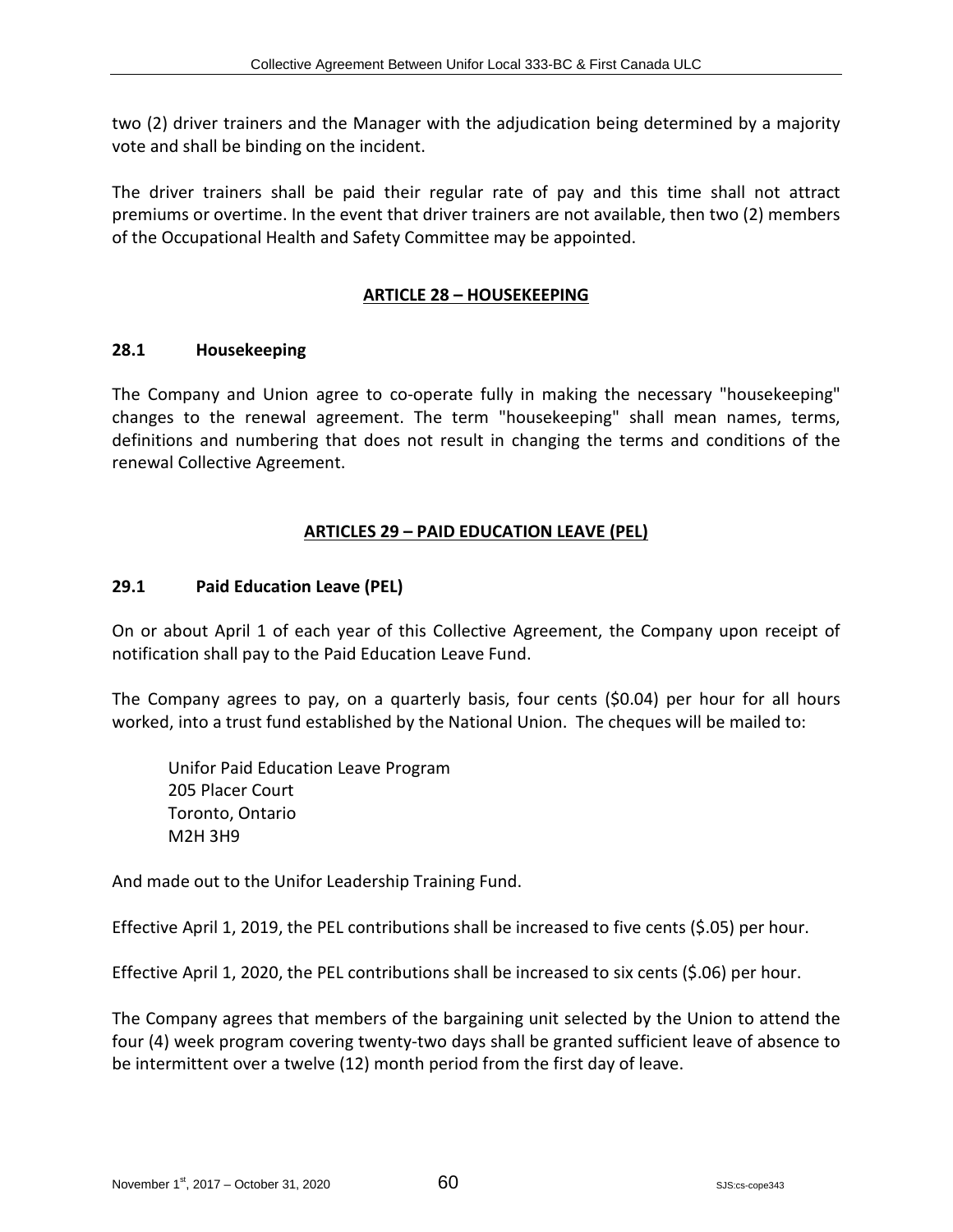two (2) driver trainers and the Manager with the adjudication being determined by a majority vote and shall be binding on the incident.

The driver trainers shall be paid their regular rate of pay and this time shall not attract premiums or overtime. In the event that driver trainers are not available, then two (2) members of the Occupational Health and Safety Committee may be appointed.

## ARTICLE 28 – HOUSEKEEPING

### 28.1 Housekeeping

The Company and Union agree to co-operate fully in making the necessary "housekeeping" changes to the renewal agreement. The term "housekeeping" shall mean names, terms, definitions and numbering that does not result in changing the terms and conditions of the renewal Collective Agreement.

## ARTICLES 29 – PAID EDUCATION LEAVE (PEL)

### 29.1 Paid Education Leave (PEL)

On or about April 1 of each year of this Collective Agreement, the Company upon receipt of notification shall pay to the Paid Education Leave Fund.

The Company agrees to pay, on a quarterly basis, four cents ($0.04) per hour for all hours worked, into a trust fund established by the National Union. The cheques will be mailed to:

Unifor Paid Education Leave Program
205 Placer Court
Toronto, Ontario
M2H 3H9

And made out to the Unifor Leadership Training Fund.

Effective April 1, 2019, the PEL contributions shall be increased to five cents ($.05) per hour.

Effective April 1, 2020, the PEL contributions shall be increased to six cents ($.06) per hour.

The Company agrees that members of the bargaining unit selected by the Union to attend the four (4) week program covering twenty-two days shall be granted sufficient leave of absence to be intermittent over a twelve (12) month period from the first day of leave.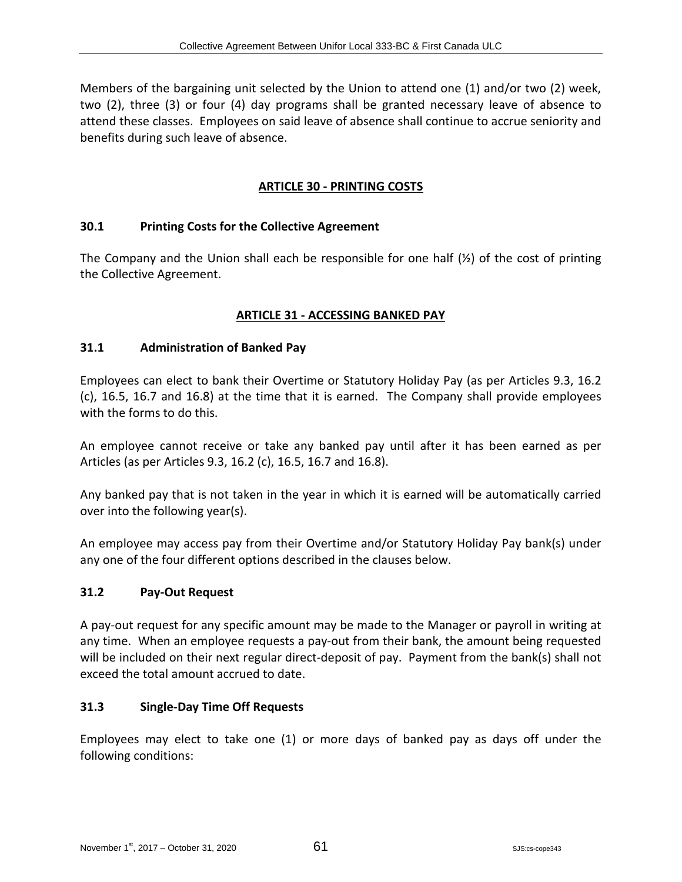Members of the bargaining unit selected by the Union to attend one (1) and/or two (2) week, two (2), three (3) or four (4) day programs shall be granted necessary leave of absence to attend these classes. Employees on said leave of absence shall continue to accrue seniority and benefits during such leave of absence.

## ARTICLE 30 - PRINTING COSTS

### 30.1 Printing Costs for the Collective Agreement

The Company and the Union shall each be responsible for one half (½) of the cost of printing the Collective Agreement.

## ARTICLE 31 - ACCESSING BANKED PAY

### 31.1 Administration of Banked Pay

Employees can elect to bank their Overtime or Statutory Holiday Pay (as per Articles 9.3, 16.2 (c), 16.5, 16.7 and 16.8) at the time that it is earned. The Company shall provide employees with the forms to do this.

An employee cannot receive or take any banked pay until after it has been earned as per Articles (as per Articles 9.3, 16.2 (c), 16.5, 16.7 and 16.8).

Any banked pay that is not taken in the year in which it is earned will be automatically carried over into the following year(s).

An employee may access pay from their Overtime and/or Statutory Holiday Pay bank(s) under any one of the four different options described in the clauses below.

### 31.2 Pay-Out Request

A pay-out request for any specific amount may be made to the Manager or payroll in writing at any time. When an employee requests a pay-out from their bank, the amount being requested will be included on their next regular direct-deposit of pay. Payment from the bank(s) shall not exceed the total amount accrued to date.

### 31.3 Single-Day Time Off Requests

Employees may elect to take one (1) or more days of banked pay as days off under the following conditions: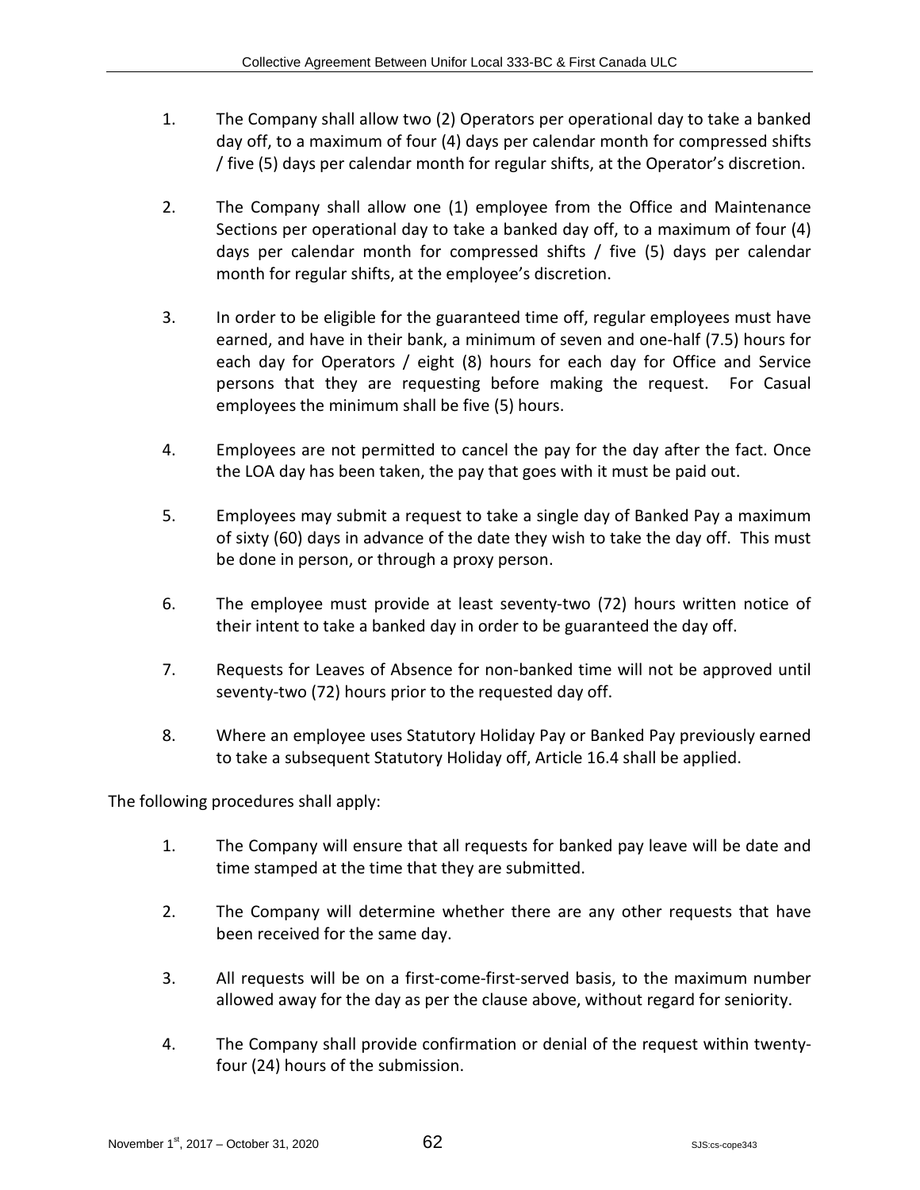1. The Company shall allow two (2) Operators per operational day to take a banked day off, to a maximum of four (4) days per calendar month for compressed shifts / five (5) days per calendar month for regular shifts, at the Operator's discretion.

2. The Company shall allow one (1) employee from the Office and Maintenance Sections per operational day to take a banked day off, to a maximum of four (4) days per calendar month for compressed shifts / five (5) days per calendar month for regular shifts, at the employee's discretion.

3. In order to be eligible for the guaranteed time off, regular employees must have earned, and have in their bank, a minimum of seven and one-half (7.5) hours for each day for Operators / eight (8) hours for each day for Office and Service persons that they are requesting before making the request. For Casual employees the minimum shall be five (5) hours.

4. Employees are not permitted to cancel the pay for the day after the fact. Once the LOA day has been taken, the pay that goes with it must be paid out.

5. Employees may submit a request to take a single day of Banked Pay a maximum of sixty (60) days in advance of the date they wish to take the day off. This must be done in person, or through a proxy person.

6. The employee must provide at least seventy-two (72) hours written notice of their intent to take a banked day in order to be guaranteed the day off.

7. Requests for Leaves of Absence for non-banked time will not be approved until seventy-two (72) hours prior to the requested day off.

8. Where an employee uses Statutory Holiday Pay or Banked Pay previously earned to take a subsequent Statutory Holiday off, Article 16.4 shall be applied.

The following procedures shall apply:

1. The Company will ensure that all requests for banked pay leave will be date and time stamped at the time that they are submitted.

2. The Company will determine whether there are any other requests that have been received for the same day.

3. All requests will be on a first-come-first-served basis, to the maximum number allowed away for the day as per the clause above, without regard for seniority.

4. The Company shall provide confirmation or denial of the request within twenty-four (24) hours of the submission.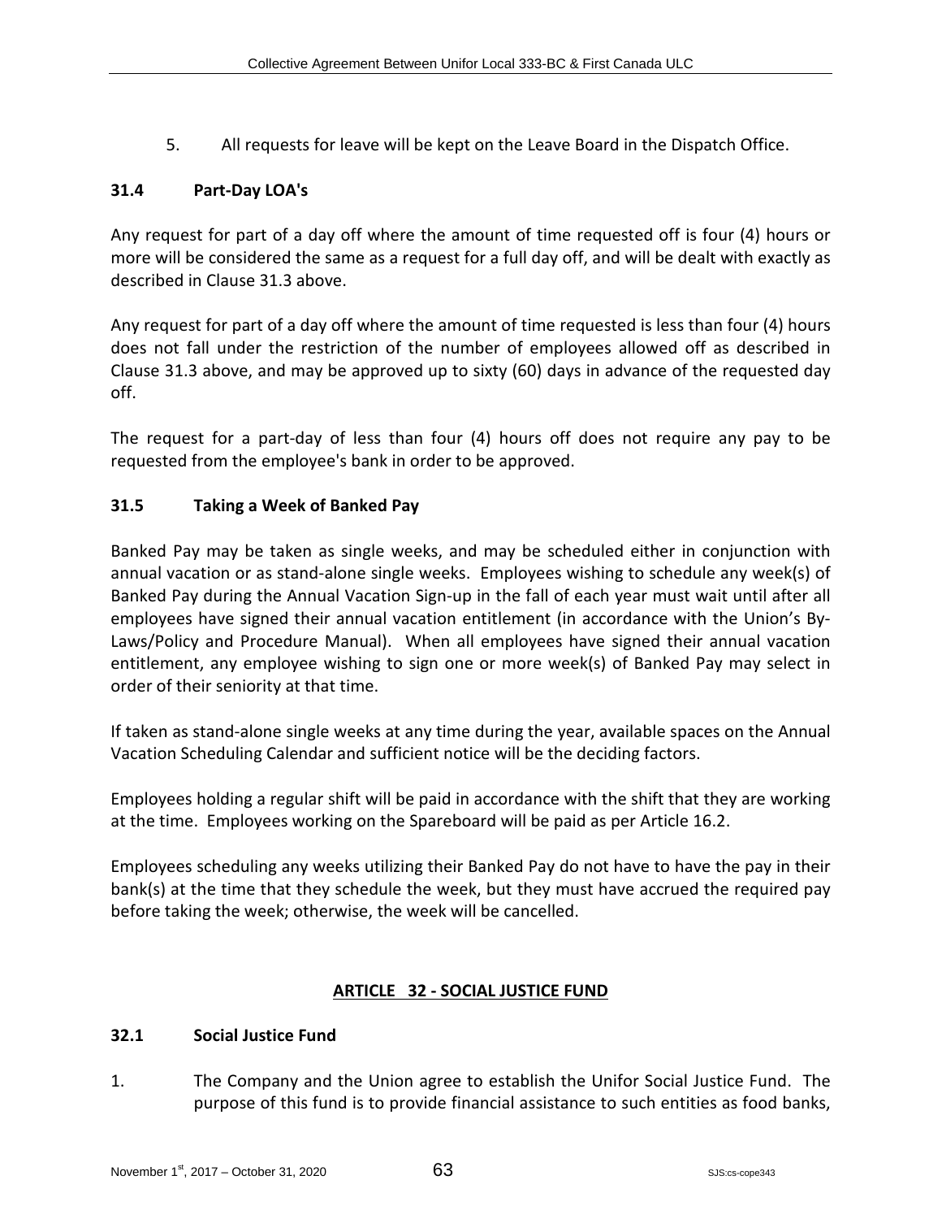5. All requests for leave will be kept on the Leave Board in the Dispatch Office.

### 31.4 Part-Day LOA's

Any request for part of a day off where the amount of time requested off is four (4) hours or more will be considered the same as a request for a full day off, and will be dealt with exactly as described in Clause 31.3 above.

Any request for part of a day off where the amount of time requested is less than four (4) hours does not fall under the restriction of the number of employees allowed off as described in Clause 31.3 above, and may be approved up to sixty (60) days in advance of the requested day off.

The request for a part-day of less than four (4) hours off does not require any pay to be requested from the employee's bank in order to be approved.

### 31.5 Taking a Week of Banked Pay

Banked Pay may be taken as single weeks, and may be scheduled either in conjunction with annual vacation or as stand-alone single weeks. Employees wishing to schedule any week(s) of Banked Pay during the Annual Vacation Sign-up in the fall of each year must wait until after all employees have signed their annual vacation entitlement (in accordance with the Union's By-Laws/Policy and Procedure Manual). When all employees have signed their annual vacation entitlement, any employee wishing to sign one or more week(s) of Banked Pay may select in order of their seniority at that time.

If taken as stand-alone single weeks at any time during the year, available spaces on the Annual Vacation Scheduling Calendar and sufficient notice will be the deciding factors.

Employees holding a regular shift will be paid in accordance with the shift that they are working at the time. Employees working on the Spareboard will be paid as per Article 16.2.

Employees scheduling any weeks utilizing their Banked Pay do not have to have the pay in their bank(s) at the time that they schedule the week, but they must have accrued the required pay before taking the week; otherwise, the week will be cancelled.

## ARTICLE 32 - SOCIAL JUSTICE FUND

### 32.1 Social Justice Fund

1. The Company and the Union agree to establish the Unifor Social Justice Fund. The purpose of this fund is to provide financial assistance to such entities as food banks,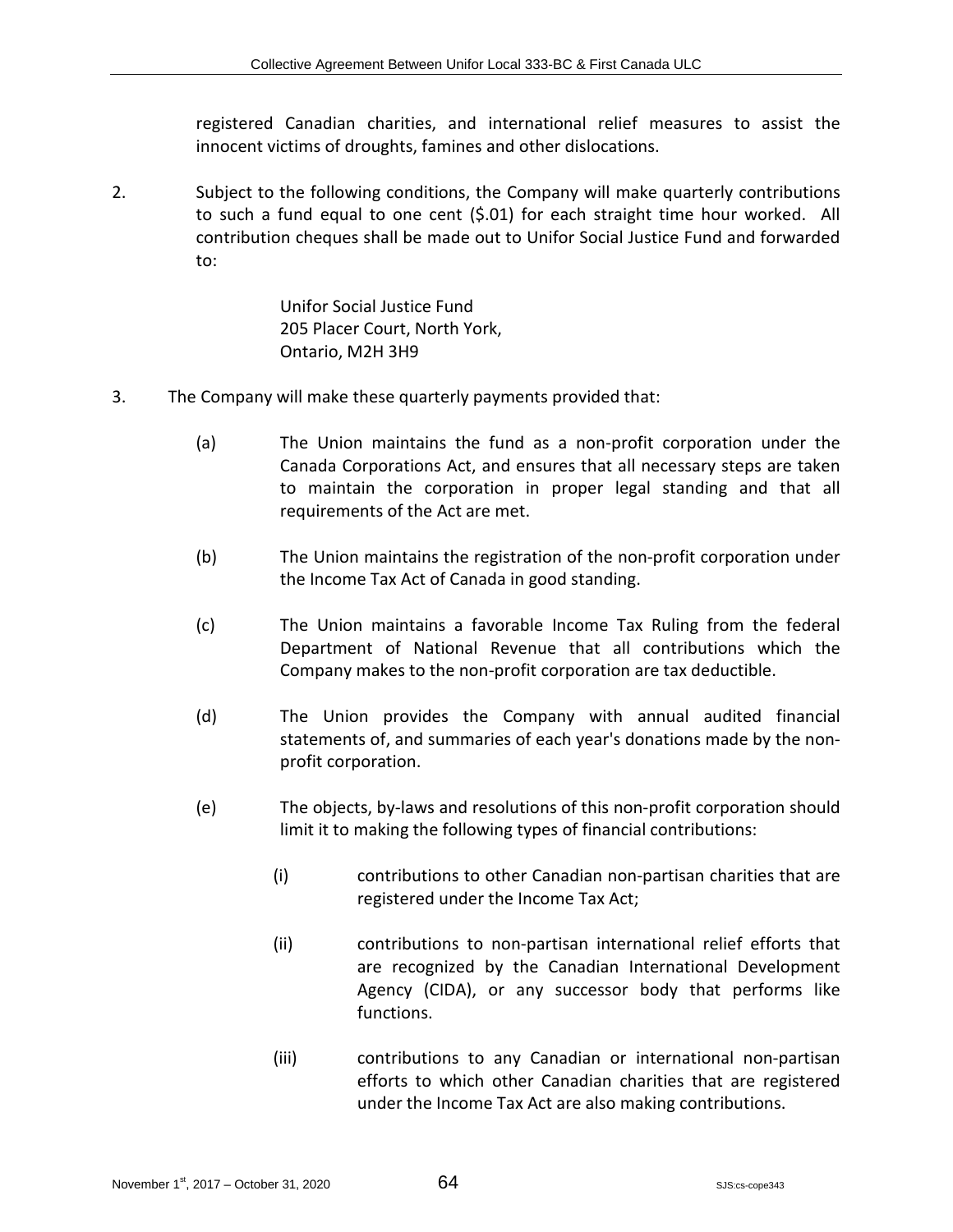registered Canadian charities, and international relief measures to assist the innocent victims of droughts, famines and other dislocations.

2. Subject to the following conditions, the Company will make quarterly contributions to such a fund equal to one cent ($.01) for each straight time hour worked. All contribution cheques shall be made out to Unifor Social Justice Fund and forwarded to:

   Unifor Social Justice Fund
   205 Placer Court, North York,
   Ontario, M2H 3H9

3. The Company will make these quarterly payments provided that:

   (a) The Union maintains the fund as a non-profit corporation under the Canada Corporations Act, and ensures that all necessary steps are taken to maintain the corporation in proper legal standing and that all requirements of the Act are met.

   (b) The Union maintains the registration of the non-profit corporation under the Income Tax Act of Canada in good standing.

   (c) The Union maintains a favorable Income Tax Ruling from the federal Department of National Revenue that all contributions which the Company makes to the non-profit corporation are tax deductible.

   (d) The Union provides the Company with annual audited financial statements of, and summaries of each year's donations made by the non-profit corporation.

   (e) The objects, by-laws and resolutions of this non-profit corporation should limit it to making the following types of financial contributions:

      (i) contributions to other Canadian non-partisan charities that are registered under the Income Tax Act;

      (ii) contributions to non-partisan international relief efforts that are recognized by the Canadian International Development Agency (CIDA), or any successor body that performs like functions.

      (iii) contributions to any Canadian or international non-partisan efforts to which other Canadian charities that are registered under the Income Tax Act are also making contributions.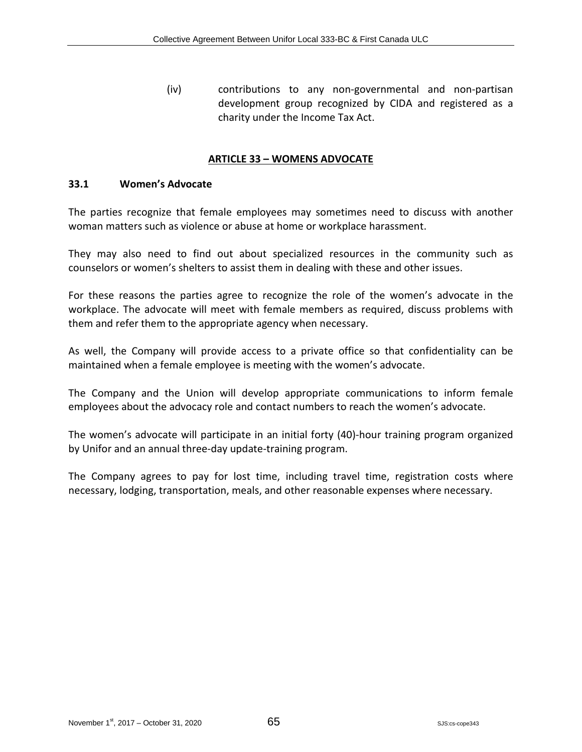(iv) contributions to any non-governmental and non-partisan development group recognized by CIDA and registered as a charity under the Income Tax Act.

## ARTICLE 33 – WOMENS ADVOCATE

### 33.1 Women's Advocate

The parties recognize that female employees may sometimes need to discuss with another woman matters such as violence or abuse at home or workplace harassment.

They may also need to find out about specialized resources in the community such as counselors or women's shelters to assist them in dealing with these and other issues.

For these reasons the parties agree to recognize the role of the women's advocate in the workplace. The advocate will meet with female members as required, discuss problems with them and refer them to the appropriate agency when necessary.

As well, the Company will provide access to a private office so that confidentiality can be maintained when a female employee is meeting with the women's advocate.

The Company and the Union will develop appropriate communications to inform female employees about the advocacy role and contact numbers to reach the women's advocate.

The women's advocate will participate in an initial forty (40)-hour training program organized by Unifor and an annual three-day update-training program.

The Company agrees to pay for lost time, including travel time, registration costs where necessary, lodging, transportation, meals, and other reasonable expenses where necessary.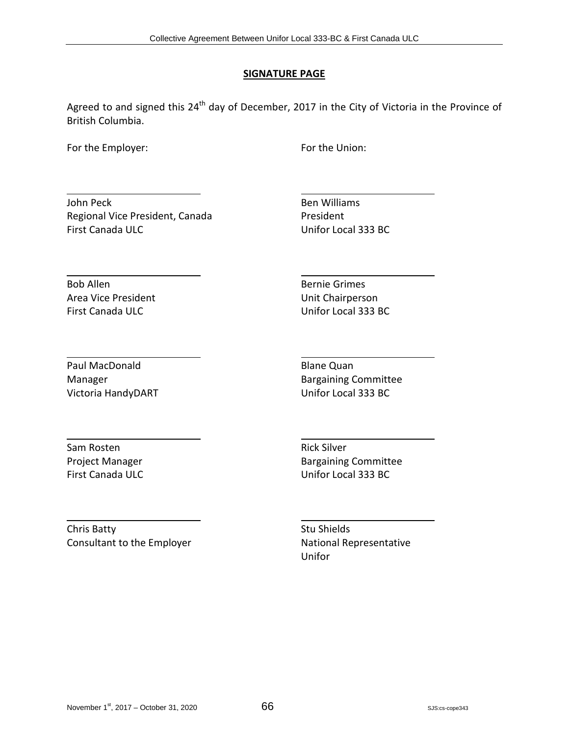## SIGNATURE PAGE

Agreed to and signed this 24th day of December, 2017 in the City of Victoria in the Province of British Columbia.

| For the Employer: | For the Union: |
|---|---|
| John Peck<br>Regional Vice President, Canada<br>First Canada ULC | Ben Williams<br>President<br>Unifor Local 333 BC |
| Bob Allen<br>Area Vice President<br>First Canada ULC | Bernie Grimes<br>Unit Chairperson<br>Unifor Local 333 BC |
| Paul MacDonald<br>Manager<br>Victoria HandyDART | Blane Quan<br>Bargaining Committee<br>Unifor Local 333 BC |
| Sam Rosten<br>Project Manager<br>First Canada ULC | Rick Silver<br>Bargaining Committee<br>Unifor Local 333 BC |
| Chris Batty<br>Consultant to the Employer | Stu Shields<br>National Representative<br>Unifor |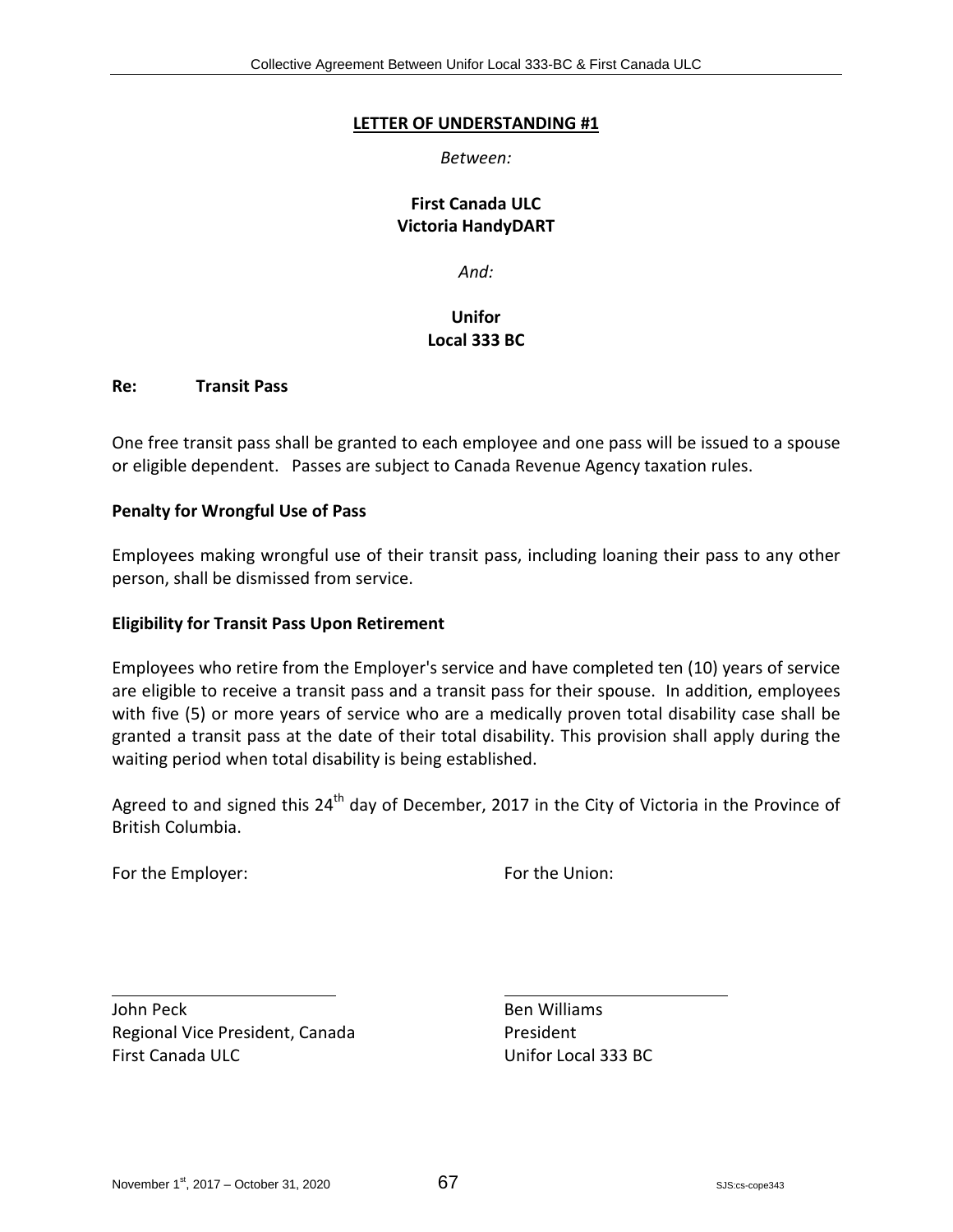## LETTER OF UNDERSTANDING #1

*Between:*

**First Canada ULC**
**Victoria HandyDART**

*And:*

**Unifor**
**Local 333 BC**

**Re: Transit Pass**

One free transit pass shall be granted to each employee and one pass will be issued to a spouse or eligible dependent. Passes are subject to Canada Revenue Agency taxation rules.

**Penalty for Wrongful Use of Pass**

Employees making wrongful use of their transit pass, including loaning their pass to any other person, shall be dismissed from service.

**Eligibility for Transit Pass Upon Retirement**

Employees who retire from the Employer's service and have completed ten (10) years of service are eligible to receive a transit pass and a transit pass for their spouse. In addition, employees with five (5) or more years of service who are a medically proven total disability case shall be granted a transit pass at the date of their total disability. This provision shall apply during the waiting period when total disability is being established.

Agreed to and signed this 24th day of December, 2017 in the City of Victoria in the Province of British Columbia.

| For the Employer: | For the Union: |
|---|---|
| John Peck | Ben Williams |
| Regional Vice President, Canada | President |
| First Canada ULC | Unifor Local 333 BC |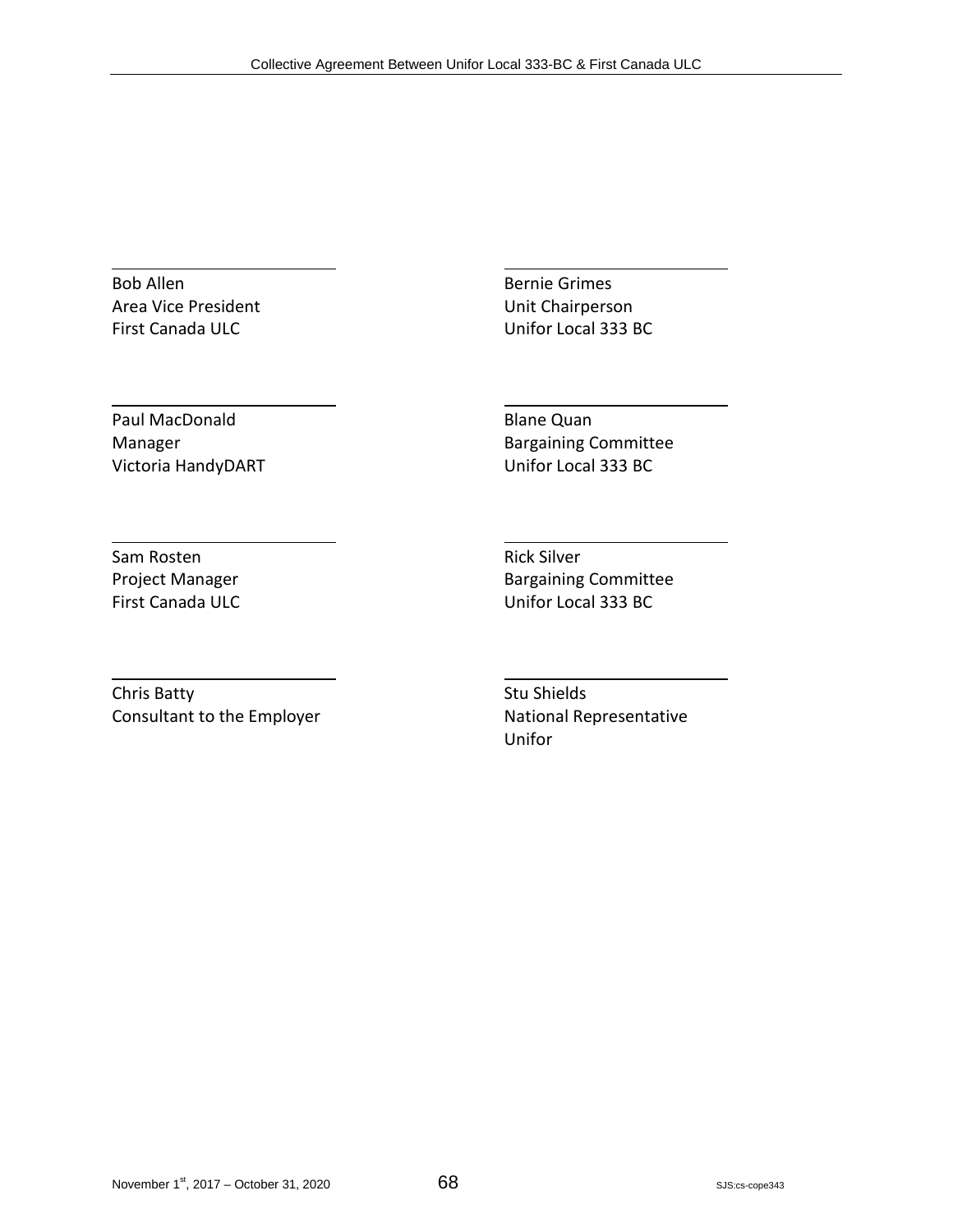| | |
|---|---|
| Bob Allen<br>Area Vice President<br>First Canada ULC | Bernie Grimes<br>Unit Chairperson<br>Unifor Local 333 BC |
| Paul MacDonald<br>Manager<br>Victoria HandyDART | Blane Quan<br>Bargaining Committee<br>Unifor Local 333 BC |
| Sam Rosten<br>Project Manager<br>First Canada ULC | Rick Silver<br>Bargaining Committee<br>Unifor Local 333 BC |
| Chris Batty<br>Consultant to the Employer | Stu Shields<br>National Representative<br>Unifor |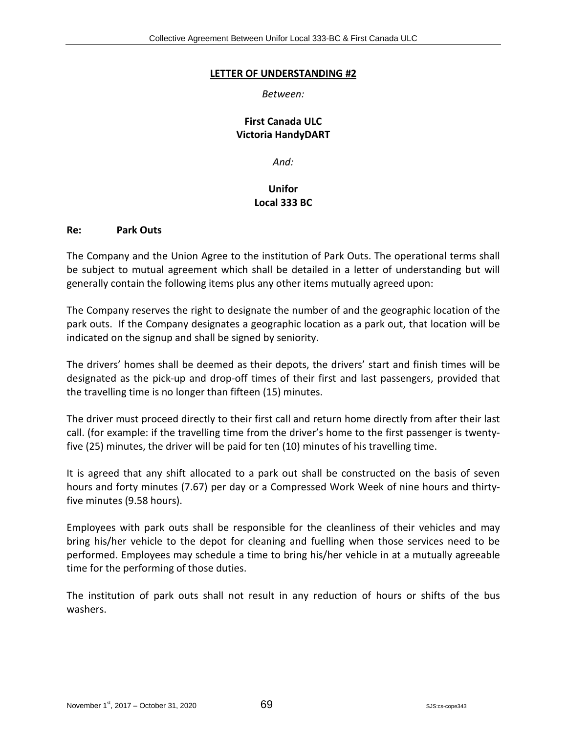# LETTER OF UNDERSTANDING #2

*Between:*

**First Canada ULC**
**Victoria HandyDART**

*And:*

**Unifor**
**Local 333 BC**

**Re: Park Outs**

The Company and the Union Agree to the institution of Park Outs. The operational terms shall be subject to mutual agreement which shall be detailed in a letter of understanding but will generally contain the following items plus any other items mutually agreed upon:

The Company reserves the right to designate the number of and the geographic location of the park outs. If the Company designates a geographic location as a park out, that location will be indicated on the signup and shall be signed by seniority.

The drivers' homes shall be deemed as their depots, the drivers' start and finish times will be designated as the pick-up and drop-off times of their first and last passengers, provided that the travelling time is no longer than fifteen (15) minutes.

The driver must proceed directly to their first call and return home directly from after their last call. (for example: if the travelling time from the driver's home to the first passenger is twenty-five (25) minutes, the driver will be paid for ten (10) minutes of his travelling time.

It is agreed that any shift allocated to a park out shall be constructed on the basis of seven hours and forty minutes (7.67) per day or a Compressed Work Week of nine hours and thirty-five minutes (9.58 hours).

Employees with park outs shall be responsible for the cleanliness of their vehicles and may bring his/her vehicle to the depot for cleaning and fuelling when those services need to be performed. Employees may schedule a time to bring his/her vehicle in at a mutually agreeable time for the performing of those duties.

The institution of park outs shall not result in any reduction of hours or shifts of the bus washers.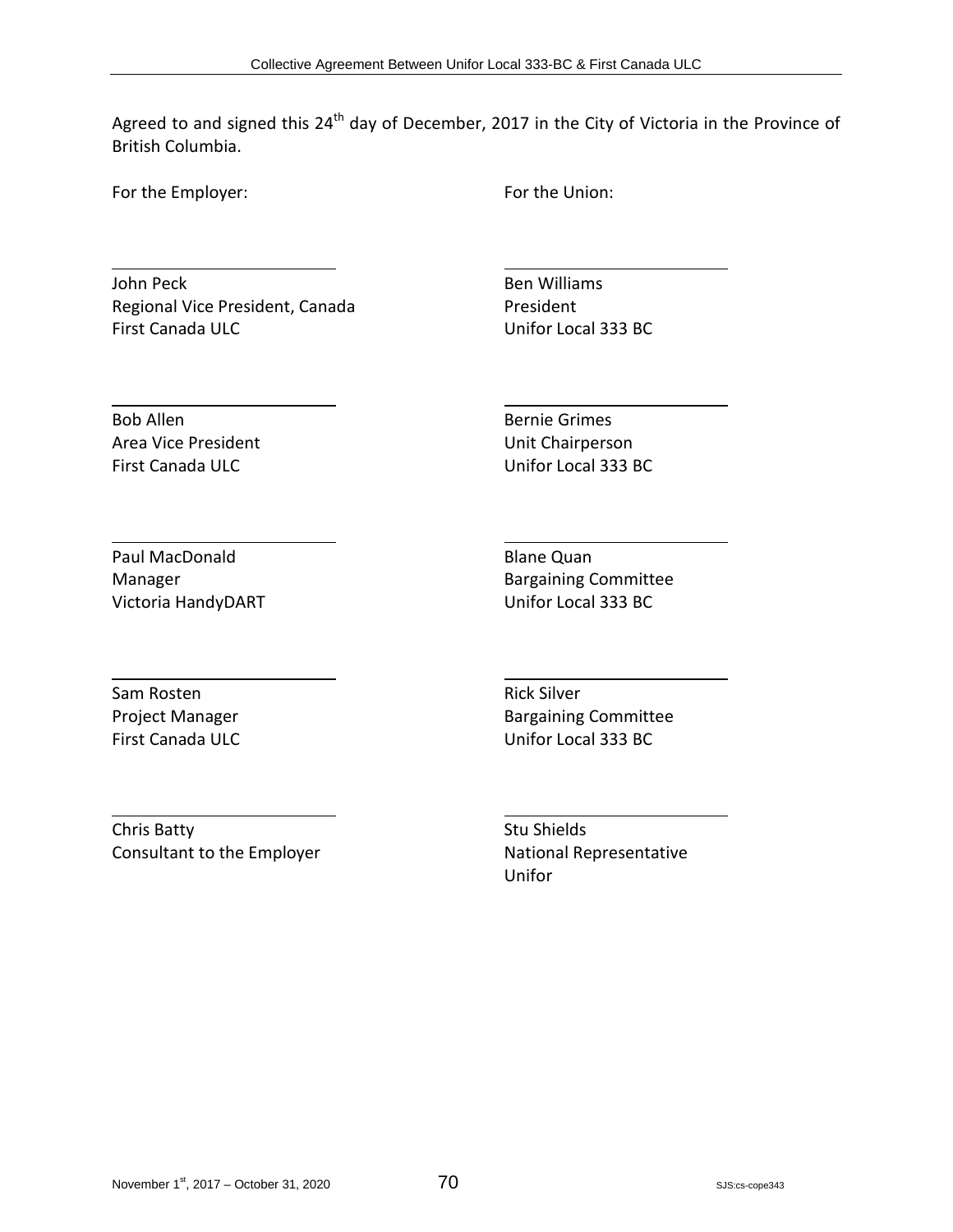Agreed to and signed this 24th day of December, 2017 in the City of Victoria in the Province of British Columbia.

| For the Employer: | For the Union: |
| --- | --- |
| John Peck<br>Regional Vice President, Canada<br>First Canada ULC | Ben Williams<br>President<br>Unifor Local 333 BC |
| Bob Allen<br>Area Vice President<br>First Canada ULC | Bernie Grimes<br>Unit Chairperson<br>Unifor Local 333 BC |
| Paul MacDonald<br>Manager<br>Victoria HandyDART | Blane Quan<br>Bargaining Committee<br>Unifor Local 333 BC |
| Sam Rosten<br>Project Manager<br>First Canada ULC | Rick Silver<br>Bargaining Committee<br>Unifor Local 333 BC |
| Chris Batty<br>Consultant to the Employer | Stu Shields<br>National Representative<br>Unifor |